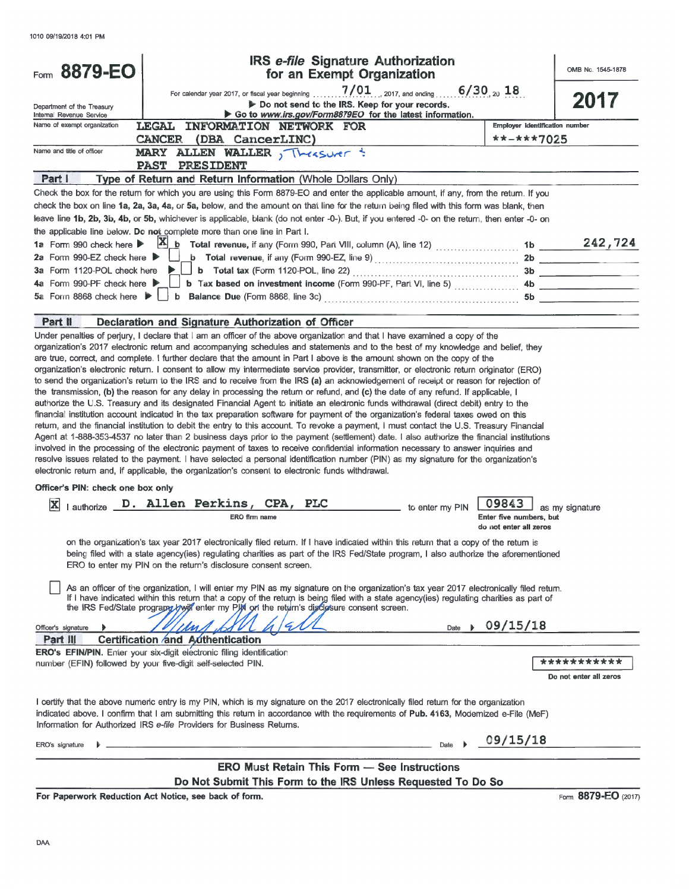1010 09/19/2018 4:01 PM

# Form 8879-EO

**IRS *e-file* Signature Authorization for an Exempt Organization**

OMB No. 1545-1878

**2017**

For calendar year 2017, or fiscal year beginning 7/01, 2017, and ending 6/30, 20 18

Department of the Treasury
Internal Revenue Service

▶ Do not send to the IRS. Keep for your records.
▶ Go to *www.irs.gov/Form8879EO* for the latest information.

Name of exempt organization: LEGAL INFORMATION NETWORK FOR CANCER (DBA CancerLINC)

Employer identification number: **-***7025

Name and title of officer: MARY ALLEN WALLER, Treasurer & PAST PRESIDENT

## Part I — Type of Return and Return Information (Whole Dollars Only)

Check the box for the return for which you are using this Form 8879-EO and enter the applicable amount, if any, from the return. If you check the box on line **1a, 2a, 3a, 4a,** or **5a,** below, and the amount on that line for the return being filed with this form was blank, then leave line **1b, 2b, 3b, 4b,** or **5b,** whichever is applicable, blank (do not enter -0-). But, if you entered -0- on the return, then enter -0- on the applicable line below. **Do not** complete more than one line in Part I.

| | | | |
|---|---|---|---|
| **1a** Form 990 check here ▶ [X] | **b** **Total revenue,** if any (Form 990, Part VIII, column (A), line 12) | **1b** | 242,724 |
| **2a** Form 990-EZ check here ▶ [ ] | **b** **Total revenue,** if any (Form 990-EZ, line 9) | **2b** | |
| **3a** Form 1120-POL check here ▶ [ ] | **b** **Total tax** (Form 1120-POL, line 22) | **3b** | |
| **4a** Form 990-PF check here ▶ [ ] | **b** **Tax based on investment income** (Form 990-PF, Part VI, line 5) | **4b** | |
| **5a** Form 8868 check here ▶ [ ] | **b** **Balance Due** (Form 8868, line 3c) | **5b** | |

## Part II — Declaration and Signature Authorization of Officer

Under penalties of perjury, I declare that I am an officer of the above organization and that I have examined a copy of the organization's 2017 electronic return and accompanying schedules and statements and to the best of my knowledge and belief, they are true, correct, and complete. I further declare that the amount in Part I above is the amount shown on the copy of the organization's electronic return. I consent to allow my intermediate service provider, transmitter, or electronic return originator (ERO) to send the organization's return to the IRS and to receive from the IRS (a) an acknowledgement of receipt or reason for rejection of the transmission, (b) the reason for any delay in processing the return or refund, and (c) the date of any refund. If applicable, I authorize the U.S. Treasury and its designated Financial Agent to initiate an electronic funds withdrawal (direct debit) entry to the financial institution account indicated in the tax preparation software for payment of the organization's federal taxes owed on this return, and the financial institution to debit the entry to this account. To revoke a payment, I must contact the U.S. Treasury Financial Agent at 1-888-353-4537 no later than 2 business days prior to the payment (settlement) date. I also authorize the financial institutions involved in the processing of the electronic payment of taxes to receive confidential information necessary to answer inquiries and resolve issues related to the payment. I have selected a personal identification number (PIN) as my signature for the organization's electronic return and, if applicable, the organization's consent to electronic funds withdrawal.

**Officer's PIN: check one box only**

[X] I authorize D. Allen Perkins, CPA, PLC (ERO firm name) to enter my PIN 09843 as my signature (Enter five numbers, but do not enter all zeros)

on the organization's tax year 2017 electronically filed return. If I have indicated within this return that a copy of the return is being filed with a state agency(ies) regulating charities as part of the IRS Fed/State program, I also authorize the aforementioned ERO to enter my PIN on the return's disclosure consent screen.

[ ] As an officer of the organization, I will enter my PIN as my signature on the organization's tax year 2017 electronically filed return. If I have indicated within this return that a copy of the return is being filed with a state agency(ies) regulating charities as part of the IRS Fed/State program, I will enter my PIN on the return's disclosure consent screen.

Officer's signature ▶ Mary Allen Waller    Date ▶ 09/15/18

## Part III — Certification and Authentication

**ERO's EFIN/PIN.** Enter your six-digit electronic filing identification number (EFIN) followed by your five-digit self-selected PIN.

*********** (Do not enter all zeros)

I certify that the above numeric entry is my PIN, which is my signature on the 2017 electronically filed return for the organization indicated above. I confirm that I am submitting this return in accordance with the requirements of **Pub. 4163,** Modernized e-File (MeF) Information for Authorized IRS *e-file* Providers for Business Returns.

ERO's signature ▶ ______    Date ▶ 09/15/18

**ERO Must Retain This Form — See Instructions**
**Do Not Submit This Form to the IRS Unless Requested To Do So**

**For Paperwork Reduction Act Notice, see back of form.**    Form **8879-EO** (2017)

DAA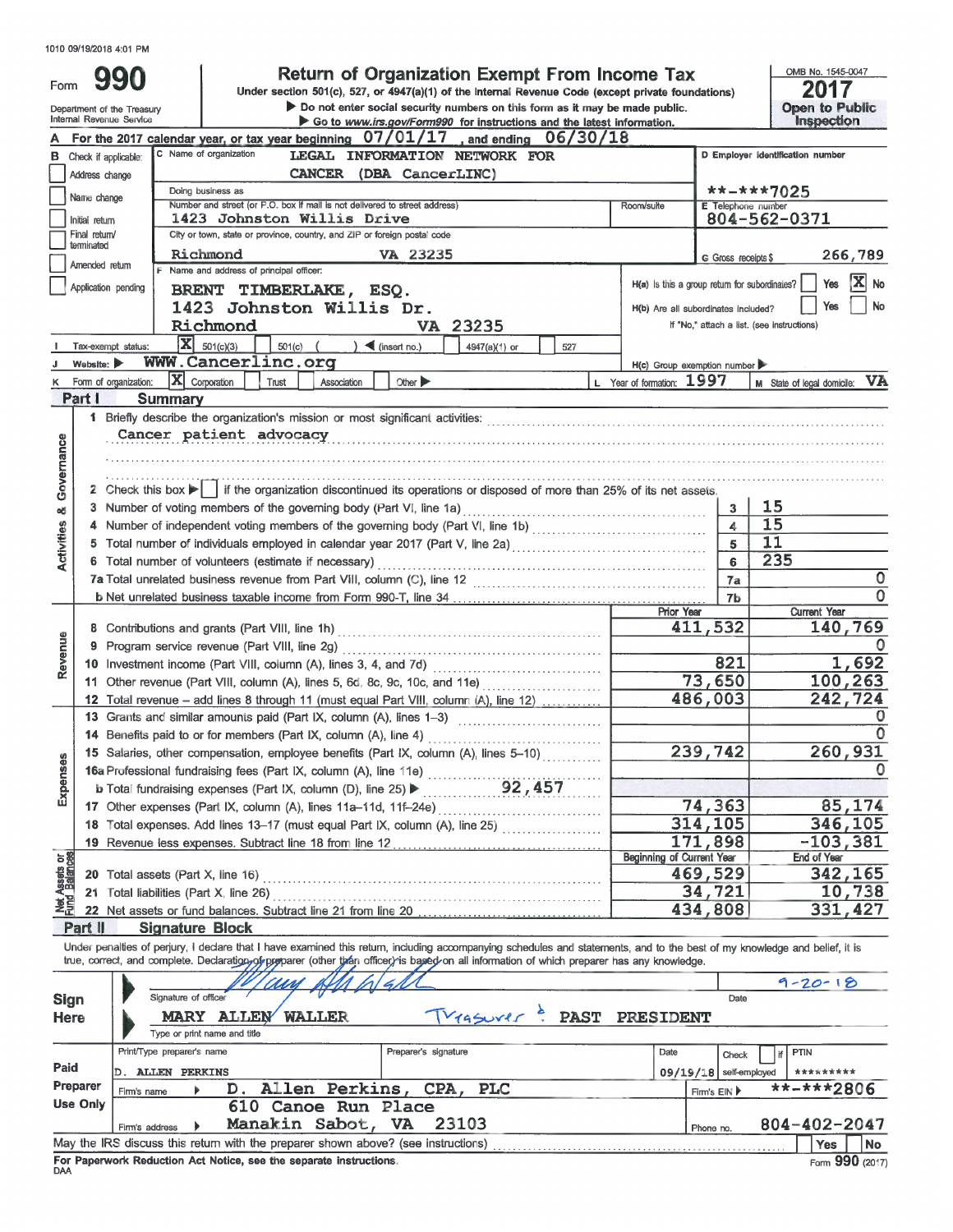1010 09/19/2018 4:01 PM

# Form 990 — Return of Organization Exempt From Income Tax

Under section 501(c), 527, or 4947(a)(1) of the Internal Revenue Code (except private foundations)

▶ Do not enter social security numbers on this form as it may be made public.

▶ Go to www.irs.gov/Form990 for instructions and the latest information.

Department of the Treasury
Internal Revenue Service

OMB No. 1545-0047

**2017**

**Open to Public Inspection**

**A** For the 2017 calendar year, or tax year beginning 07/01/17, and ending 06/30/18

**B** Check if applicable:
- Address change
- Name change
- Initial return
- Final return/terminated
- Amended return
- Application pending

**C** Name of organization: LEGAL INFORMATION NETWORK FOR CANCER (DBA CancerLINC)

Doing business as

Number and street (or P.O. box if mail is not delivered to street address): 1423 Johnston Willis Drive — Room/suite

City or town, state or province, country, and ZIP or foreign postal code: Richmond VA 23235

**D** Employer identification number: **-***7025

**E** Telephone number: 804-562-0371

**G** Gross receipts $ 266,789

**F** Name and address of principal officer:
BRENT TIMBERLAKE, ESQ.
1423 Johnston Willis Dr.
Richmond VA 23235

**H(a)** Is this a group return for subordinates? Yes [ ] No [X]

**H(b)** Are all subordinates included? Yes [ ] No [ ]
If "No," attach a list. (see instructions)

**I** Tax-exempt status: [X] 501(c)(3) [ ] 501(c) ( ) ◀ (insert no.) [ ] 4947(a)(1) or [ ] 527

**J** Website: ▶ WWW.Cancerlinc.org

**H(c)** Group exemption number ▶

**K** Form of organization: [X] Corporation [ ] Trust [ ] Association [ ] Other ▶

**L** Year of formation: 1997 **M** State of legal domicile: VA

## Part I Summary

**Activities & Governance**

1. Briefly describe the organization's mission or most significant activities: Cancer patient advocacy
2. Check this box ▶ [ ] if the organization discontinued its operations or disposed of more than 25% of its net assets.

| | | | |
|---|---|---|---|
| 3 | Number of voting members of the governing body (Part VI, line 1a) | 3 | 15 |
| 4 | Number of independent voting members of the governing body (Part VI, line 1b) | 4 | 15 |
| 5 | Total number of individuals employed in calendar year 2017 (Part V, line 2a) | 5 | 11 |
| 6 | Total number of volunteers (estimate if necessary) | 6 | 235 |
| 7a | Total unrelated business revenue from Part VIII, column (C), line 12 | 7a | 0 |
| b | Net unrelated business taxable income from Form 990-T, line 34 | 7b | 0 |

| | | Prior Year | Current Year |
|---|---|---|---|
| **Revenue** | | | |
| 8 | Contributions and grants (Part VIII, line 1h) | 411,532 | 140,769 |
| 9 | Program service revenue (Part VIII, line 2g) | | 0 |
| 10 | Investment income (Part VIII, column (A), lines 3, 4, and 7d) | 821 | 1,692 |
| 11 | Other revenue (Part VIII, column (A), lines 5, 6d, 8c, 9c, 10c, and 11e) | 73,650 | 100,263 |
| 12 | Total revenue – add lines 8 through 11 (must equal Part VIII, column (A), line 12) | 486,003 | 242,724 |
| **Expenses** | | | |
| 13 | Grants and similar amounts paid (Part IX, column (A), lines 1–3) | | 0 |
| 14 | Benefits paid to or for members (Part IX, column (A), line 4) | | 0 |
| 15 | Salaries, other compensation, employee benefits (Part IX, column (A), lines 5–10) | 239,742 | 260,931 |
| 16a | Professional fundraising fees (Part IX, column (A), line 11e) | | 0 |
| b | Total fundraising expenses (Part IX, column (D), line 25) ▶ 92,457 | | |
| 17 | Other expenses (Part IX, column (A), lines 11a–11d, 11f–24e) | 74,363 | 85,174 |
| 18 | Total expenses. Add lines 13–17 (must equal Part IX, column (A), line 25) | 314,105 | 346,105 |
| 19 | Revenue less expenses. Subtract line 18 from line 12 | 171,898 | -103,381 |

| **Net Assets or Fund Balances** | | Beginning of Current Year | End of Year |
|---|---|---|---|
| 20 | Total assets (Part X, line 16) | 469,529 | 342,165 |
| 21 | Total liabilities (Part X, line 26) | 34,721 | 10,738 |
| 22 | Net assets or fund balances. Subtract line 21 from line 20 | 434,808 | 331,427 |

## Part II Signature Block

Under penalties of perjury, I declare that I have examined this return, including accompanying schedules and statements, and to the best of my knowledge and belief, it is true, correct, and complete. Declaration of preparer (other than officer) is based on all information of which preparer has any knowledge.

**Sign Here**

Signature of officer: Mary Allen Wall — Date: 9-20-18

MARY ALLEN WALLER Treasurer & PAST PRESIDENT
Type or print name and title

**Paid Preparer Use Only**

| Print/Type preparer's name | Preparer's signature | Date | Check [ ] if self-employed | PTIN |
|---|---|---|---|---|
| D. ALLEN PERKINS | | 09/19/18 | | ********* |

Firm's name ▶ D. Allen Perkins, CPA, PLC — Firm's EIN ▶ **-***2806

Firm's address ▶ 610 Canoe Run Place, Manakin Sabot, VA 23103 — Phone no. 804-402-2047

May the IRS discuss this return with the preparer shown above? (see instructions) Yes [ ] No [ ]

For Paperwork Reduction Act Notice, see the separate instructions.

DAA Form 990 (2017)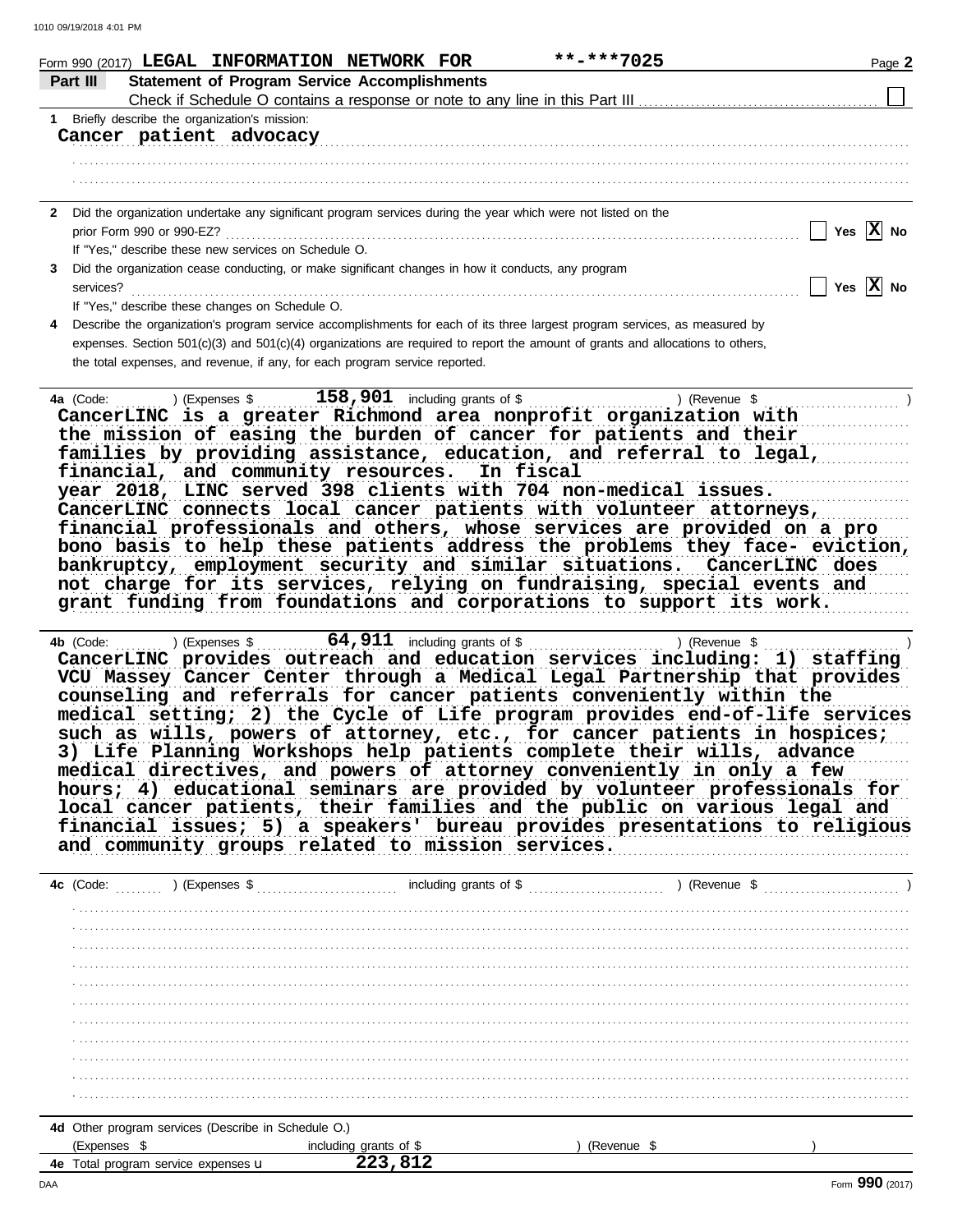Form 990 (2017) **LEGAL INFORMATION NETWORK FOR** **-***7025 Page 2

## Part III Statement of Program Service Accomplishments

Check if Schedule O contains a response or note to any line in this Part III ☐

**1** Briefly describe the organization's mission:

Cancer patient advocacy

**2** Did the organization undertake any significant program services during the year which were not listed on the prior Form 990 or 990-EZ? ☐ Yes ☒ No

If "Yes," describe these new services on Schedule O.

**3** Did the organization cease conducting, or make significant changes in how it conducts, any program services? ☐ Yes ☒ No

If "Yes," describe these changes on Schedule O.

**4** Describe the organization's program service accomplishments for each of its three largest program services, as measured by expenses. Section 501(c)(3) and 501(c)(4) organizations are required to report the amount of grants and allocations to others, the total expenses, and revenue, if any, for each program service reported.

**4a** (Code: ) (Expenses $ 158,901 including grants of $ ) (Revenue $ )

CancerLINC is a greater Richmond area nonprofit organization with the mission of easing the burden of cancer for patients and their families by providing assistance, education, and referral to legal, financial, and community resources. In fiscal year 2018, LINC served 398 clients with 704 non-medical issues. CancerLINC connects local cancer patients with volunteer attorneys, financial professionals and others, whose services are provided on a pro bono basis to help these patients address the problems they face- eviction, bankruptcy, employment security and similar situations. CancerLINC does not charge for its services, relying on fundraising, special events and grant funding from foundations and corporations to support its work.

**4b** (Code: ) (Expenses $ 64,911 including grants of $ ) (Revenue $ )

CancerLINC provides outreach and education services including: 1) staffing VCU Massey Cancer Center through a Medical Legal Partnership that provides counseling and referrals for cancer patients conveniently within the medical setting; 2) the Cycle of Life program provides end-of-life services such as wills, powers of attorney, etc., for cancer patients in hospices; 3) Life Planning Workshops help patients complete their wills, advance medical directives, and powers of attorney conveniently in only a few hours; 4) educational seminars are provided by volunteer professionals for local cancer patients, their families and the public on various legal and financial issues; 5) a speakers' bureau provides presentations to religious and community groups related to mission services.

**4c** (Code: ) (Expenses $ including grants of $ ) (Revenue $ )

**4d** Other program services (Describe in Schedule O.)

(Expenses $ including grants of $ ) (Revenue $ )

**4e** Total program service expenses ▸ 223,812

Form **990** (2017)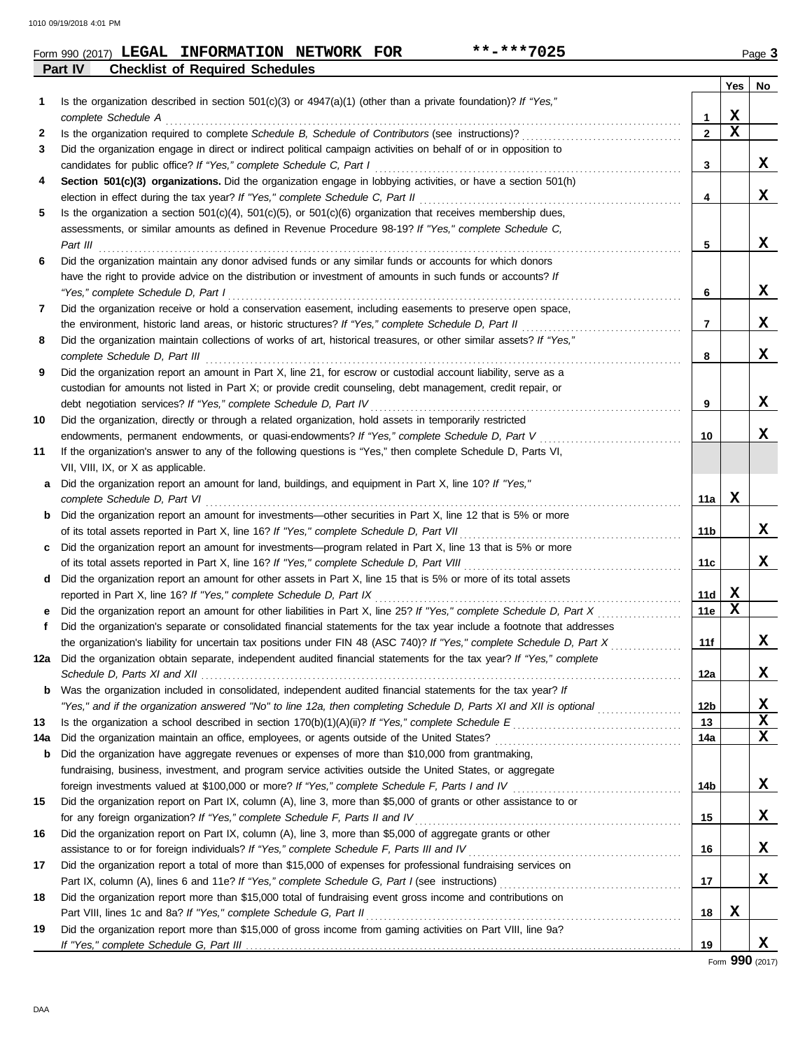Form 990 (2017) **LEGAL INFORMATION NETWORK FOR** **-***7025 Page **3**

**Part IV Checklist of Required Schedules**

| | | | Yes | No |
|---|---|---|---|---|
| 1 | Is the organization described in section 501(c)(3) or 4947(a)(1) (other than a private foundation)? *If "Yes," complete Schedule A* | 1 | X | |
| 2 | Is the organization required to complete *Schedule B, Schedule of Contributors* (see instructions)? | 2 | X | |
| 3 | Did the organization engage in direct or indirect political campaign activities on behalf of or in opposition to candidates for public office? *If "Yes," complete Schedule C, Part I* | 3 | | X |
| 4 | **Section 501(c)(3) organizations.** Did the organization engage in lobbying activities, or have a section 501(h) election in effect during the tax year? *If "Yes," complete Schedule C, Part II* | 4 | | X |
| 5 | Is the organization a section 501(c)(4), 501(c)(5), or 501(c)(6) organization that receives membership dues, assessments, or similar amounts as defined in Revenue Procedure 98-19? *If "Yes," complete Schedule C, Part III* | 5 | | X |
| 6 | Did the organization maintain any donor advised funds or any similar funds or accounts for which donors have the right to provide advice on the distribution or investment of amounts in such funds or accounts? *If "Yes," complete Schedule D, Part I* | 6 | | X |
| 7 | Did the organization receive or hold a conservation easement, including easements to preserve open space, the environment, historic land areas, or historic structures? *If "Yes," complete Schedule D, Part II* | 7 | | X |
| 8 | Did the organization maintain collections of works of art, historical treasures, or other similar assets? *If "Yes," complete Schedule D, Part III* | 8 | | X |
| 9 | Did the organization report an amount in Part X, line 21, for escrow or custodial account liability, serve as a custodian for amounts not listed in Part X; or provide credit counseling, debt management, credit repair, or debt negotiation services? *If "Yes," complete Schedule D, Part IV* | 9 | | X |
| 10 | Did the organization, directly or through a related organization, hold assets in temporarily restricted endowments, permanent endowments, or quasi-endowments? *If "Yes," complete Schedule D, Part V* | 10 | | X |
| 11 | If the organization's answer to any of the following questions is "Yes," then complete Schedule D, Parts VI, VII, VIII, IX, or X as applicable. | | | |
| a | Did the organization report an amount for land, buildings, and equipment in Part X, line 10? *If "Yes," complete Schedule D, Part VI* | 11a | X | |
| b | Did the organization report an amount for investments—other securities in Part X, line 12 that is 5% or more of its total assets reported in Part X, line 16? *If "Yes," complete Schedule D, Part VII* | 11b | | X |
| c | Did the organization report an amount for investments—program related in Part X, line 13 that is 5% or more of its total assets reported in Part X, line 16? *If "Yes," complete Schedule D, Part VIII* | 11c | | X |
| d | Did the organization report an amount for other assets in Part X, line 15 that is 5% or more of its total assets reported in Part X, line 16? *If "Yes," complete Schedule D, Part IX* | 11d | X | |
| e | Did the organization report an amount for other liabilities in Part X, line 25? *If "Yes," complete Schedule D, Part X* | 11e | X | |
| f | Did the organization's separate or consolidated financial statements for the tax year include a footnote that addresses the organization's liability for uncertain tax positions under FIN 48 (ASC 740)? *If "Yes," complete Schedule D, Part X* | 11f | | X |
| 12a | Did the organization obtain separate, independent audited financial statements for the tax year? *If "Yes," complete Schedule D, Parts XI and XII* | 12a | | X |
| b | Was the organization included in consolidated, independent audited financial statements for the tax year? *If "Yes," and if the organization answered "No" to line 12a, then completing Schedule D, Parts XI and XII is optional* | 12b | | X |
| 13 | Is the organization a school described in section 170(b)(1)(A)(ii)? *If "Yes," complete Schedule E* | 13 | | X |
| 14a | Did the organization maintain an office, employees, or agents outside of the United States? | 14a | | X |
| b | Did the organization have aggregate revenues or expenses of more than $10,000 from grantmaking, fundraising, business, investment, and program service activities outside the United States, or aggregate foreign investments valued at $100,000 or more? *If "Yes," complete Schedule F, Parts I and IV* | 14b | | X |
| 15 | Did the organization report on Part IX, column (A), line 3, more than $5,000 of grants or other assistance to or for any foreign organization? *If "Yes," complete Schedule F, Parts II and IV* | 15 | | X |
| 16 | Did the organization report on Part IX, column (A), line 3, more than $5,000 of aggregate grants or other assistance to or for foreign individuals? *If "Yes," complete Schedule F, Parts III and IV* | 16 | | X |
| 17 | Did the organization report a total of more than $15,000 of expenses for professional fundraising services on Part IX, column (A), lines 6 and 11e? *If "Yes," complete Schedule G, Part I* (see instructions) | 17 | | X |
| 18 | Did the organization report more than $15,000 total of fundraising event gross income and contributions on Part VIII, lines 1c and 8a? *If "Yes," complete Schedule G, Part II* | 18 | X | |
| 19 | Did the organization report more than $15,000 of gross income from gaming activities on Part VIII, line 9a? *If "Yes," complete Schedule G, Part III* | 19 | | X |

Form **990** (2017)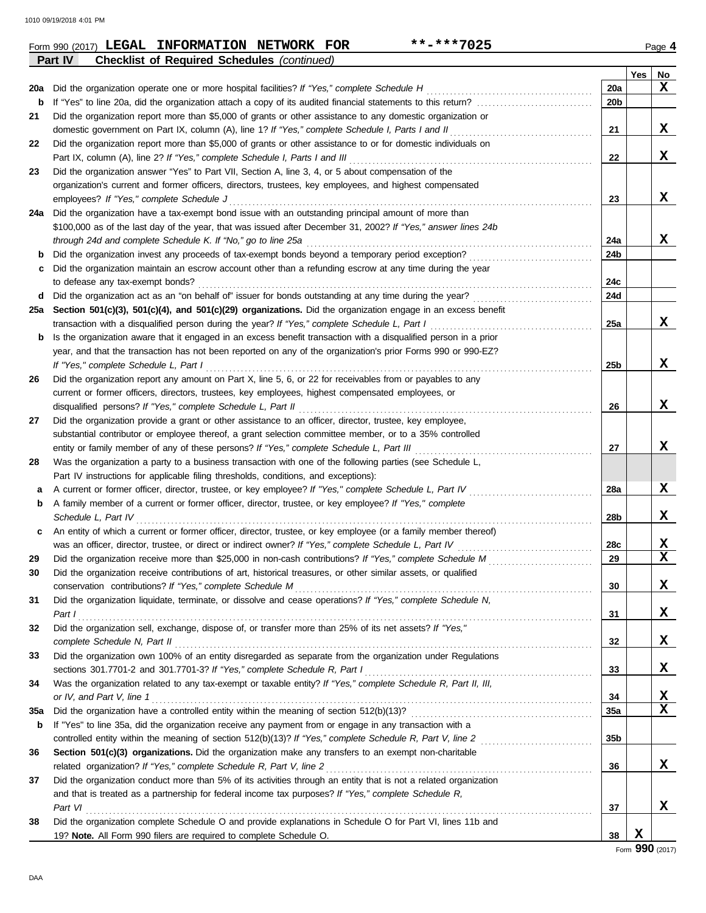Form 990 (2017) **LEGAL INFORMATION NETWORK FOR** **-***7025 Page **4**

**Part IV** **Checklist of Required Schedules** *(continued)*

| | | | Yes | No |
|---|---|---|---|---|
| **20a** | Did the organization operate one or more hospital facilities? *If "Yes," complete Schedule H* | **20a** | | **X** |
| **b** | If "Yes" to line 20a, did the organization attach a copy of its audited financial statements to this return? | **20b** | | |
| **21** | Did the organization report more than $5,000 of grants or other assistance to any domestic organization or domestic government on Part IX, column (A), line 1? *If "Yes," complete Schedule I, Parts I and II* | **21** | | **X** |
| **22** | Did the organization report more than $5,000 of grants or other assistance to or for domestic individuals on Part IX, column (A), line 2? *If "Yes," complete Schedule I, Parts I and III* | **22** | | **X** |
| **23** | Did the organization answer "Yes" to Part VII, Section A, line 3, 4, or 5 about compensation of the organization's current and former officers, directors, trustees, key employees, and highest compensated employees? *If "Yes," complete Schedule J* | **23** | | **X** |
| **24a** | Did the organization have a tax-exempt bond issue with an outstanding principal amount of more than $100,000 as of the last day of the year, that was issued after December 31, 2002? *If "Yes," answer lines 24b through 24d and complete Schedule K. If "No," go to line 25a* | **24a** | | **X** |
| **b** | Did the organization invest any proceeds of tax-exempt bonds beyond a temporary period exception? | **24b** | | |
| **c** | Did the organization maintain an escrow account other than a refunding escrow at any time during the year to defease any tax-exempt bonds? | **24c** | | |
| **d** | Did the organization act as an "on behalf of" issuer for bonds outstanding at any time during the year? | **24d** | | |
| **25a** | **Section 501(c)(3), 501(c)(4), and 501(c)(29) organizations.** Did the organization engage in an excess benefit transaction with a disqualified person during the year? *If "Yes," complete Schedule L, Part I* | **25a** | | **X** |
| **b** | Is the organization aware that it engaged in an excess benefit transaction with a disqualified person in a prior year, and that the transaction has not been reported on any of the organization's prior Forms 990 or 990-EZ? *If "Yes," complete Schedule L, Part I* | **25b** | | **X** |
| **26** | Did the organization report any amount on Part X, line 5, 6, or 22 for receivables from or payables to any current or former officers, directors, trustees, key employees, highest compensated employees, or disqualified persons? *If "Yes," complete Schedule L, Part II* | **26** | | **X** |
| **27** | Did the organization provide a grant or other assistance to an officer, director, trustee, key employee, substantial contributor or employee thereof, a grant selection committee member, or to a 35% controlled entity or family member of any of these persons? *If "Yes," complete Schedule L, Part III* | **27** | | **X** |
| **28** | Was the organization a party to a business transaction with one of the following parties (see Schedule L, Part IV instructions for applicable filing thresholds, conditions, and exceptions): | | | |
| **a** | A current or former officer, director, trustee, or key employee? *If "Yes," complete Schedule L, Part IV* | **28a** | | **X** |
| **b** | A family member of a current or former officer, director, trustee, or key employee? *If "Yes," complete Schedule L, Part IV* | **28b** | | **X** |
| **c** | An entity of which a current or former officer, director, trustee, or key employee (or a family member thereof) was an officer, director, trustee, or direct or indirect owner? *If "Yes," complete Schedule L, Part IV* | **28c** | | **X** |
| **29** | Did the organization receive more than $25,000 in non-cash contributions? *If "Yes," complete Schedule M* | **29** | | **X** |
| **30** | Did the organization receive contributions of art, historical treasures, or other similar assets, or qualified conservation contributions? *If "Yes," complete Schedule M* | **30** | | **X** |
| **31** | Did the organization liquidate, terminate, or dissolve and cease operations? *If "Yes," complete Schedule N, Part I* | **31** | | **X** |
| **32** | Did the organization sell, exchange, dispose of, or transfer more than 25% of its net assets? *If "Yes," complete Schedule N, Part II* | **32** | | **X** |
| **33** | Did the organization own 100% of an entity disregarded as separate from the organization under Regulations sections 301.7701-2 and 301.7701-3? *If "Yes," complete Schedule R, Part I* | **33** | | **X** |
| **34** | Was the organization related to any tax-exempt or taxable entity? *If "Yes," complete Schedule R, Part II, III, or IV, and Part V, line 1* | **34** | | **X** |
| **35a** | Did the organization have a controlled entity within the meaning of section 512(b)(13)? | **35a** | | **X** |
| **b** | If "Yes" to line 35a, did the organization receive any payment from or engage in any transaction with a controlled entity within the meaning of section 512(b)(13)? *If "Yes," complete Schedule R, Part V, line 2* | **35b** | | |
| **36** | **Section 501(c)(3) organizations.** Did the organization make any transfers to an exempt non-charitable related organization? *If "Yes," complete Schedule R, Part V, line 2* | **36** | | **X** |
| **37** | Did the organization conduct more than 5% of its activities through an entity that is not a related organization and that is treated as a partnership for federal income tax purposes? *If "Yes," complete Schedule R, Part VI* | **37** | | **X** |
| **38** | Did the organization complete Schedule O and provide explanations in Schedule O for Part VI, lines 11b and 19? **Note.** All Form 990 filers are required to complete Schedule O. | **38** | **X** | |

Form **990** (2017)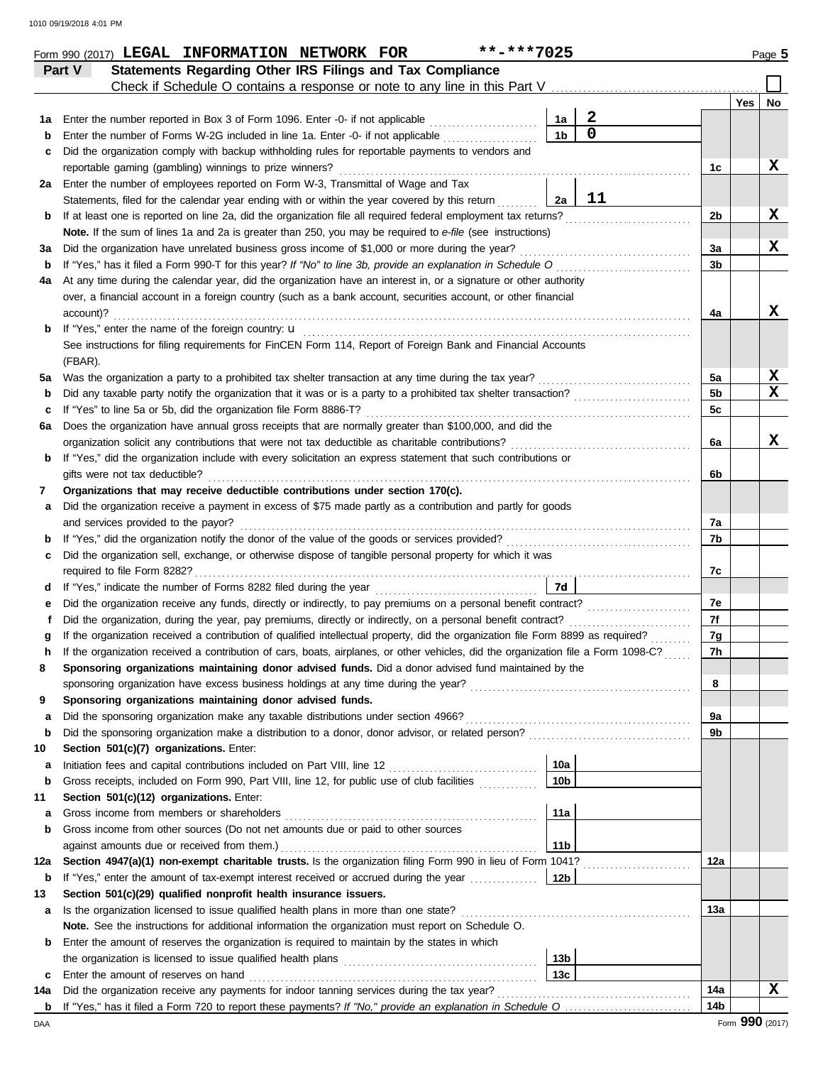Form 990 (2017) **LEGAL INFORMATION NETWORK FOR** **-***7025 Page **5**

## Part V Statements Regarding Other IRS Filings and Tax Compliance

Check if Schedule O contains a response or note to any line in this Part V ☐

| | | | | | Yes | No |
|---|---|---|---|---|---|---|
| **1a** | Enter the number reported in Box 3 of Form 1096. Enter -0- if not applicable | 1a | 2 | | | |
| **b** | Enter the number of Forms W-2G included in line 1a. Enter -0- if not applicable | 1b | 0 | | | |
| **c** | Did the organization comply with backup withholding rules for reportable payments to vendors and reportable gaming (gambling) winnings to prize winners? | | | 1c | | X |
| **2a** | Enter the number of employees reported on Form W-3, Transmittal of Wage and Tax Statements, filed for the calendar year ending with or within the year covered by this return | 2a | 11 | | | |
| **b** | If at least one is reported on line 2a, did the organization file all required federal employment tax returns? | | | 2b | | X |
| | **Note.** If the sum of lines 1a and 2a is greater than 250, you may be required to *e-file* (see instructions) | | | | | |
| **3a** | Did the organization have unrelated business gross income of $1,000 or more during the year? | | | 3a | | X |
| **b** | If "Yes," has it filed a Form 990-T for this year? *If "No" to line 3b, provide an explanation in Schedule O* | | | 3b | | |
| **4a** | At any time during the calendar year, did the organization have an interest in, or a signature or other authority over, a financial account in a foreign country (such as a bank account, securities account, or other financial account)? | | | 4a | | X |
| **b** | If "Yes," enter the name of the foreign country: u<br>See instructions for filing requirements for FinCEN Form 114, Report of Foreign Bank and Financial Accounts (FBAR). | | | | | |
| **5a** | Was the organization a party to a prohibited tax shelter transaction at any time during the tax year? | | | 5a | | X |
| **b** | Did any taxable party notify the organization that it was or is a party to a prohibited tax shelter transaction? | | | 5b | | X |
| **c** | If "Yes" to line 5a or 5b, did the organization file Form 8886-T? | | | 5c | | |
| **6a** | Does the organization have annual gross receipts that are normally greater than $100,000, and did the organization solicit any contributions that were not tax deductible as charitable contributions? | | | 6a | | X |
| **b** | If "Yes," did the organization include with every solicitation an express statement that such contributions or gifts were not tax deductible? | | | 6b | | |
| **7** | **Organizations that may receive deductible contributions under section 170(c).** | | | | | |
| **a** | Did the organization receive a payment in excess of $75 made partly as a contribution and partly for goods and services provided to the payor? | | | 7a | | |
| **b** | If "Yes," did the organization notify the donor of the value of the goods or services provided? | | | 7b | | |
| **c** | Did the organization sell, exchange, or otherwise dispose of tangible personal property for which it was required to file Form 8282? | | | 7c | | |
| **d** | If "Yes," indicate the number of Forms 8282 filed during the year | 7d | | | | |
| **e** | Did the organization receive any funds, directly or indirectly, to pay premiums on a personal benefit contract? | | | 7e | | |
| **f** | Did the organization, during the year, pay premiums, directly or indirectly, on a personal benefit contract? | | | 7f | | |
| **g** | If the organization received a contribution of qualified intellectual property, did the organization file Form 8899 as required? | | | 7g | | |
| **h** | If the organization received a contribution of cars, boats, airplanes, or other vehicles, did the organization file a Form 1098-C? | | | 7h | | |
| **8** | **Sponsoring organizations maintaining donor advised funds.** Did a donor advised fund maintained by the sponsoring organization have excess business holdings at any time during the year? | | | 8 | | |
| **9** | **Sponsoring organizations maintaining donor advised funds.** | | | | | |
| **a** | Did the sponsoring organization make any taxable distributions under section 4966? | | | 9a | | |
| **b** | Did the sponsoring organization make a distribution to a donor, donor advisor, or related person? | | | 9b | | |
| **10** | **Section 501(c)(7) organizations.** Enter: | | | | | |
| **a** | Initiation fees and capital contributions included on Part VIII, line 12 | 10a | | | | |
| **b** | Gross receipts, included on Form 990, Part VIII, line 12, for public use of club facilities | 10b | | | | |
| **11** | **Section 501(c)(12) organizations.** Enter: | | | | | |
| **a** | Gross income from members or shareholders | 11a | | | | |
| **b** | Gross income from other sources (Do not net amounts due or paid to other sources against amounts due or received from them.) | 11b | | | | |
| **12a** | **Section 4947(a)(1) non-exempt charitable trusts.** Is the organization filing Form 990 in lieu of Form 1041? | | | 12a | | |
| **b** | If "Yes," enter the amount of tax-exempt interest received or accrued during the year | 12b | | | | |
| **13** | **Section 501(c)(29) qualified nonprofit health insurance issuers.** | | | | | |
| **a** | Is the organization licensed to issue qualified health plans in more than one state?<br>**Note.** See the instructions for additional information the organization must report on Schedule O. | | | 13a | | |
| **b** | Enter the amount of reserves the organization is required to maintain by the states in which the organization is licensed to issue qualified health plans | 13b | | | | |
| **c** | Enter the amount of reserves on hand | 13c | | | | |
| **14a** | Did the organization receive any payments for indoor tanning services during the tax year? | | | 14a | | X |
| **b** | If "Yes," has it filed a Form 720 to report these payments? *If "No," provide an explanation in Schedule O* | | | 14b | | |

Form **990** (2017)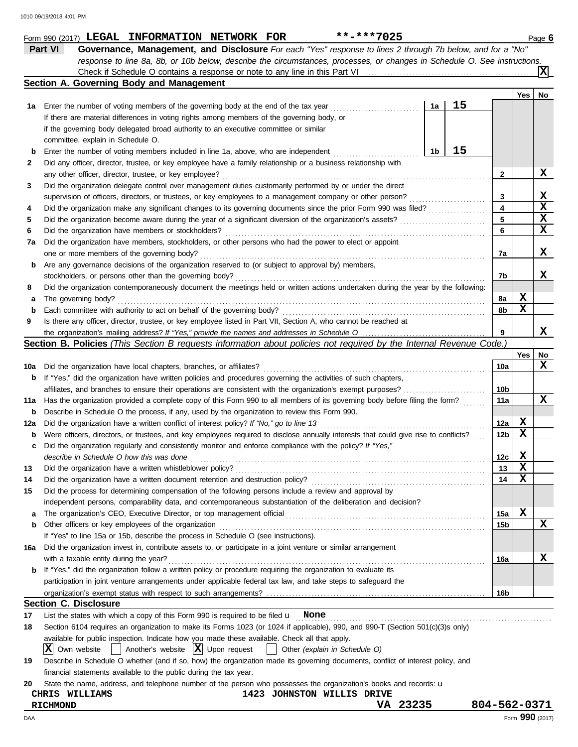Form 990 (2017) **LEGAL INFORMATION NETWORK FOR** **-***7025 Page **6**

## Part VI Governance, Management, and Disclosure

*For each "Yes" response to lines 2 through 7b below, and for a "No" response to line 8a, 8b, or 10b below, describe the circumstances, processes, or changes in Schedule O. See instructions.*

Check if Schedule O contains a response or note to any line in this Part VI .......... **X**

### Section A. Governing Body and Management

| | | | | | Yes | No |
|---|---|---|---|---|---|---|
| **1a** | Enter the number of voting members of the governing body at the end of the tax year ........ If there are material differences in voting rights among members of the governing body, or if the governing body delegated broad authority to an executive committee or similar committee, explain in Schedule O. | 1a | 15 | | | |
| **b** | Enter the number of voting members included in line 1a, above, who are independent ........ | 1b | 15 | | | |
| **2** | Did any officer, director, trustee, or key employee have a family relationship or a business relationship with any other officer, director, trustee, or key employee? | | | 2 | | X |
| **3** | Did the organization delegate control over management duties customarily performed by or under the direct supervision of officers, directors, or trustees, or key employees to a management company or other person? | | | 3 | | X |
| **4** | Did the organization make any significant changes to its governing documents since the prior Form 990 was filed? | | | 4 | | X |
| **5** | Did the organization become aware during the year of a significant diversion of the organization's assets? | | | 5 | | X |
| **6** | Did the organization have members or stockholders? | | | 6 | | X |
| **7a** | Did the organization have members, stockholders, or other persons who had the power to elect or appoint one or more members of the governing body? | | | 7a | | X |
| **b** | Are any governance decisions of the organization reserved to (or subject to approval by) members, stockholders, or persons other than the governing body? | | | 7b | | X |
| **8** | Did the organization contemporaneously document the meetings held or written actions undertaken during the year by the following: | | | | | |
| **a** | The governing body? | | | 8a | X | |
| **b** | Each committee with authority to act on behalf of the governing body? | | | 8b | X | |
| **9** | Is there any officer, director, trustee, or key employee listed in Part VII, Section A, who cannot be reached at the organization's mailing address? *If "Yes," provide the names and addresses in Schedule O* | | | 9 | | X |

### Section B. Policies *(This Section B requests information about policies not required by the Internal Revenue Code.)*

| | | | Yes | No |
|---|---|---|---|---|
| **10a** | Did the organization have local chapters, branches, or affiliates? | 10a | | X |
| **b** | If "Yes," did the organization have written policies and procedures governing the activities of such chapters, affiliates, and branches to ensure their operations are consistent with the organization's exempt purposes? | 10b | | |
| **11a** | Has the organization provided a complete copy of this Form 990 to all members of its governing body before filing the form? | 11a | | X |
| **b** | Describe in Schedule O the process, if any, used by the organization to review this Form 990. | | | |
| **12a** | Did the organization have a written conflict of interest policy? *If "No," go to line 13* | 12a | X | |
| **b** | Were officers, directors, or trustees, and key employees required to disclose annually interests that could give rise to conflicts? | 12b | X | |
| **c** | Did the organization regularly and consistently monitor and enforce compliance with the policy? *If "Yes," describe in Schedule O how this was done* | 12c | X | |
| **13** | Did the organization have a written whistleblower policy? | 13 | X | |
| **14** | Did the organization have a written document retention and destruction policy? | 14 | X | |
| **15** | Did the process for determining compensation of the following persons include a review and approval by independent persons, comparability data, and contemporaneous substantiation of the deliberation and decision? | | | |
| **a** | The organization's CEO, Executive Director, or top management official | 15a | X | |
| **b** | Other officers or key employees of the organization | 15b | | X |
| | If "Yes" to line 15a or 15b, describe the process in Schedule O (see instructions). | | | |
| **16a** | Did the organization invest in, contribute assets to, or participate in a joint venture or similar arrangement with a taxable entity during the year? | 16a | | X |
| **b** | If "Yes," did the organization follow a written policy or procedure requiring the organization to evaluate its participation in joint venture arrangements under applicable federal tax law, and take steps to safeguard the organization's exempt status with respect to such arrangements? | 16b | | |

### Section C. Disclosure

**17** List the states with which a copy of this Form 990 is required to be filed u **None**

**18** Section 6104 requires an organization to make its Forms 1023 (or 1024 if applicable), 990, and 990-T (Section 501(c)(3)s only) available for public inspection. Indicate how you made these available. Check all that apply.

**X** Own website ☐ Another's website **X** Upon request ☐ Other *(explain in Schedule O)*

**19** Describe in Schedule O whether (and if so, how) the organization made its governing documents, conflict of interest policy, and financial statements available to the public during the tax year.

**20** State the name, address, and telephone number of the person who possesses the organization's books and records: u

**CHRIS WILLIAMS** **1423 JOHNSTON WILLIS DRIVE**
**RICHMOND** **VA 23235** **804-562-0371**

Form **990** (2017)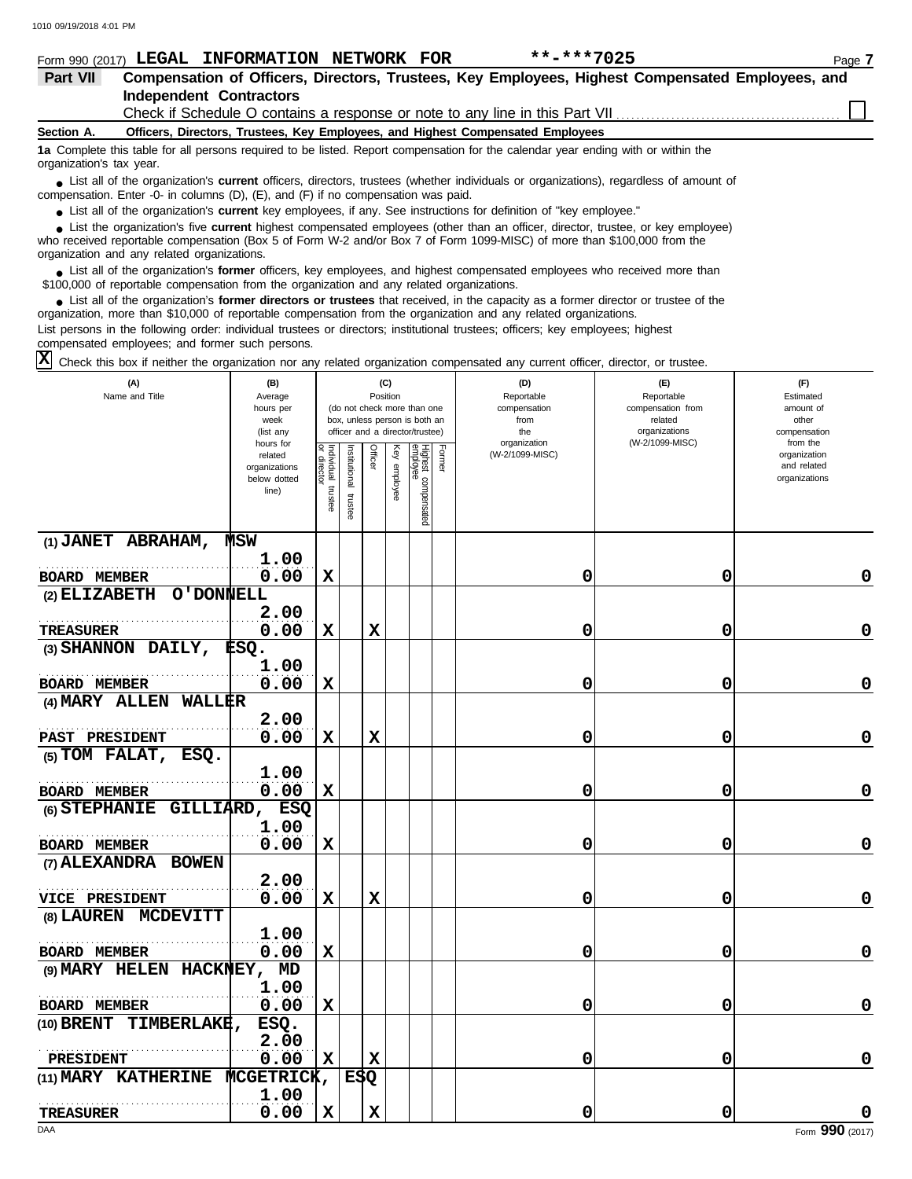Form 990 (2017) **LEGAL INFORMATION NETWORK FOR** **-***7025

## Part VII Compensation of Officers, Directors, Trustees, Key Employees, Highest Compensated Employees, and Independent Contractors

Check if Schedule O contains a response or note to any line in this Part VII ☐

**Section A. Officers, Directors, Trustees, Key Employees, and Highest Compensated Employees**

**1a** Complete this table for all persons required to be listed. Report compensation for the calendar year ending with or within the organization's tax year.

- List all of the organization's **current** officers, directors, trustees (whether individuals or organizations), regardless of amount of compensation. Enter -0- in columns (D), (E), and (F) if no compensation was paid.
- List all of the organization's **current** key employees, if any. See instructions for definition of "key employee."
- List the organization's five **current** highest compensated employees (other than an officer, director, trustee, or key employee) who received reportable compensation (Box 5 of Form W-2 and/or Box 7 of Form 1099-MISC) of more than $100,000 from the organization and any related organizations.
- List all of the organization's **former** officers, key employees, and highest compensated employees who received more than $100,000 of reportable compensation from the organization and any related organizations.
- List all of the organization's **former directors or trustees** that received, in the capacity as a former director or trustee of the organization, more than $10,000 of reportable compensation from the organization and any related organizations.

List persons in the following order: individual trustees or directors; institutional trustees; officers; key employees; highest compensated employees; and former such persons.

☒ Check this box if neither the organization nor any related organization compensated any current officer, director, or trustee.

| (A) Name and Title | (B) Average hours per week (list any hours for related organizations below dotted line) | (C) Position: Individual trustee or director | Institutional trustee | Officer | Key employee | Highest compensated employee | Former | (D) Reportable compensation from the organization (W-2/1099-MISC) | (E) Reportable compensation from related organizations (W-2/1099-MISC) | (F) Estimated amount of other compensation from the organization and related organizations |
|---|---|---|---|---|---|---|---|---|---|---|
| (1) JANET ABRAHAM, MSW<br>BOARD MEMBER | 1.00<br>0.00 | X | | | | | | 0 | 0 | 0 |
| (2) ELIZABETH O'DONNELL<br>TREASURER | 2.00<br>0.00 | X | | X | | | | 0 | 0 | 0 |
| (3) SHANNON DAILY, ESQ.<br>BOARD MEMBER | 1.00<br>0.00 | X | | | | | | 0 | 0 | 0 |
| (4) MARY ALLEN WALLER<br>PAST PRESIDENT | 2.00<br>0.00 | X | | X | | | | 0 | 0 | 0 |
| (5) TOM FALAT, ESQ.<br>BOARD MEMBER | 1.00<br>0.00 | X | | | | | | 0 | 0 | 0 |
| (6) STEPHANIE GILLIARD, ESQ<br>BOARD MEMBER | 1.00<br>0.00 | X | | | | | | 0 | 0 | 0 |
| (7) ALEXANDRA BOWEN<br>VICE PRESIDENT | 2.00<br>0.00 | X | | X | | | | 0 | 0 | 0 |
| (8) LAUREN MCDEVITT<br>BOARD MEMBER | 1.00<br>0.00 | X | | | | | | 0 | 0 | 0 |
| (9) MARY HELEN HACKNEY, MD<br>BOARD MEMBER | 1.00<br>0.00 | X | | | | | | 0 | 0 | 0 |
| (10) BRENT TIMBERLAKE, ESQ.<br>PRESIDENT | 2.00<br>0.00 | X | | X | | | | 0 | 0 | 0 |
| (11) MARY KATHERINE MCGETRICK, ESQ<br>TREASURER | 1.00<br>0.00 | X | | X | | | | 0 | 0 | 0 |

Form **990** (2017)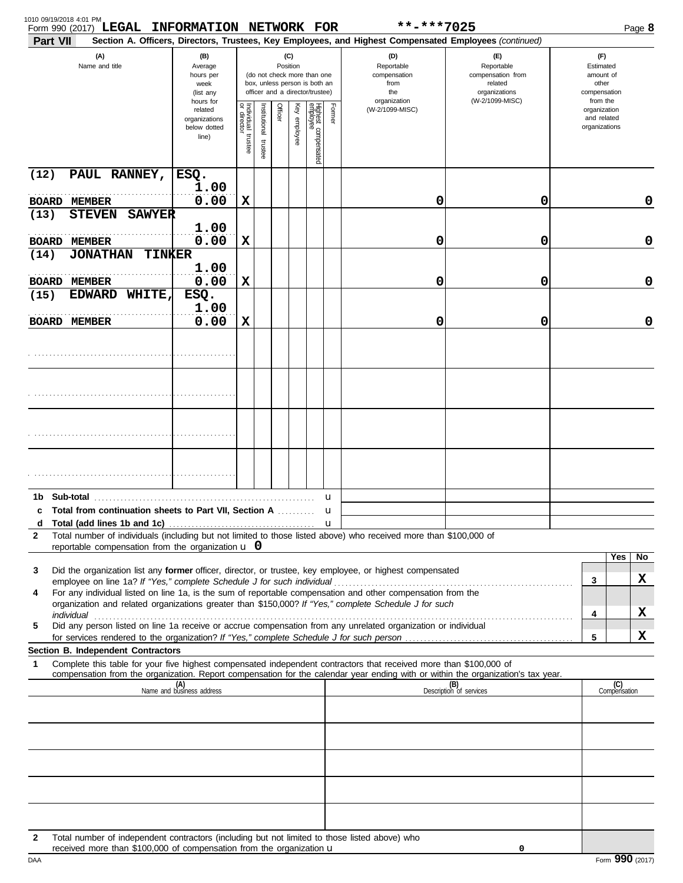Form 990 (2017) **LEGAL INFORMATION NETWORK FOR** **-***7025

## Part VII Section A. Officers, Directors, Trustees, Key Employees, and Highest Compensated Employees *(continued)*

| (A) Name and title | (B) Average hours per week (list any hours for related organizations below dotted line) | (C) Position: Individual trustee or director | Institutional trustee | Officer | Key employee | Highest compensated employee | Former | (D) Reportable compensation from the organization (W-2/1099-MISC) | (E) Reportable compensation from related organizations (W-2/1099-MISC) | (F) Estimated amount of other compensation from the organization and related organizations |
|---|---|---|---|---|---|---|---|---|---|---|
| (12) PAUL RANNEY, ESQ. BOARD MEMBER | 1.00 0.00 | X | | | | | | 0 | 0 | 0 |
| (13) STEVEN SAWYER BOARD MEMBER | 1.00 0.00 | X | | | | | | 0 | 0 | 0 |
| (14) JONATHAN TINKER BOARD MEMBER | 1.00 0.00 | X | | | | | | 0 | 0 | 0 |
| (15) EDWARD WHITE, ESQ. BOARD MEMBER | 1.00 0.00 | X | | | | | | 0 | 0 | 0 |
| | | | | | | | | | | |
| | | | | | | | | | | |
| | | | | | | | | | | |
| | | | | | | | | | | |

**1b Sub-total** u

**c Total from continuation sheets to Part VII, Section A** u

**d Total (add lines 1b and 1c)** u

**2** Total number of individuals (including but not limited to those listed above) who received more than $100,000 of reportable compensation from the organization u 0

| | | Yes | No |
|---|---|---|---|
| **3** Did the organization list any **former** officer, director, or trustee, key employee, or highest compensated employee on line 1a? *If "Yes," complete Schedule J for such individual* | 3 | | X |
| **4** For any individual listed on line 1a, is the sum of reportable compensation and other compensation from the organization and related organizations greater than $150,000? *If "Yes," complete Schedule J for such individual* | 4 | | X |
| **5** Did any person listed on line 1a receive or accrue compensation from any unrelated organization or individual for services rendered to the organization? *If "Yes," complete Schedule J for such person* | 5 | | X |

**Section B. Independent Contractors**

**1** Complete this table for your five highest compensated independent contractors that received more than $100,000 of compensation from the organization. Report compensation for the calendar year ending with or within the organization's tax year.

| (A) Name and business address | (B) Description of services | (C) Compensation |
|---|---|---|
| | | |
| | | |
| | | |
| | | |
| | | |

**2** Total number of independent contractors (including but not limited to those listed above) who received more than $100,000 of compensation from the organization u 0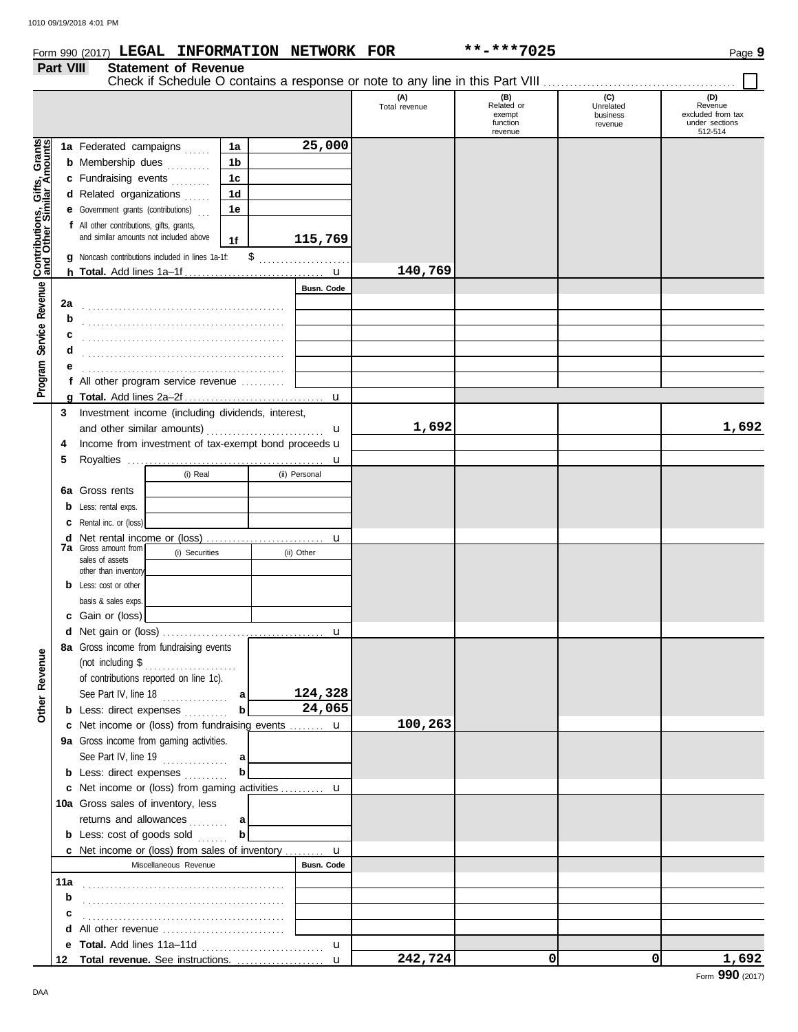Form 990 (2017) **LEGAL INFORMATION NETWORK FOR** **-***7025

## Part VIII Statement of Revenue

Check if Schedule O contains a response or note to any line in this Part VIII ☐

| | | | (A) Total revenue | (B) Related or exempt function revenue | (C) Unrelated business revenue | (D) Revenue excluded from tax under sections 512-514 |
|---|---|---|---|---|---|---|
| **Contributions, Gifts, Grants and Other Similar Amounts** | 1a Federated campaigns | 1a 25,000 | | | | |
| | b Membership dues | 1b | | | | |
| | c Fundraising events | 1c | | | | |
| | d Related organizations | 1d | | | | |
| | e Government grants (contributions) | 1e | | | | |
| | f All other contributions, gifts, grants, and similar amounts not included above | 1f 115,769 | | | | |
| | g Noncash contributions included in lines 1a-1f: $ | | | | | |
| | h **Total.** Add lines 1a–1f | | 140,769 | | | |
| **Program Service Revenue** | | Busn. Code | | | | |
| | 2a | | | | | |
| | b | | | | | |
| | c | | | | | |
| | d | | | | | |
| | e | | | | | |
| | f All other program service revenue | | | | | |
| | g **Total.** Add lines 2a–2f | | | | | |
| **Other Revenue** | 3 Investment income (including dividends, interest, and other similar amounts) | | 1,692 | | | 1,692 |
| | 4 Income from investment of tax-exempt bond proceeds | | | | | |
| | 5 Royalties | | | | | |
| | | (i) Real / (ii) Personal | | | | |
| | 6a Gross rents | | | | | |
| | b Less: rental exps. | | | | | |
| | c Rental inc. or (loss) | | | | | |
| | d Net rental income or (loss) | | | | | |
| | | (i) Securities / (ii) Other | | | | |
| | 7a Gross amount from sales of assets other than inventory | | | | | |
| | b Less: cost or other basis & sales exps. | | | | | |
| | c Gain or (loss) | | | | | |
| | d Net gain or (loss) | | | | | |
| | 8a Gross income from fundraising events (not including $ of contributions reported on line 1c). See Part IV, line 18 | a 124,328 | | | | |
| | b Less: direct expenses | b 24,065 | | | | |
| | c Net income or (loss) from fundraising events | | 100,263 | | | |
| | 9a Gross income from gaming activities. See Part IV, line 19 | a | | | | |
| | b Less: direct expenses | b | | | | |
| | c Net income or (loss) from gaming activities | | | | | |
| | 10a Gross sales of inventory, less returns and allowances | a | | | | |
| | b Less: cost of goods sold | b | | | | |
| | c Net income or (loss) from sales of inventory | | | | | |
| | Miscellaneous Revenue | Busn. Code | | | | |
| | 11a | | | | | |
| | b | | | | | |
| | c | | | | | |
| | d All other revenue | | | | | |
| | e **Total.** Add lines 11a–11d | | | | | |
| | 12 **Total revenue.** See instructions. | | 242,724 | 0 | 0 | 1,692 |

Form **990** (2017)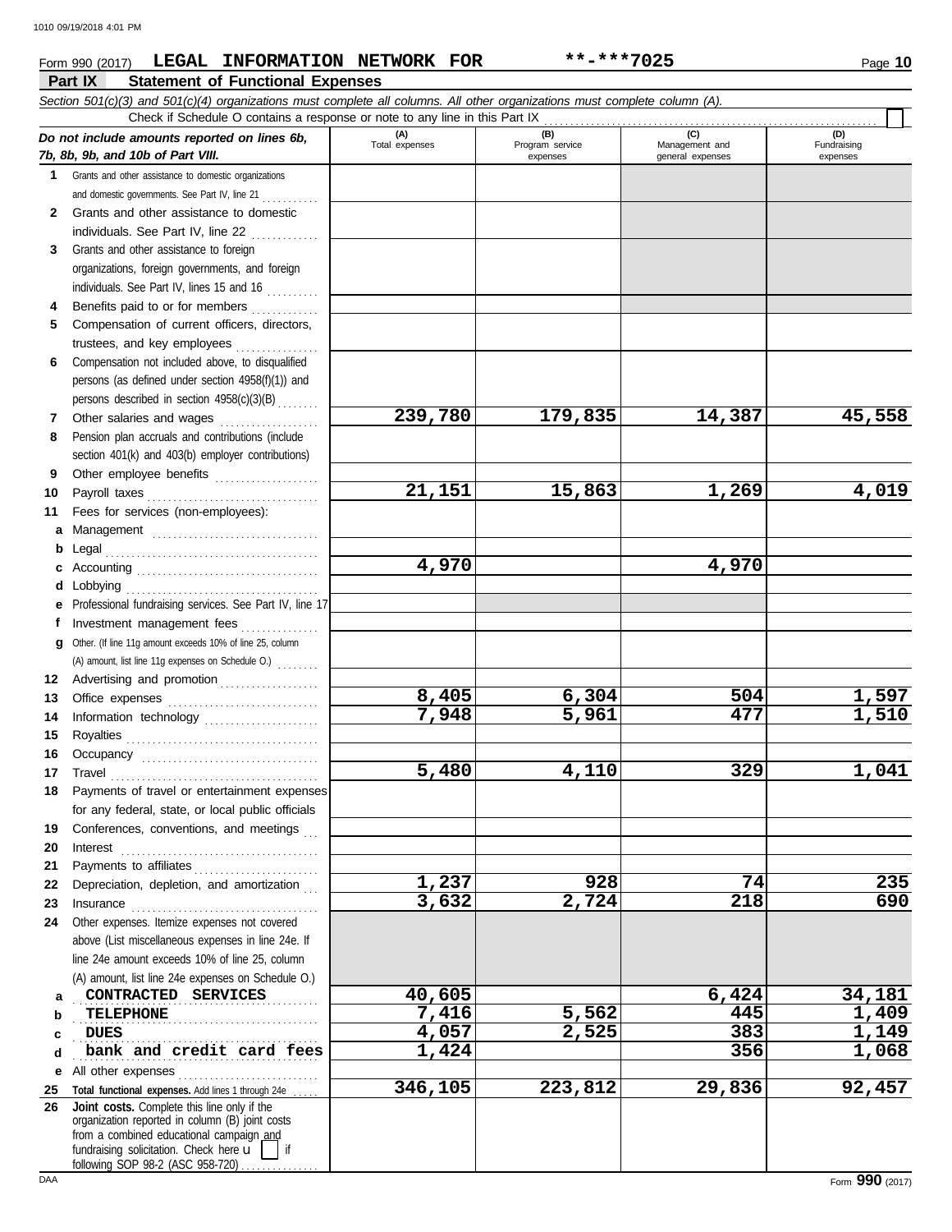Form 990 (2017) **LEGAL INFORMATION NETWORK FOR** **-***7025

**Part IX Statement of Functional Expenses**

*Section 501(c)(3) and 501(c)(4) organizations must complete all columns. All other organizations must complete column (A).*

Check if Schedule O contains a response or note to any line in this Part IX

| *Do not include amounts reported on lines 6b, 7b, 8b, 9b, and 10b of Part VIII.* | (A) Total expenses | (B) Program service expenses | (C) Management and general expenses | (D) Fundraising expenses |
|---|---|---|---|---|
| **1** Grants and other assistance to domestic organizations and domestic governments. See Part IV, line 21 | | | | |
| **2** Grants and other assistance to domestic individuals. See Part IV, line 22 | | | | |
| **3** Grants and other assistance to foreign organizations, foreign governments, and foreign individuals. See Part IV, lines 15 and 16 | | | | |
| **4** Benefits paid to or for members | | | | |
| **5** Compensation of current officers, directors, trustees, and key employees | | | | |
| **6** Compensation not included above, to disqualified persons (as defined under section 4958(f)(1)) and persons described in section 4958(c)(3)(B) | | | | |
| **7** Other salaries and wages | 239,780 | 179,835 | 14,387 | 45,558 |
| **8** Pension plan accruals and contributions (include section 401(k) and 403(b) employer contributions) | | | | |
| **9** Other employee benefits | | | | |
| **10** Payroll taxes | 21,151 | 15,863 | 1,269 | 4,019 |
| **11** Fees for services (non-employees): | | | | |
| **a** Management | | | | |
| **b** Legal | | | | |
| **c** Accounting | 4,970 | | 4,970 | |
| **d** Lobbying | | | | |
| **e** Professional fundraising services. See Part IV, line 17 | | | | |
| **f** Investment management fees | | | | |
| **g** Other. (If line 11g amount exceeds 10% of line 25, column (A) amount, list line 11g expenses on Schedule O.) | | | | |
| **12** Advertising and promotion | | | | |
| **13** Office expenses | 8,405 | 6,304 | 504 | 1,597 |
| **14** Information technology | 7,948 | 5,961 | 477 | 1,510 |
| **15** Royalties | | | | |
| **16** Occupancy | | | | |
| **17** Travel | 5,480 | 4,110 | 329 | 1,041 |
| **18** Payments of travel or entertainment expenses for any federal, state, or local public officials | | | | |
| **19** Conferences, conventions, and meetings | | | | |
| **20** Interest | | | | |
| **21** Payments to affiliates | | | | |
| **22** Depreciation, depletion, and amortization | 1,237 | 928 | 74 | 235 |
| **23** Insurance | 3,632 | 2,724 | 218 | 690 |
| **24** Other expenses. Itemize expenses not covered above (List miscellaneous expenses in line 24e. If line 24e amount exceeds 10% of line 25, column (A) amount, list line 24e expenses on Schedule O.) | | | | |
| **a** CONTRACTED SERVICES | 40,605 | | 6,424 | 34,181 |
| **b** TELEPHONE | 7,416 | 5,562 | 445 | 1,409 |
| **c** DUES | 4,057 | 2,525 | 383 | 1,149 |
| **d** bank and credit card fees | 1,424 | | 356 | 1,068 |
| **e** All other expenses | | | | |
| **25** **Total functional expenses.** Add lines 1 through 24e | 346,105 | 223,812 | 29,836 | 92,457 |
| **26** **Joint costs.** Complete this line only if the organization reported in column (B) joint costs from a combined educational campaign and fundraising solicitation. Check here u [ ] if following SOP 98-2 (ASC 958-720) | | | | |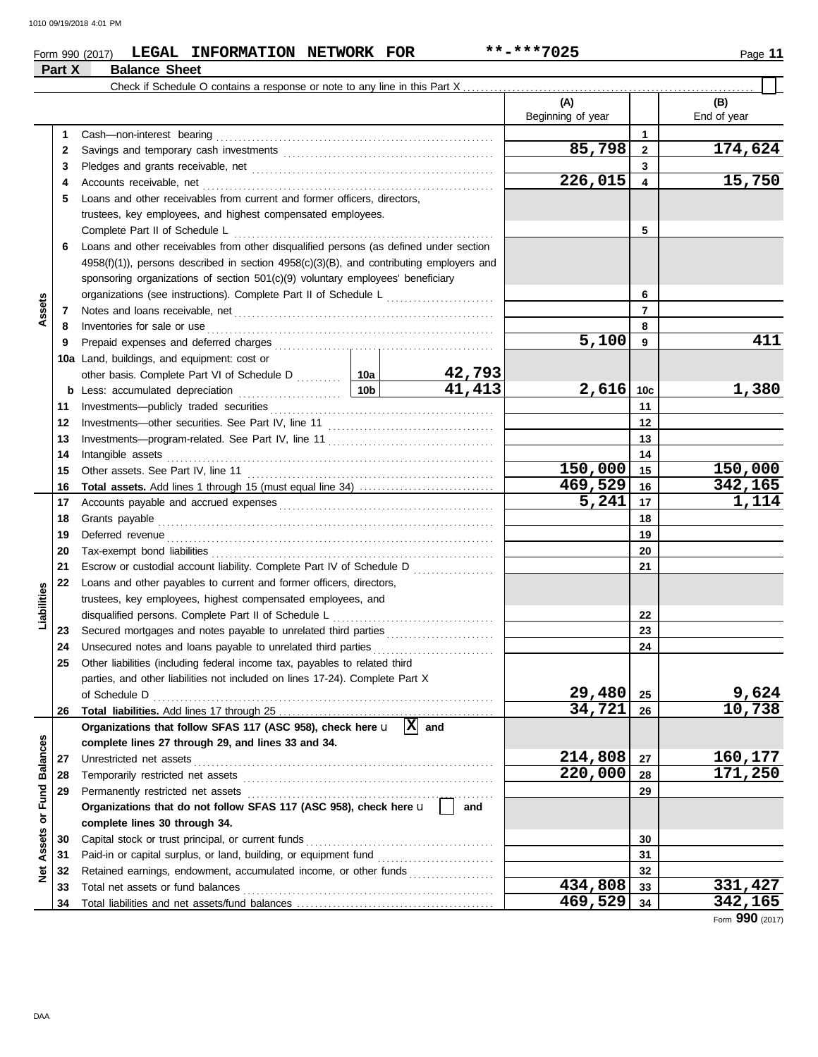Form 990 (2017) **LEGAL INFORMATION NETWORK FOR** **-***7025 Page **11**

## Part X Balance Sheet

Check if Schedule O contains a response or note to any line in this Part X ☐

| | | | (A) Beginning of year | | (B) End of year |
|---|---|---|---|---|---|
| **Assets** | 1 | Cash—non-interest bearing | | 1 | |
| | 2 | Savings and temporary cash investments | 85,798 | 2 | 174,624 |
| | 3 | Pledges and grants receivable, net | | 3 | |
| | 4 | Accounts receivable, net | 226,015 | 4 | 15,750 |
| | 5 | Loans and other receivables from current and former officers, directors, trustees, key employees, and highest compensated employees. Complete Part II of Schedule L | | 5 | |
| | 6 | Loans and other receivables from other disqualified persons (as defined under section 4958(f)(1)), persons described in section 4958(c)(3)(B), and contributing employers and sponsoring organizations of section 501(c)(9) voluntary employees' beneficiary organizations (see instructions). Complete Part II of Schedule L | | 6 | |
| | 7 | Notes and loans receivable, net | | 7 | |
| | 8 | Inventories for sale or use | | 8 | |
| | 9 | Prepaid expenses and deferred charges | 5,100 | 9 | 411 |
| | 10a | Land, buildings, and equipment: cost or other basis. Complete Part VI of Schedule D — 10a: 42,793 | | | |
| | b | Less: accumulated depreciation — 10b: 41,413 | 2,616 | 10c | 1,380 |
| | 11 | Investments—publicly traded securities | | 11 | |
| | 12 | Investments—other securities. See Part IV, line 11 | | 12 | |
| | 13 | Investments—program-related. See Part IV, line 11 | | 13 | |
| | 14 | Intangible assets | | 14 | |
| | 15 | Other assets. See Part IV, line 11 | 150,000 | 15 | 150,000 |
| | 16 | **Total assets.** Add lines 1 through 15 (must equal line 34) | 469,529 | 16 | 342,165 |
| **Liabilities** | 17 | Accounts payable and accrued expenses | 5,241 | 17 | 1,114 |
| | 18 | Grants payable | | 18 | |
| | 19 | Deferred revenue | | 19 | |
| | 20 | Tax-exempt bond liabilities | | 20 | |
| | 21 | Escrow or custodial account liability. Complete Part IV of Schedule D | | 21 | |
| | 22 | Loans and other payables to current and former officers, directors, trustees, key employees, highest compensated employees, and disqualified persons. Complete Part II of Schedule L | | 22 | |
| | 23 | Secured mortgages and notes payable to unrelated third parties | | 23 | |
| | 24 | Unsecured notes and loans payable to unrelated third parties | | 24 | |
| | 25 | Other liabilities (including federal income tax, payables to related third parties, and other liabilities not included on lines 17-24). Complete Part X of Schedule D | 29,480 | 25 | 9,624 |
| | 26 | **Total liabilities.** Add lines 17 through 25 | 34,721 | 26 | 10,738 |
| **Net Assets or Fund Balances** | | **Organizations that follow SFAS 117 (ASC 958), check here** [X] **and complete lines 27 through 29, and lines 33 and 34.** | | | |
| | 27 | Unrestricted net assets | 214,808 | 27 | 160,177 |
| | 28 | Temporarily restricted net assets | 220,000 | 28 | 171,250 |
| | 29 | Permanently restricted net assets | | 29 | |
| | | **Organizations that do not follow SFAS 117 (ASC 958), check here** [ ] **and complete lines 30 through 34.** | | | |
| | 30 | Capital stock or trust principal, or current funds | | 30 | |
| | 31 | Paid-in or capital surplus, or land, building, or equipment fund | | 31 | |
| | 32 | Retained earnings, endowment, accumulated income, or other funds | | 32 | |
| | 33 | Total net assets or fund balances | 434,808 | 33 | 331,427 |
| | 34 | Total liabilities and net assets/fund balances | 469,529 | 34 | 342,165 |

Form **990** (2017)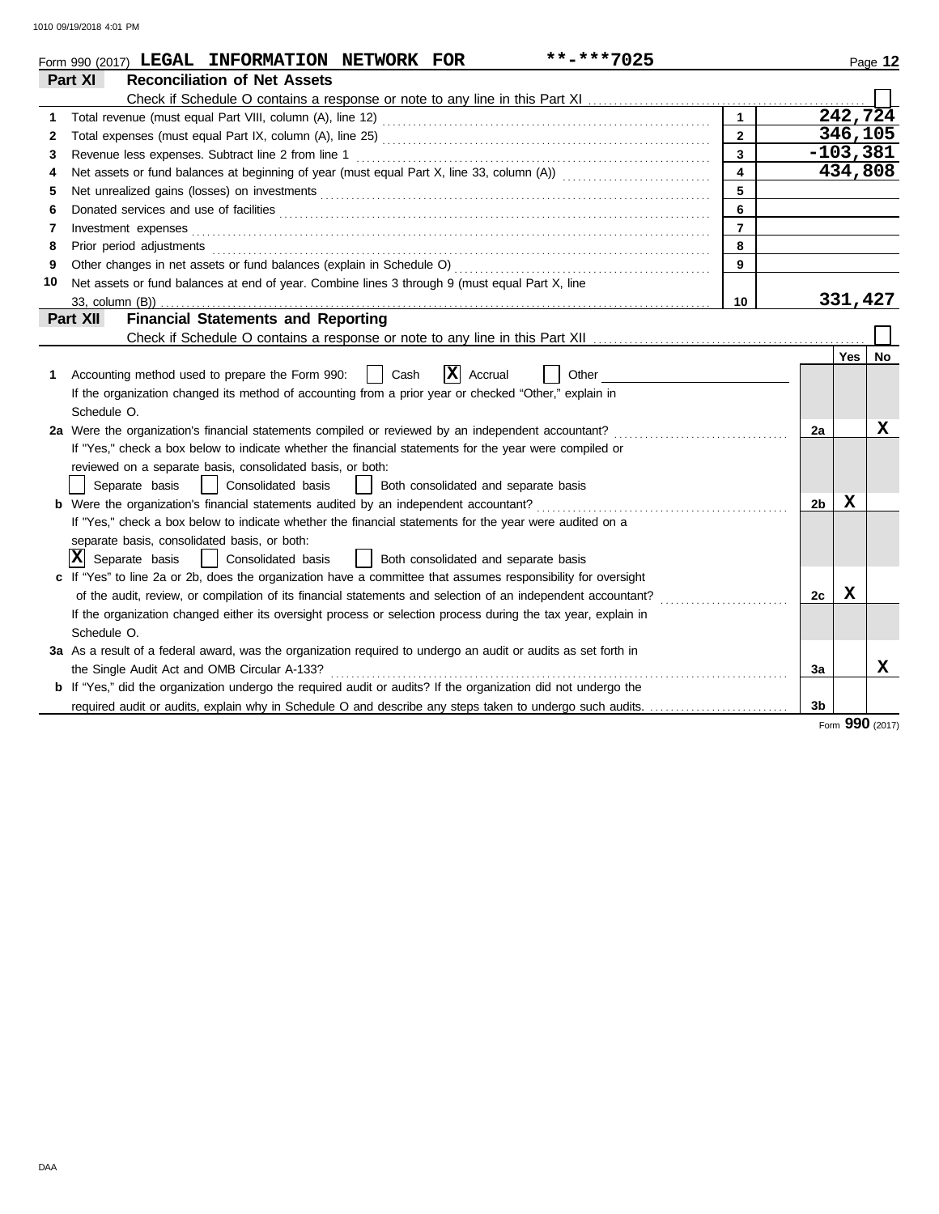Form 990 (2017) **LEGAL INFORMATION NETWORK FOR** **\*\*-\*\*\*7025**

## Part XI Reconciliation of Net Assets

Check if Schedule O contains a response or note to any line in this Part XI ☐

| | | | |
|---|---|---|---|
| 1 | Total revenue (must equal Part VIII, column (A), line 12) | 1 | 242,724 |
| 2 | Total expenses (must equal Part IX, column (A), line 25) | 2 | 346,105 |
| 3 | Revenue less expenses. Subtract line 2 from line 1 | 3 | -103,381 |
| 4 | Net assets or fund balances at beginning of year (must equal Part X, line 33, column (A)) | 4 | 434,808 |
| 5 | Net unrealized gains (losses) on investments | 5 | |
| 6 | Donated services and use of facilities | 6 | |
| 7 | Investment expenses | 7 | |
| 8 | Prior period adjustments | 8 | |
| 9 | Other changes in net assets or fund balances (explain in Schedule O) | 9 | |
| 10 | Net assets or fund balances at end of year. Combine lines 3 through 9 (must equal Part X, line 33, column (B)) | 10 | 331,427 |

## Part XII Financial Statements and Reporting

Check if Schedule O contains a response or note to any line in this Part XII ☐

| | | | Yes | No |
|---|---|---|---|---|
| 1 | Accounting method used to prepare the Form 990: ☐ Cash ☒ Accrual ☐ Other<br>If the organization changed its method of accounting from a prior year or checked "Other," explain in Schedule O. | | | |
| 2a | Were the organization's financial statements compiled or reviewed by an independent accountant?<br>If "Yes," check a box below to indicate whether the financial statements for the year were compiled or reviewed on a separate basis, consolidated basis, or both:<br>☐ Separate basis ☐ Consolidated basis ☐ Both consolidated and separate basis | 2a | | X |
| b | Were the organization's financial statements audited by an independent accountant?<br>If "Yes," check a box below to indicate whether the financial statements for the year were audited on a separate basis, consolidated basis, or both:<br>☒ Separate basis ☐ Consolidated basis ☐ Both consolidated and separate basis | 2b | X | |
| c | If "Yes" to line 2a or 2b, does the organization have a committee that assumes responsibility for oversight of the audit, review, or compilation of its financial statements and selection of an independent accountant?<br>If the organization changed either its oversight process or selection process during the tax year, explain in Schedule O. | 2c | X | |
| 3a | As a result of a federal award, was the organization required to undergo an audit or audits as set forth in the Single Audit Act and OMB Circular A-133? | 3a | | X |
| b | If "Yes," did the organization undergo the required audit or audits? If the organization did not undergo the required audit or audits, explain why in Schedule O and describe any steps taken to undergo such audits. | 3b | | |

Form **990** (2017)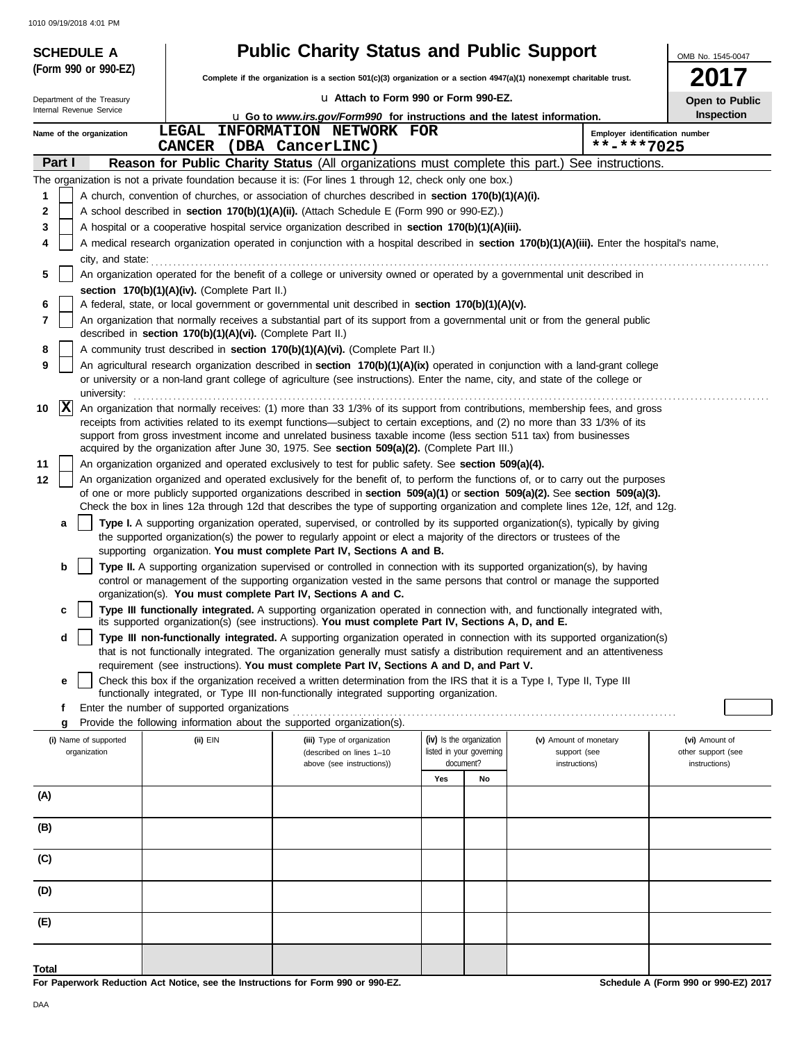1010 09/19/2018 4:01 PM

**SCHEDULE A (Form 990 or 990-EZ)**

Department of the Treasury
Internal Revenue Service

# Public Charity Status and Public Support

**Complete if the organization is a section 501(c)(3) organization or a section 4947(a)(1) nonexempt charitable trust.**

u **Attach to Form 990 or Form 990-EZ.**

u **Go to *www.irs.gov/Form990* for instructions and the latest information.**

OMB No. 1545-0047

**2017**

**Open to Public Inspection**

Name of the organization: **LEGAL INFORMATION NETWORK FOR CANCER (DBA CancerLINC)**

Employer identification number: **\*\*-\*\*\*7025**

**Part I** **Reason for Public Charity Status** (All organizations must complete this part.) See instructions.

The organization is not a private foundation because it is: (For lines 1 through 12, check only one box.)

1 [ ] A church, convention of churches, or association of churches described in **section 170(b)(1)(A)(i).**

2 [ ] A school described in **section 170(b)(1)(A)(ii).** (Attach Schedule E (Form 990 or 990-EZ).)

3 [ ] A hospital or a cooperative hospital service organization described in **section 170(b)(1)(A)(iii).**

4 [ ] A medical research organization operated in conjunction with a hospital described in **section 170(b)(1)(A)(iii).** Enter the hospital's name, city, and state:

5 [ ] An organization operated for the benefit of a college or university owned or operated by a governmental unit described in **section 170(b)(1)(A)(iv).** (Complete Part II.)

6 [ ] A federal, state, or local government or governmental unit described in **section 170(b)(1)(A)(v).**

7 [ ] An organization that normally receives a substantial part of its support from a governmental unit or from the general public described in **section 170(b)(1)(A)(vi).** (Complete Part II.)

8 [ ] A community trust described in **section 170(b)(1)(A)(vi).** (Complete Part II.)

9 [ ] An agricultural research organization described in **section 170(b)(1)(A)(ix)** operated in conjunction with a land-grant college or university or a non-land grant college of agriculture (see instructions). Enter the name, city, and state of the college or university:

10 [X] An organization that normally receives: (1) more than 33 1/3% of its support from contributions, membership fees, and gross receipts from activities related to its exempt functions—subject to certain exceptions, and (2) no more than 33 1/3% of its support from gross investment income and unrelated business taxable income (less section 511 tax) from businesses acquired by the organization after June 30, 1975. See **section 509(a)(2).** (Complete Part III.)

11 [ ] An organization organized and operated exclusively to test for public safety. See **section 509(a)(4).**

12 [ ] An organization organized and operated exclusively for the benefit of, to perform the functions of, or to carry out the purposes of one or more publicly supported organizations described in **section 509(a)(1)** or **section 509(a)(2).** See **section 509(a)(3).** Check the box in lines 12a through 12d that describes the type of supporting organization and complete lines 12e, 12f, and 12g.

a [ ] **Type I.** A supporting organization operated, supervised, or controlled by its supported organization(s), typically by giving the supported organization(s) the power to regularly appoint or elect a majority of the directors or trustees of the supporting organization. **You must complete Part IV, Sections A and B.**

b [ ] **Type II.** A supporting organization supervised or controlled in connection with its supported organization(s), by having control or management of the supporting organization vested in the same persons that control or manage the supported organization(s). **You must complete Part IV, Sections A and C.**

c [ ] **Type III functionally integrated.** A supporting organization operated in connection with, and functionally integrated with, its supported organization(s) (see instructions). **You must complete Part IV, Sections A, D, and E.**

d [ ] **Type III non-functionally integrated.** A supporting organization operated in connection with its supported organization(s) that is not functionally integrated. The organization generally must satisfy a distribution requirement and an attentiveness requirement (see instructions). **You must complete Part IV, Sections A and D, and Part V.**

e [ ] Check this box if the organization received a written determination from the IRS that it is a Type I, Type II, Type III functionally integrated, or Type III non-functionally integrated supporting organization.

f Enter the number of supported organizations

g Provide the following information about the supported organization(s).

| (i) Name of supported organization | (ii) EIN | (iii) Type of organization (described on lines 1–10 above (see instructions)) | (iv) Is the organization listed in your governing document? Yes | No | (v) Amount of monetary support (see instructions) | (vi) Amount of other support (see instructions) |
|---|---|---|---|---|---|---|
| (A) | | | | | | |
| (B) | | | | | | |
| (C) | | | | | | |
| (D) | | | | | | |
| (E) | | | | | | |
| Total | | | | | | |

**For Paperwork Reduction Act Notice, see the Instructions for Form 990 or 990-EZ.**

**Schedule A (Form 990 or 990-EZ) 2017**

DAA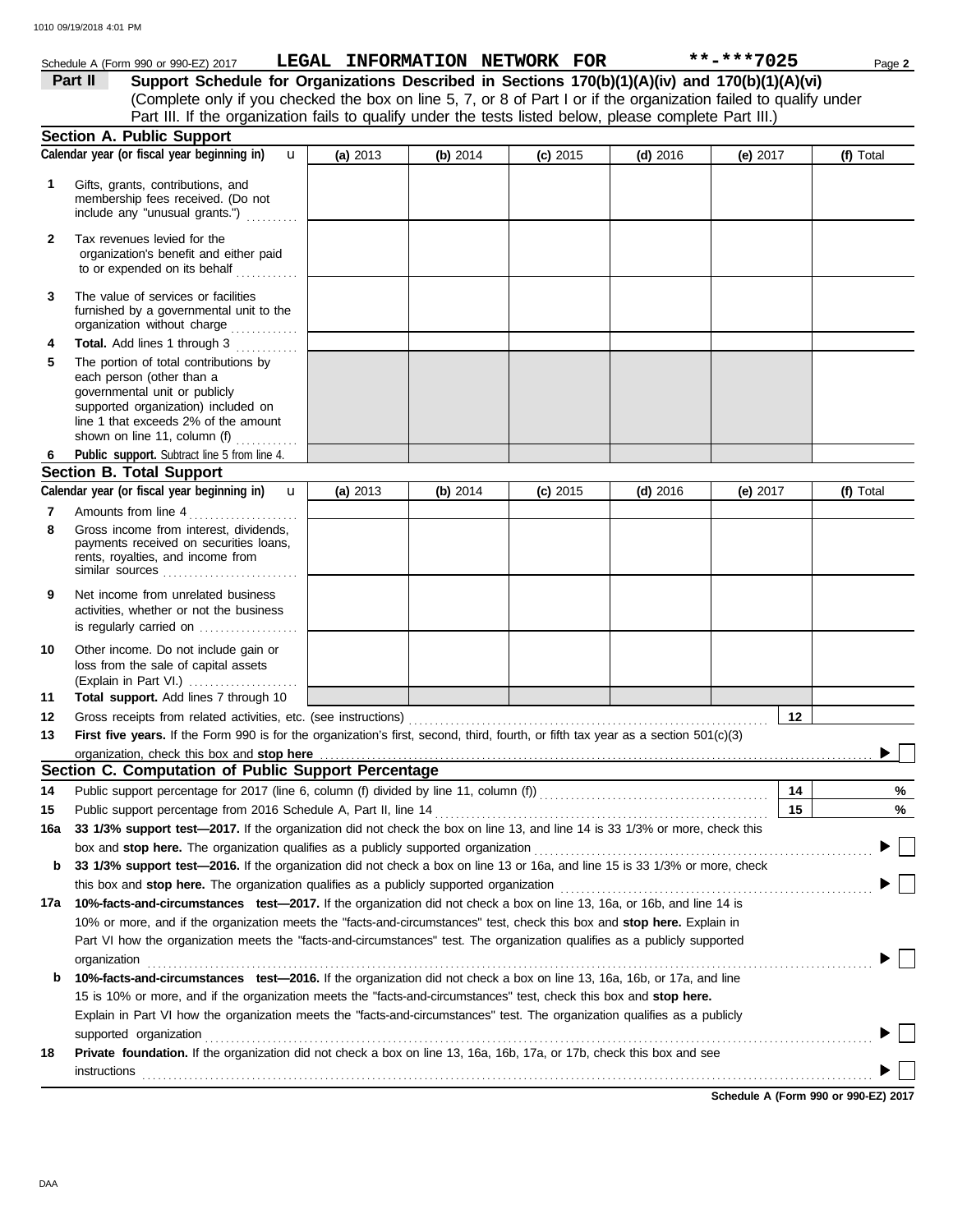Schedule A (Form 990 or 990-EZ) 2017 LEGAL INFORMATION NETWORK FOR **-***7025 Page 2

**Part II** **Support Schedule for Organizations Described in Sections 170(b)(1)(A)(iv) and 170(b)(1)(A)(vi)**
(Complete only if you checked the box on line 5, 7, or 8 of Part I or if the organization failed to qualify under Part III. If the organization fails to qualify under the tests listed below, please complete Part III.)

## Section A. Public Support

| Calendar year (or fiscal year beginning in) | (a) 2013 | (b) 2014 | (c) 2015 | (d) 2016 | (e) 2017 | (f) Total |
|---|---|---|---|---|---|---|
| **1** Gifts, grants, contributions, and membership fees received. (Do not include any "unusual grants.") | | | | | | |
| **2** Tax revenues levied for the organization's benefit and either paid to or expended on its behalf | | | | | | |
| **3** The value of services or facilities furnished by a governmental unit to the organization without charge | | | | | | |
| **4** **Total.** Add lines 1 through 3 | | | | | | |
| **5** The portion of total contributions by each person (other than a governmental unit or publicly supported organization) included on line 1 that exceeds 2% of the amount shown on line 11, column (f) | | | | | | |
| **6** **Public support.** Subtract line 5 from line 4. | | | | | | |

## Section B. Total Support

| Calendar year (or fiscal year beginning in) | (a) 2013 | (b) 2014 | (c) 2015 | (d) 2016 | (e) 2017 | (f) Total |
|---|---|---|---|---|---|---|
| **7** Amounts from line 4 | | | | | | |
| **8** Gross income from interest, dividends, payments received on securities loans, rents, royalties, and income from similar sources | | | | | | |
| **9** Net income from unrelated business activities, whether or not the business is regularly carried on | | | | | | |
| **10** Other income. Do not include gain or loss from the sale of capital assets (Explain in Part VI.) | | | | | | |
| **11** **Total support.** Add lines 7 through 10 | | | | | | |

**12** Gross receipts from related activities, etc. (see instructions) **12**

**13** **First five years.** If the Form 990 is for the organization's first, second, third, fourth, or fifth tax year as a section 501(c)(3) organization, check this box and **stop here** ▶ ☐

## Section C. Computation of Public Support Percentage

**14** Public support percentage for 2017 (line 6, column (f) divided by line 11, column (f)) **14** %

**15** Public support percentage from 2016 Schedule A, Part II, line 14 **15** %

**16a** **33 1/3% support test—2017.** If the organization did not check the box on line 13, and line 14 is 33 1/3% or more, check this box and **stop here.** The organization qualifies as a publicly supported organization ▶ ☐

**b** **33 1/3% support test—2016.** If the organization did not check a box on line 13 or 16a, and line 15 is 33 1/3% or more, check this box and **stop here.** The organization qualifies as a publicly supported organization ▶ ☐

**17a** **10%-facts-and-circumstances test—2017.** If the organization did not check a box on line 13, 16a, or 16b, and line 14 is 10% or more, and if the organization meets the "facts-and-circumstances" test, check this box and **stop here.** Explain in Part VI how the organization meets the "facts-and-circumstances" test. The organization qualifies as a publicly supported organization ▶ ☐

**b** **10%-facts-and-circumstances test—2016.** If the organization did not check a box on line 13, 16a, 16b, or 17a, and line 15 is 10% or more, and if the organization meets the "facts-and-circumstances" test, check this box and **stop here.** Explain in Part VI how the organization meets the "facts-and-circumstances" test. The organization qualifies as a publicly supported organization ▶ ☐

**18** **Private foundation.** If the organization did not check a box on line 13, 16a, 16b, 17a, or 17b, check this box and see instructions ▶ ☐

**Schedule A (Form 990 or 990-EZ) 2017**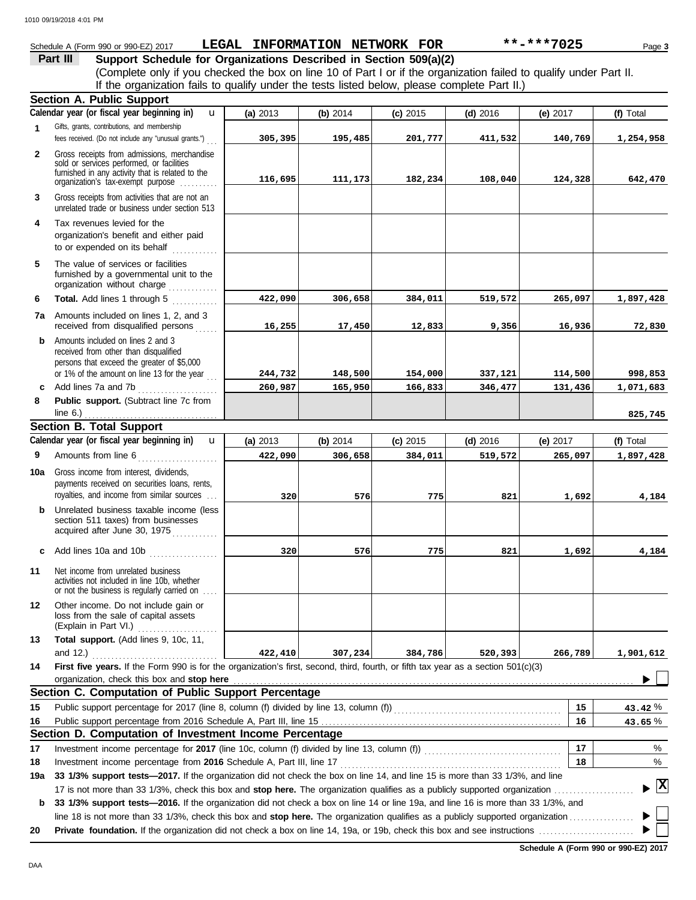Schedule A (Form 990 or 990-EZ) 2017 **LEGAL INFORMATION NETWORK FOR** **-***7025

## Part III Support Schedule for Organizations Described in Section 509(a)(2)

(Complete only if you checked the box on line 10 of Part I or if the organization failed to qualify under Part II. If the organization fails to qualify under the tests listed below, please complete Part II.)

### Section A. Public Support

| Calendar year (or fiscal year beginning in) | (a) 2013 | (b) 2014 | (c) 2015 | (d) 2016 | (e) 2017 | (f) Total |
|---|---|---|---|---|---|---|
| 1 Gifts, grants, contributions, and membership fees received. (Do not include any "unusual grants.") | 305,395 | 195,485 | 201,777 | 411,532 | 140,769 | 1,254,958 |
| 2 Gross receipts from admissions, merchandise sold or services performed, or facilities furnished in any activity that is related to the organization's tax-exempt purpose | 116,695 | 111,173 | 182,234 | 108,040 | 124,328 | 642,470 |
| 3 Gross receipts from activities that are not an unrelated trade or business under section 513 | | | | | | |
| 4 Tax revenues levied for the organization's benefit and either paid to or expended on its behalf | | | | | | |
| 5 The value of services or facilities furnished by a governmental unit to the organization without charge | | | | | | |
| 6 **Total.** Add lines 1 through 5 | 422,090 | 306,658 | 384,011 | 519,572 | 265,097 | 1,897,428 |
| 7a Amounts included on lines 1, 2, and 3 received from disqualified persons | 16,255 | 17,450 | 12,833 | 9,356 | 16,936 | 72,830 |
| b Amounts included on lines 2 and 3 received from other than disqualified persons that exceed the greater of $5,000 or 1% of the amount on line 13 for the year | 244,732 | 148,500 | 154,000 | 337,121 | 114,500 | 998,853 |
| c Add lines 7a and 7b | 260,987 | 165,950 | 166,833 | 346,477 | 131,436 | 1,071,683 |
| 8 **Public support.** (Subtract line 7c from line 6.) | | | | | | 825,745 |

### Section B. Total Support

| Calendar year (or fiscal year beginning in) | (a) 2013 | (b) 2014 | (c) 2015 | (d) 2016 | (e) 2017 | (f) Total |
|---|---|---|---|---|---|---|
| 9 Amounts from line 6 | 422,090 | 306,658 | 384,011 | 519,572 | 265,097 | 1,897,428 |
| 10a Gross income from interest, dividends, payments received on securities loans, rents, royalties, and income from similar sources | 320 | 576 | 775 | 821 | 1,692 | 4,184 |
| b Unrelated business taxable income (less section 511 taxes) from businesses acquired after June 30, 1975 | | | | | | |
| c Add lines 10a and 10b | 320 | 576 | 775 | 821 | 1,692 | 4,184 |
| 11 Net income from unrelated business activities not included in line 10b, whether or not the business is regularly carried on | | | | | | |
| 12 Other income. Do not include gain or loss from the sale of capital assets (Explain in Part VI.) | | | | | | |
| 13 **Total support.** (Add lines 9, 10c, 11, and 12.) | 422,410 | 307,234 | 384,786 | 520,393 | 266,789 | 1,901,612 |

14 **First five years.** If the Form 990 is for the organization's first, second, third, fourth, or fifth tax year as a section 501(c)(3) organization, check this box and **stop here** ☐

### Section C. Computation of Public Support Percentage

| | | | |
|---|---|---|---|
| 15 | Public support percentage for 2017 (line 8, column (f) divided by line 13, column (f)) | 15 | 43.42 % |
| 16 | Public support percentage from 2016 Schedule A, Part III, line 15 | 16 | 43.65 % |

### Section D. Computation of Investment Income Percentage

| | | | |
|---|---|---|---|
| 17 | Investment income percentage for **2017** (line 10c, column (f) divided by line 13, column (f)) | 17 | % |
| 18 | Investment income percentage from **2016** Schedule A, Part III, line 17 | 18 | % |

**19a 33 1/3% support tests—2017.** If the organization did not check the box on line 14, and line 15 is more than 33 1/3%, and line 17 is not more than 33 1/3%, check this box and **stop here.** The organization qualifies as a publicly supported organization ☒

**b 33 1/3% support tests—2016.** If the organization did not check a box on line 14 or line 19a, and line 16 is more than 33 1/3%, and line 18 is not more than 33 1/3%, check this box and **stop here.** The organization qualifies as a publicly supported organization ☐

**20 Private foundation.** If the organization did not check a box on line 14, 19a, or 19b, check this box and see instructions ☐

**Schedule A (Form 990 or 990-EZ) 2017**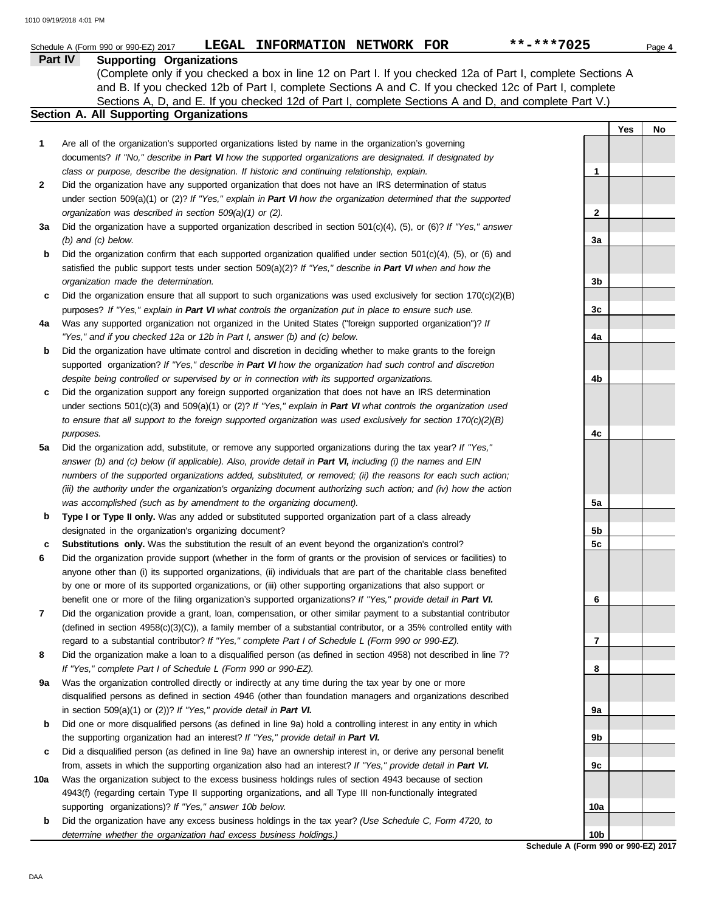Schedule A (Form 990 or 990-EZ) 2017 **LEGAL INFORMATION NETWORK FOR** **-***7025

## Part IV Supporting Organizations

(Complete only if you checked a box in line 12 on Part I. If you checked 12a of Part I, complete Sections A and B. If you checked 12b of Part I, complete Sections A and C. If you checked 12c of Part I, complete Sections A, D, and E. If you checked 12d of Part I, complete Sections A and D, and complete Part V.)

### Section A. All Supporting Organizations

| | | | Yes | No |
|---|---|---|---|---|
| **1** | Are all of the organization's supported organizations listed by name in the organization's governing documents? *If "No," describe in* ***Part VI*** *how the supported organizations are designated. If designated by class or purpose, describe the designation. If historic and continuing relationship, explain.* | 1 | | |
| **2** | Did the organization have any supported organization that does not have an IRS determination of status under section 509(a)(1) or (2)? *If "Yes," explain in* ***Part VI*** *how the organization determined that the supported organization was described in section 509(a)(1) or (2).* | 2 | | |
| **3a** | Did the organization have a supported organization described in section 501(c)(4), (5), or (6)? *If "Yes," answer (b) and (c) below.* | 3a | | |
| **b** | Did the organization confirm that each supported organization qualified under section 501(c)(4), (5), or (6) and satisfied the public support tests under section 509(a)(2)? *If "Yes," describe in* ***Part VI*** *when and how the organization made the determination.* | 3b | | |
| **c** | Did the organization ensure that all support to such organizations was used exclusively for section 170(c)(2)(B) purposes? *If "Yes," explain in* ***Part VI*** *what controls the organization put in place to ensure such use.* | 3c | | |
| **4a** | Was any supported organization not organized in the United States ("foreign supported organization")? *If "Yes," and if you checked 12a or 12b in Part I, answer (b) and (c) below.* | 4a | | |
| **b** | Did the organization have ultimate control and discretion in deciding whether to make grants to the foreign supported organization? *If "Yes," describe in* ***Part VI*** *how the organization had such control and discretion despite being controlled or supervised by or in connection with its supported organizations.* | 4b | | |
| **c** | Did the organization support any foreign supported organization that does not have an IRS determination under sections 501(c)(3) and 509(a)(1) or (2)? *If "Yes," explain in* ***Part VI*** *what controls the organization used to ensure that all support to the foreign supported organization was used exclusively for section 170(c)(2)(B) purposes.* | 4c | | |
| **5a** | Did the organization add, substitute, or remove any supported organizations during the tax year? *If "Yes," answer (b) and (c) below (if applicable). Also, provide detail in* ***Part VI,*** *including (i) the names and EIN numbers of the supported organizations added, substituted, or removed; (ii) the reasons for each such action; (iii) the authority under the organization's organizing document authorizing such action; and (iv) how the action was accomplished (such as by amendment to the organizing document).* | 5a | | |
| **b** | **Type I or Type II only.** Was any added or substituted supported organization part of a class already designated in the organization's organizing document? | 5b | | |
| **c** | **Substitutions only.** Was the substitution the result of an event beyond the organization's control? | 5c | | |
| **6** | Did the organization provide support (whether in the form of grants or the provision of services or facilities) to anyone other than (i) its supported organizations, (ii) individuals that are part of the charitable class benefited by one or more of its supported organizations, or (iii) other supporting organizations that also support or benefit one or more of the filing organization's supported organizations? *If "Yes," provide detail in* ***Part VI.*** | 6 | | |
| **7** | Did the organization provide a grant, loan, compensation, or other similar payment to a substantial contributor (defined in section 4958(c)(3)(C)), a family member of a substantial contributor, or a 35% controlled entity with regard to a substantial contributor? *If "Yes," complete Part I of Schedule L (Form 990 or 990-EZ).* | 7 | | |
| **8** | Did the organization make a loan to a disqualified person (as defined in section 4958) not described in line 7? *If "Yes," complete Part I of Schedule L (Form 990 or 990-EZ).* | 8 | | |
| **9a** | Was the organization controlled directly or indirectly at any time during the tax year by one or more disqualified persons as defined in section 4946 (other than foundation managers and organizations described in section 509(a)(1) or (2))? *If "Yes," provide detail in* ***Part VI.*** | 9a | | |
| **b** | Did one or more disqualified persons (as defined in line 9a) hold a controlling interest in any entity in which the supporting organization had an interest? *If "Yes," provide detail in* ***Part VI.*** | 9b | | |
| **c** | Did a disqualified person (as defined in line 9a) have an ownership interest in, or derive any personal benefit from, assets in which the supporting organization also had an interest? *If "Yes," provide detail in* ***Part VI.*** | 9c | | |
| **10a** | Was the organization subject to the excess business holdings rules of section 4943 because of section 4943(f) (regarding certain Type II supporting organizations, and all Type III non-functionally integrated supporting organizations)? *If "Yes," answer 10b below.* | 10a | | |
| **b** | Did the organization have any excess business holdings in the tax year? *(Use Schedule C, Form 4720, to determine whether the organization had excess business holdings.)* | 10b | | |

**Schedule A (Form 990 or 990-EZ) 2017**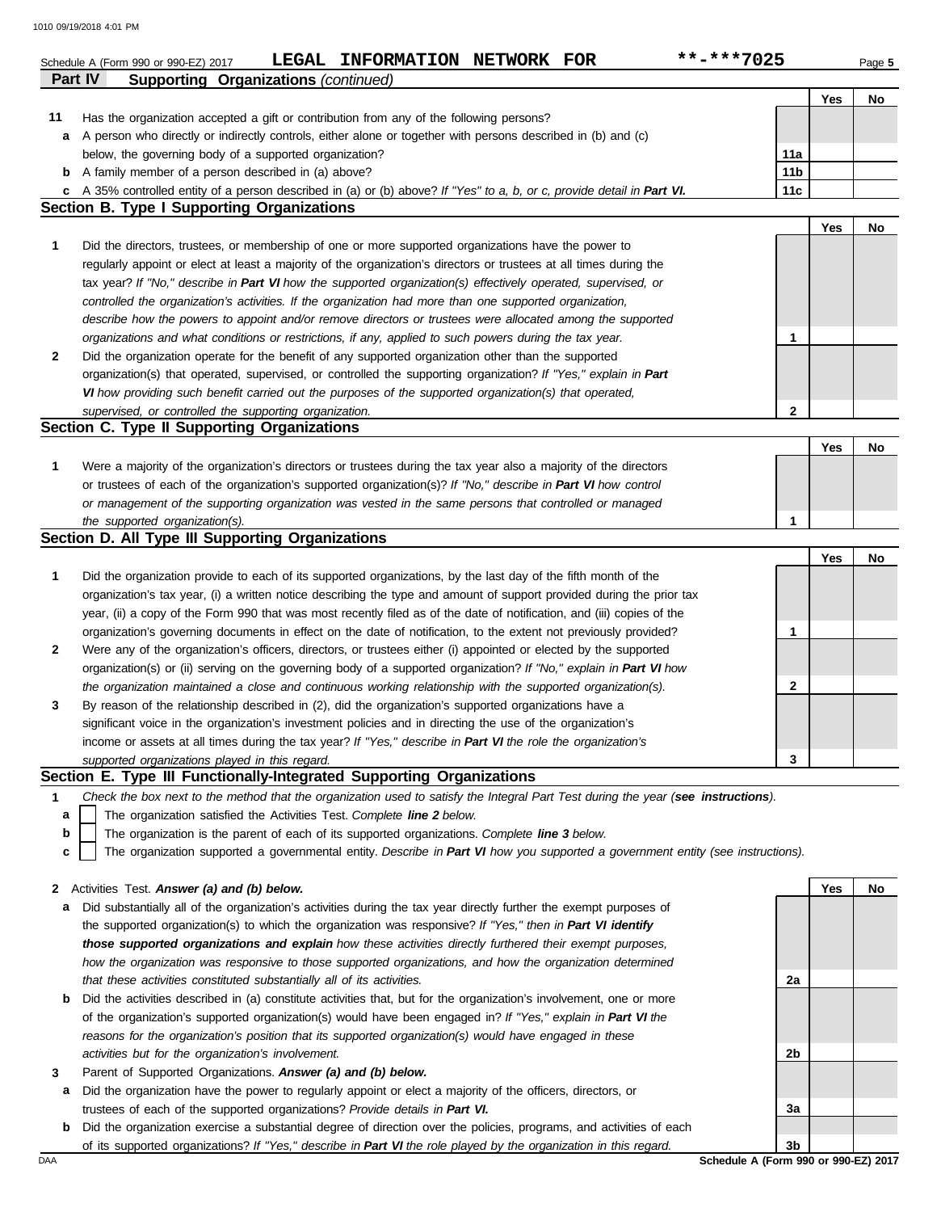Schedule A (Form 990 or 990-EZ) 2017 **LEGAL INFORMATION NETWORK FOR** **-***7025

## Part IV Supporting Organizations *(continued)*

| | | | Yes | No |
|---|---|---|---|---|
| **11** | Has the organization accepted a gift or contribution from any of the following persons? | | | |
| **a** | A person who directly or indirectly controls, either alone or together with persons described in (b) and (c) below, the governing body of a supported organization? | 11a | | |
| **b** | A family member of a person described in (a) above? | 11b | | |
| **c** | A 35% controlled entity of a person described in (a) or (b) above? *If "Yes" to a, b, or c, provide detail in **Part VI.*** | 11c | | |

### Section B. Type I Supporting Organizations

| | | | Yes | No |
|---|---|---|---|---|
| **1** | Did the directors, trustees, or membership of one or more supported organizations have the power to regularly appoint or elect at least a majority of the organization's directors or trustees at all times during the tax year? *If "No," describe in **Part VI** how the supported organization(s) effectively operated, supervised, or controlled the organization's activities. If the organization had more than one supported organization, describe how the powers to appoint and/or remove directors or trustees were allocated among the supported organizations and what conditions or restrictions, if any, applied to such powers during the tax year.* | 1 | | |
| **2** | Did the organization operate for the benefit of any supported organization other than the supported organization(s) that operated, supervised, or controlled the supporting organization? *If "Yes," explain in **Part VI** how providing such benefit carried out the purposes of the supported organization(s) that operated, supervised, or controlled the supporting organization.* | 2 | | |

### Section C. Type II Supporting Organizations

| | | | Yes | No |
|---|---|---|---|---|
| **1** | Were a majority of the organization's directors or trustees during the tax year also a majority of the directors or trustees of each of the organization's supported organization(s)? *If "No," describe in **Part VI** how control or management of the supporting organization was vested in the same persons that controlled or managed the supported organization(s).* | 1 | | |

### Section D. All Type III Supporting Organizations

| | | | Yes | No |
|---|---|---|---|---|
| **1** | Did the organization provide to each of its supported organizations, by the last day of the fifth month of the organization's tax year, (i) a written notice describing the type and amount of support provided during the prior tax year, (ii) a copy of the Form 990 that was most recently filed as of the date of notification, and (iii) copies of the organization's governing documents in effect on the date of notification, to the extent not previously provided? | 1 | | |
| **2** | Were any of the organization's officers, directors, or trustees either (i) appointed or elected by the supported organization(s) or (ii) serving on the governing body of a supported organization? *If "No," explain in **Part VI** how the organization maintained a close and continuous working relationship with the supported organization(s).* | 2 | | |
| **3** | By reason of the relationship described in (2), did the organization's supported organizations have a significant voice in the organization's investment policies and in directing the use of the organization's income or assets at all times during the tax year? *If "Yes," describe in **Part VI** the role the organization's supported organizations played in this regard.* | 3 | | |

### Section E. Type III Functionally-Integrated Supporting Organizations

**1** *Check the box next to the method that the organization used to satisfy the Integral Part Test during the year (**see instructions**).*

- **a** ☐ The organization satisfied the Activities Test. *Complete **line 2** below.*
- **b** ☐ The organization is the parent of each of its supported organizations. *Complete **line 3** below.*
- **c** ☐ The organization supported a governmental entity. *Describe in **Part VI** how you supported a government entity (see instructions).*

| | | | Yes | No |
|---|---|---|---|---|
| **2** | Activities Test. ***Answer (a) and (b) below.*** | | | |
| **a** | Did substantially all of the organization's activities during the tax year directly further the exempt purposes of the supported organization(s) to which the organization was responsive? *If "Yes," then in **Part VI identify those supported organizations and explain** how these activities directly furthered their exempt purposes, how the organization was responsive to those supported organizations, and how the organization determined that these activities constituted substantially all of its activities.* | 2a | | |
| **b** | Did the activities described in (a) constitute activities that, but for the organization's involvement, one or more of the organization's supported organization(s) would have been engaged in? *If "Yes," explain in **Part VI** the reasons for the organization's position that its supported organization(s) would have engaged in these activities but for the organization's involvement.* | 2b | | |
| **3** | Parent of Supported Organizations. ***Answer (a) and (b) below.*** | | | |
| **a** | Did the organization have the power to regularly appoint or elect a majority of the officers, directors, or trustees of each of the supported organizations? *Provide details in **Part VI.*** | 3a | | |
| **b** | Did the organization exercise a substantial degree of direction over the policies, programs, and activities of each of its supported organizations? *If "Yes," describe in **Part VI** the role played by the organization in this regard.* | 3b | | |

DAA **Schedule A (Form 990 or 990-EZ) 2017**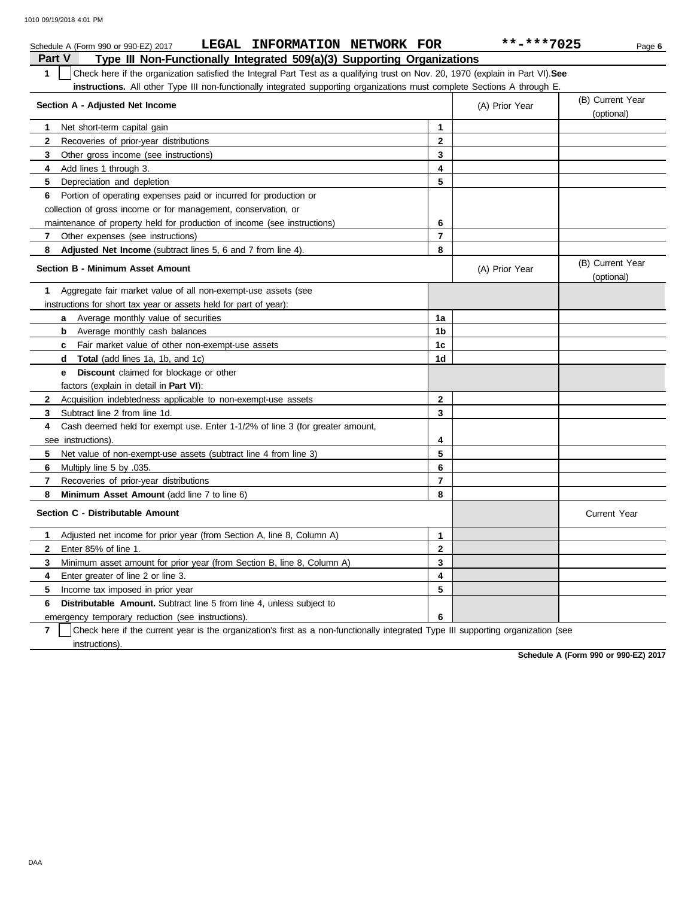Schedule A (Form 990 or 990-EZ) 2017 **LEGAL INFORMATION NETWORK FOR** **-***7025

## Part V Type III Non-Functionally Integrated 509(a)(3) Supporting Organizations

**1** ☐ Check here if the organization satisfied the Integral Part Test as a qualifying trust on Nov. 20, 1970 (explain in Part VI). **See instructions.** All other Type III non-functionally integrated supporting organizations must complete Sections A through E.

| **Section A - Adjusted Net Income** | | (A) Prior Year | (B) Current Year (optional) |
|---|---|---|---|
| **1** Net short-term capital gain | **1** | | |
| **2** Recoveries of prior-year distributions | **2** | | |
| **3** Other gross income (see instructions) | **3** | | |
| **4** Add lines 1 through 3. | **4** | | |
| **5** Depreciation and depletion | **5** | | |
| **6** Portion of operating expenses paid or incurred for production or collection of gross income or for management, conservation, or maintenance of property held for production of income (see instructions) | **6** | | |
| **7** Other expenses (see instructions) | **7** | | |
| **8** **Adjusted Net Income** (subtract lines 5, 6 and 7 from line 4). | **8** | | |

| **Section B - Minimum Asset Amount** | | (A) Prior Year | (B) Current Year (optional) |
|---|---|---|---|
| **1** Aggregate fair market value of all non-exempt-use assets (see instructions for short tax year or assets held for part of year): | | | |
| **a** Average monthly value of securities | **1a** | | |
| **b** Average monthly cash balances | **1b** | | |
| **c** Fair market value of other non-exempt-use assets | **1c** | | |
| **d** **Total** (add lines 1a, 1b, and 1c) | **1d** | | |
| **e** **Discount** claimed for blockage or other factors (explain in detail in **Part VI**): | | | |
| **2** Acquisition indebtedness applicable to non-exempt-use assets | **2** | | |
| **3** Subtract line 2 from line 1d. | **3** | | |
| **4** Cash deemed held for exempt use. Enter 1-1/2% of line 3 (for greater amount, see instructions). | **4** | | |
| **5** Net value of non-exempt-use assets (subtract line 4 from line 3) | **5** | | |
| **6** Multiply line 5 by .035. | **6** | | |
| **7** Recoveries of prior-year distributions | **7** | | |
| **8** **Minimum Asset Amount** (add line 7 to line 6) | **8** | | |

| **Section C - Distributable Amount** | | | Current Year |
|---|---|---|---|
| **1** Adjusted net income for prior year (from Section A, line 8, Column A) | **1** | | |
| **2** Enter 85% of line 1. | **2** | | |
| **3** Minimum asset amount for prior year (from Section B, line 8, Column A) | **3** | | |
| **4** Enter greater of line 2 or line 3. | **4** | | |
| **5** Income tax imposed in prior year | **5** | | |
| **6** **Distributable Amount.** Subtract line 5 from line 4, unless subject to emergency temporary reduction (see instructions). | **6** | | |

**7** ☐ Check here if the current year is the organization's first as a non-functionally integrated Type III supporting organization (see instructions).

**Schedule A (Form 990 or 990-EZ) 2017**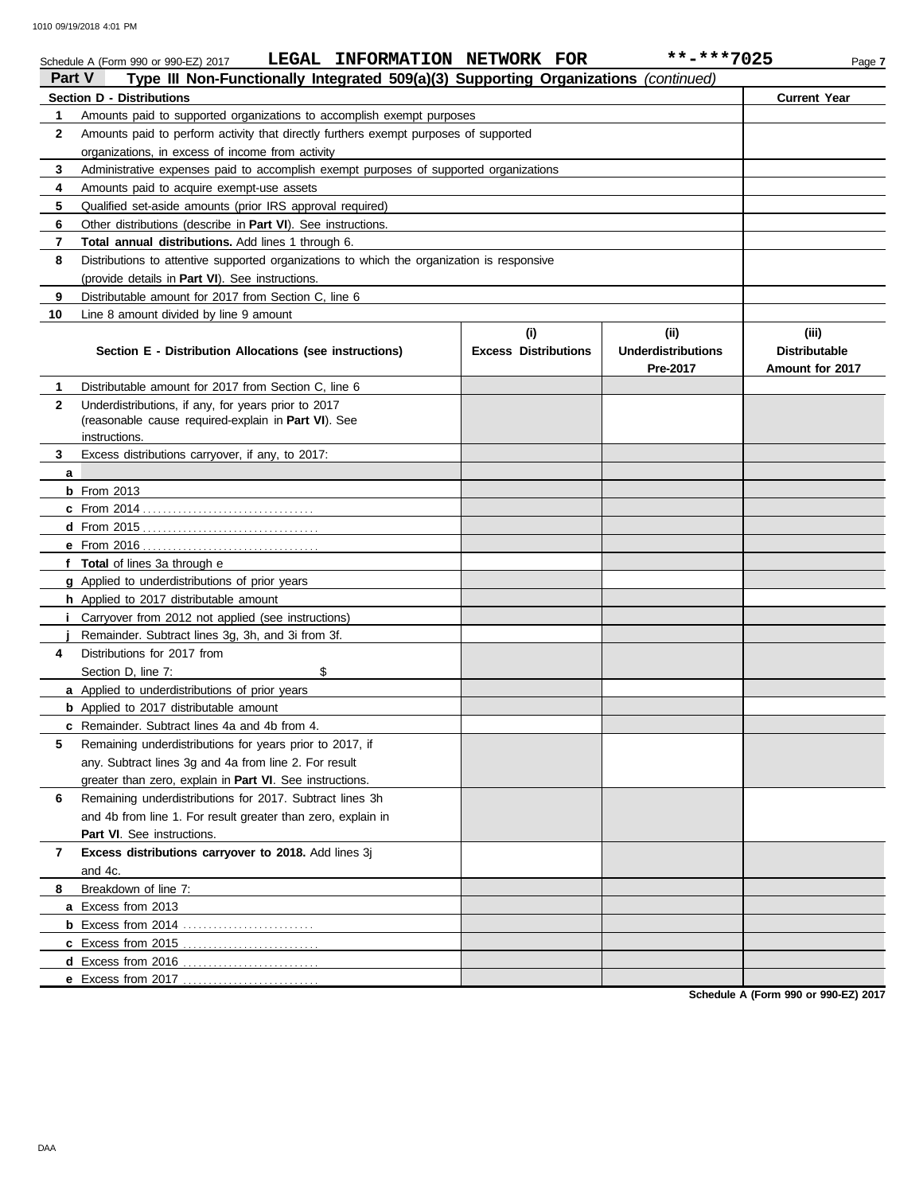Schedule A (Form 990 or 990-EZ) 2017 **LEGAL INFORMATION NETWORK FOR** **-***7025 Page 7

## Part V Type III Non-Functionally Integrated 509(a)(3) Supporting Organizations *(continued)*

| Section D - Distributions | | Current Year |
|---|---|---|
| 1 | Amounts paid to supported organizations to accomplish exempt purposes | |
| 2 | Amounts paid to perform activity that directly furthers exempt purposes of supported organizations, in excess of income from activity | |
| 3 | Administrative expenses paid to accomplish exempt purposes of supported organizations | |
| 4 | Amounts paid to acquire exempt-use assets | |
| 5 | Qualified set-aside amounts (prior IRS approval required) | |
| 6 | Other distributions (describe in **Part VI**). See instructions. | |
| 7 | **Total annual distributions.** Add lines 1 through 6. | |
| 8 | Distributions to attentive supported organizations to which the organization is responsive (provide details in **Part VI**). See instructions. | |
| 9 | Distributable amount for 2017 from Section C, line 6 | |
| 10 | Line 8 amount divided by line 9 amount | |

| | Section E - Distribution Allocations (see instructions) | (i) Excess Distributions | (ii) Underdistributions Pre-2017 | (iii) Distributable Amount for 2017 |
|---|---|---|---|---|
| 1 | Distributable amount for 2017 from Section C, line 6 | | | |
| 2 | Underdistributions, if any, for years prior to 2017 (reasonable cause required-explain in **Part VI**). See instructions. | | | |
| 3 | Excess distributions carryover, if any, to 2017: | | | |
| a | | | | |
| b | From 2013 | | | |
| c | From 2014 | | | |
| d | From 2015 | | | |
| e | From 2016 | | | |
| f | **Total** of lines 3a through e | | | |
| g | Applied to underdistributions of prior years | | | |
| h | Applied to 2017 distributable amount | | | |
| i | Carryover from 2012 not applied (see instructions) | | | |
| j | Remainder. Subtract lines 3g, 3h, and 3i from 3f. | | | |
| 4 | Distributions for 2017 from Section D, line 7: $ | | | |
| a | Applied to underdistributions of prior years | | | |
| b | Applied to 2017 distributable amount | | | |
| c | Remainder. Subtract lines 4a and 4b from 4. | | | |
| 5 | Remaining underdistributions for years prior to 2017, if any. Subtract lines 3g and 4a from line 2. For result greater than zero, explain in **Part VI**. See instructions. | | | |
| 6 | Remaining underdistributions for 2017. Subtract lines 3h and 4b from line 1. For result greater than zero, explain in **Part VI**. See instructions. | | | |
| 7 | **Excess distributions carryover to 2018.** Add lines 3j and 4c. | | | |
| 8 | Breakdown of line 7: | | | |
| a | Excess from 2013 | | | |
| b | Excess from 2014 | | | |
| c | Excess from 2015 | | | |
| d | Excess from 2016 | | | |
| e | Excess from 2017 | | | |

Schedule A (Form 990 or 990-EZ) 2017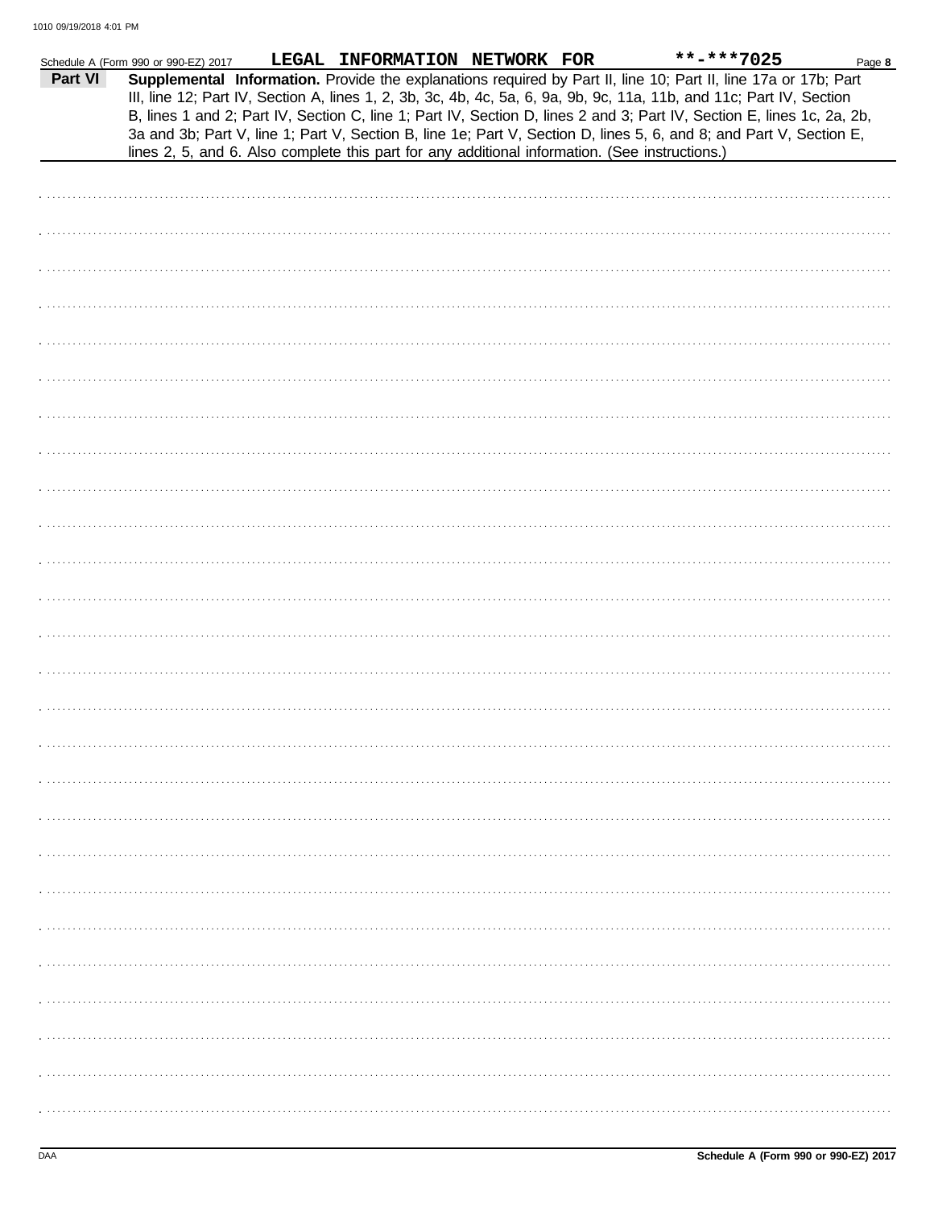Schedule A (Form 990 or 990-EZ) 2017 LEGAL INFORMATION NETWORK FOR **-***7025

**Part VI** **Supplemental Information.** Provide the explanations required by Part II, line 10; Part II, line 17a or 17b; Part III, line 12; Part IV, Section A, lines 1, 2, 3b, 3c, 4b, 4c, 5a, 6, 9a, 9b, 9c, 11a, 11b, and 11c; Part IV, Section B, lines 1 and 2; Part IV, Section C, line 1; Part IV, Section D, lines 2 and 3; Part IV, Section E, lines 1c, 2a, 2b, 3a and 3b; Part V, line 1; Part V, Section B, line 1e; Part V, Section D, lines 5, 6, and 8; and Part V, Section E, lines 2, 5, and 6. Also complete this part for any additional information. (See instructions.)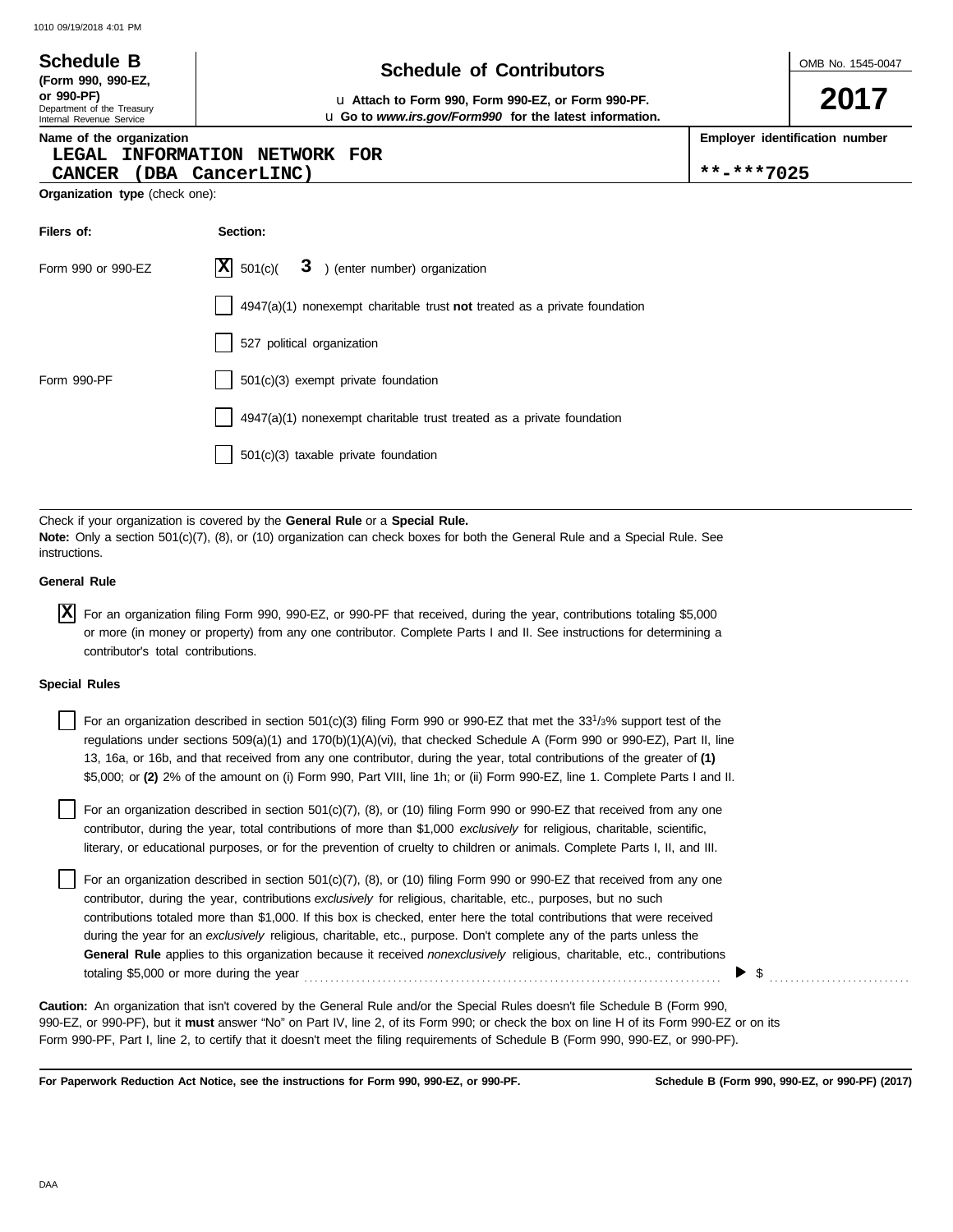**Schedule B**
**(Form 990, 990-EZ, or 990-PF)**
Department of the Treasury
Internal Revenue Service

# Schedule of Contributors

u **Attach to Form 990, Form 990-EZ, or Form 990-PF.**
u **Go to *www.irs.gov/Form990* for the latest information.**

OMB No. 1545-0047

**2017**

**Name of the organization**
LEGAL INFORMATION NETWORK FOR CANCER (DBA CancerLINC)

**Employer identification number**
**-***7025

**Organization type** (check one):

| Filers of: | Section: |
|---|---|
| Form 990 or 990-EZ | [X] 501(c)( 3 ) (enter number) organization |
| | [ ] 4947(a)(1) nonexempt charitable trust **not** treated as a private foundation |
| | [ ] 527 political organization |
| Form 990-PF | [ ] 501(c)(3) exempt private foundation |
| | [ ] 4947(a)(1) nonexempt charitable trust treated as a private foundation |
| | [ ] 501(c)(3) taxable private foundation |

Check if your organization is covered by the **General Rule** or a **Special Rule.**
**Note:** Only a section 501(c)(7), (8), or (10) organization can check boxes for both the General Rule and a Special Rule. See instructions.

**General Rule**

[X] For an organization filing Form 990, 990-EZ, or 990-PF that received, during the year, contributions totaling $5,000 or more (in money or property) from any one contributor. Complete Parts I and II. See instructions for determining a contributor's total contributions.

**Special Rules**

[ ] For an organization described in section 501(c)(3) filing Form 990 or 990-EZ that met the 33 1/3% support test of the regulations under sections 509(a)(1) and 170(b)(1)(A)(vi), that checked Schedule A (Form 990 or 990-EZ), Part II, line 13, 16a, or 16b, and that received from any one contributor, during the year, total contributions of the greater of **(1)** $5,000; or **(2)** 2% of the amount on (i) Form 990, Part VIII, line 1h; or (ii) Form 990-EZ, line 1. Complete Parts I and II.

[ ] For an organization described in section 501(c)(7), (8), or (10) filing Form 990 or 990-EZ that received from any one contributor, during the year, total contributions of more than $1,000 *exclusively* for religious, charitable, scientific, literary, or educational purposes, or for the prevention of cruelty to children or animals. Complete Parts I, II, and III.

[ ] For an organization described in section 501(c)(7), (8), or (10) filing Form 990 or 990-EZ that received from any one contributor, during the year, contributions *exclusively* for religious, charitable, etc., purposes, but no such contributions totaled more than $1,000. If this box is checked, enter here the total contributions that were received during the year for an *exclusively* religious, charitable, etc., purpose. Don't complete any of the parts unless the **General Rule** applies to this organization because it received *nonexclusively* religious, charitable, etc., contributions totaling $5,000 or more during the year . . . . . . . . . . ▶ $ . . . . . . . . . .

**Caution:** An organization that isn't covered by the General Rule and/or the Special Rules doesn't file Schedule B (Form 990, 990-EZ, or 990-PF), but it **must** answer "No" on Part IV, line 2, of its Form 990; or check the box on line H of its Form 990-EZ or on its Form 990-PF, Part I, line 2, to certify that it doesn't meet the filing requirements of Schedule B (Form 990, 990-EZ, or 990-PF).

**For Paperwork Reduction Act Notice, see the instructions for Form 990, 990-EZ, or 990-PF.** **Schedule B (Form 990, 990-EZ, or 990-PF) (2017)**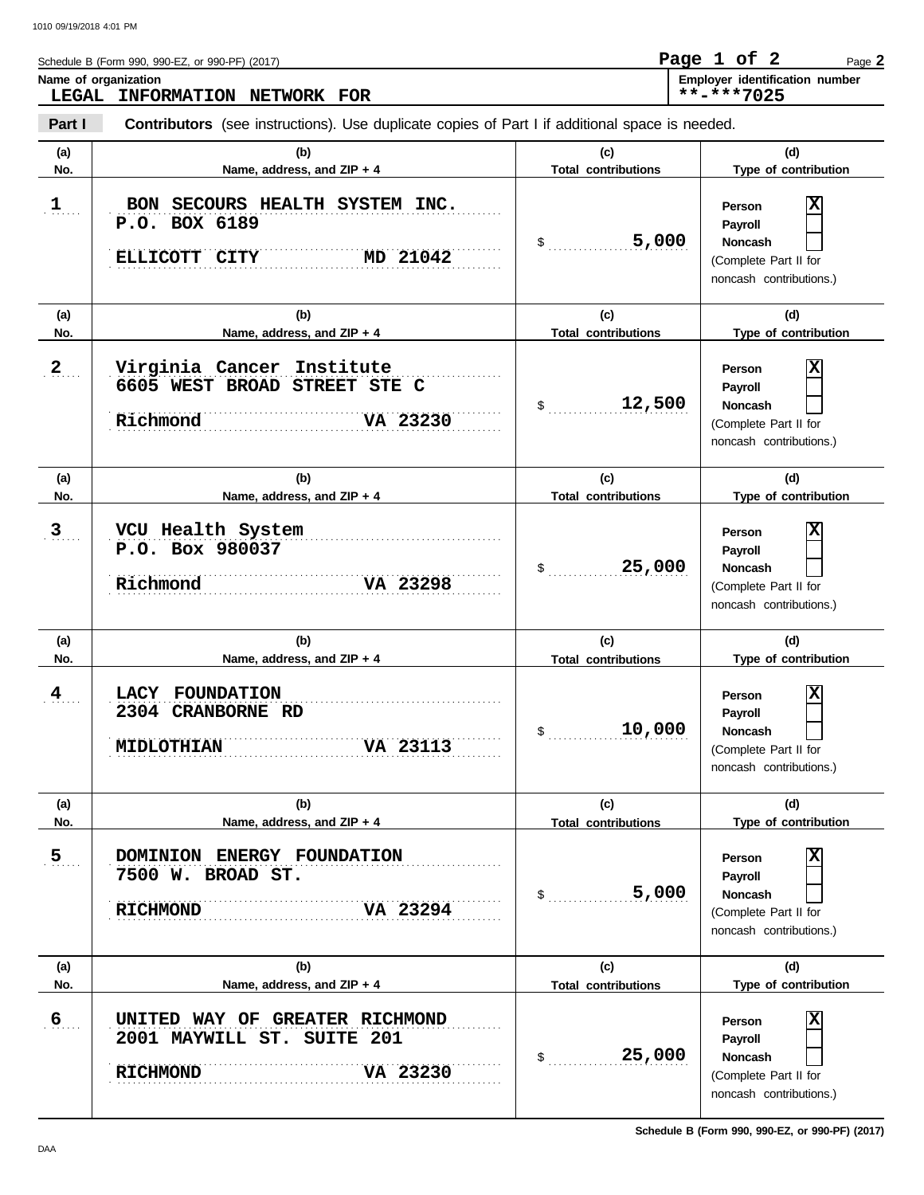Schedule B (Form 990, 990-EZ, or 990-PF) (2017)

**Name of organization**
**LEGAL INFORMATION NETWORK FOR**

**Employer identification number**
**-***7025

**Part I** **Contributors** (see instructions). Use duplicate copies of Part I if additional space is needed.

| (a) No. | (b) Name, address, and ZIP + 4 | (c) Total contributions | (d) Type of contribution |
|---|---|---|---|
| 1 | BON SECOURS HEALTH SYSTEM INC.<br>P.O. BOX 6189<br>ELLICOTT CITY MD 21042 | $ 5,000 | Person [X]<br>Payroll [ ]<br>Noncash [ ]<br>(Complete Part II for noncash contributions.) |
| 2 | Virginia Cancer Institute<br>6605 WEST BROAD STREET STE C<br>Richmond VA 23230 | $ 12,500 | Person [X]<br>Payroll [ ]<br>Noncash [ ]<br>(Complete Part II for noncash contributions.) |
| 3 | VCU Health System<br>P.O. Box 980037<br>Richmond VA 23298 | $ 25,000 | Person [X]<br>Payroll [ ]<br>Noncash [ ]<br>(Complete Part II for noncash contributions.) |
| 4 | LACY FOUNDATION<br>2304 CRANBORNE RD<br>MIDLOTHIAN VA 23113 | $ 10,000 | Person [X]<br>Payroll [ ]<br>Noncash [ ]<br>(Complete Part II for noncash contributions.) |
| 5 | DOMINION ENERGY FOUNDATION<br>7500 W. BROAD ST.<br>RICHMOND VA 23294 | $ 5,000 | Person [X]<br>Payroll [ ]<br>Noncash [ ]<br>(Complete Part II for noncash contributions.) |
| 6 | UNITED WAY OF GREATER RICHMOND<br>2001 MAYWILL ST. SUITE 201<br>RICHMOND VA 23230 | $ 25,000 | Person [X]<br>Payroll [ ]<br>Noncash [ ]<br>(Complete Part II for noncash contributions.) |

Schedule B (Form 990, 990-EZ, or 990-PF) (2017)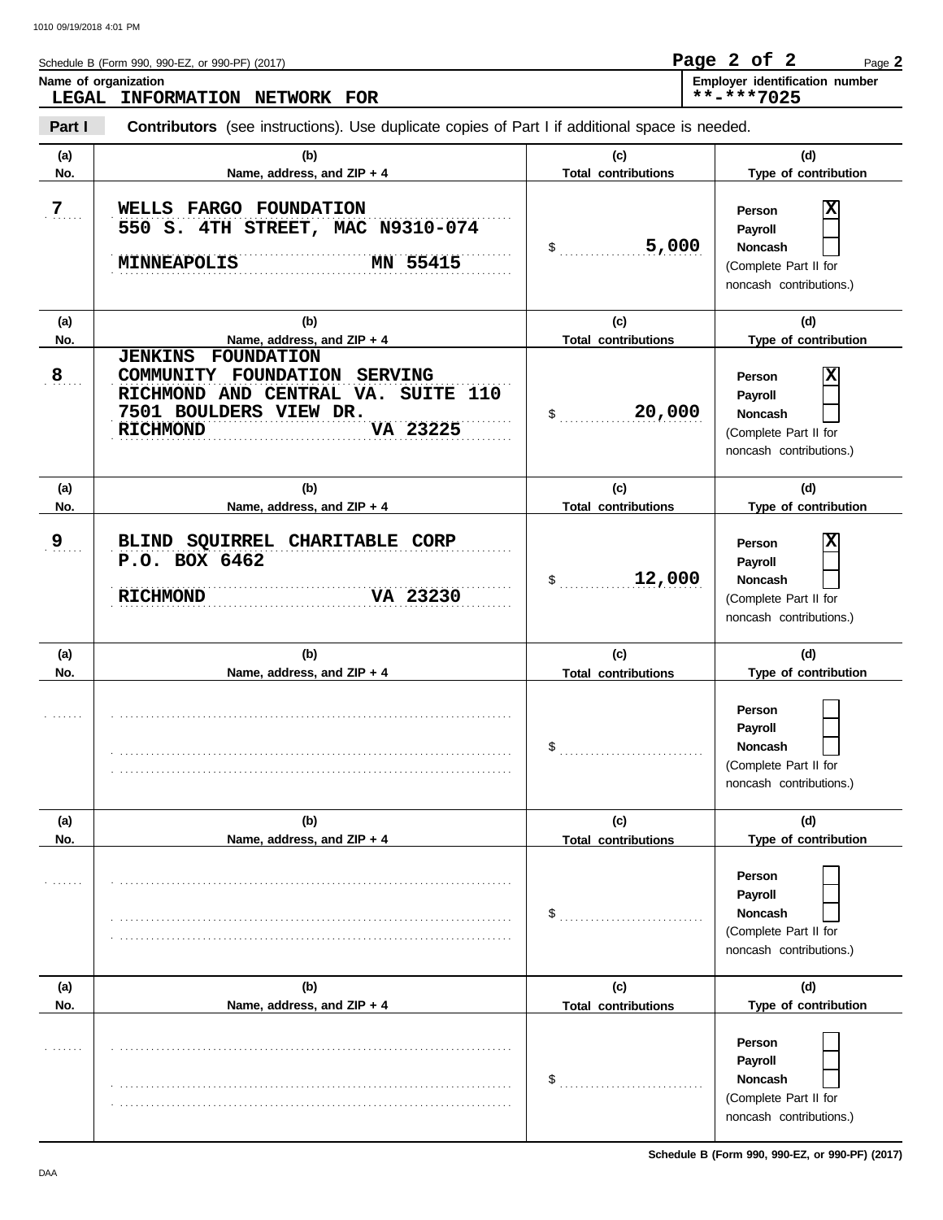1010 09/19/2018 4:01 PM

Schedule B (Form 990, 990-EZ, or 990-PF) (2017)

**Name of organization**
LEGAL INFORMATION NETWORK FOR

**Employer identification number**
**-***7025

**Part I** **Contributors** (see instructions). Use duplicate copies of Part I if additional space is needed.

| (a) No. | (b) Name, address, and ZIP + 4 | (c) Total contributions | (d) Type of contribution |
|---|---|---|---|
| 7 | WELLS FARGO FOUNDATION<br>550 S. 4TH STREET, MAC N9310-074<br>MINNEAPOLIS MN 55415 | $ 5,000 | Person [X]<br>Payroll [ ]<br>Noncash [ ]<br>(Complete Part II for noncash contributions.) |
| 8 | JENKINS FOUNDATION<br>COMMUNITY FOUNDATION SERVING<br>RICHMOND AND CENTRAL VA. SUITE 110<br>7501 BOULDERS VIEW DR.<br>RICHMOND VA 23225 | $ 20,000 | Person [X]<br>Payroll [ ]<br>Noncash [ ]<br>(Complete Part II for noncash contributions.) |
| 9 | BLIND SQUIRREL CHARITABLE CORP<br>P.O. BOX 6462<br>RICHMOND VA 23230 | $ 12,000 | Person [X]<br>Payroll [ ]<br>Noncash [ ]<br>(Complete Part II for noncash contributions.) |
| | | $ | Person [ ]<br>Payroll [ ]<br>Noncash [ ]<br>(Complete Part II for noncash contributions.) |
| | | $ | Person [ ]<br>Payroll [ ]<br>Noncash [ ]<br>(Complete Part II for noncash contributions.) |
| | | $ | Person [ ]<br>Payroll [ ]<br>Noncash [ ]<br>(Complete Part II for noncash contributions.) |

DAA

**Schedule B (Form 990, 990-EZ, or 990-PF) (2017)**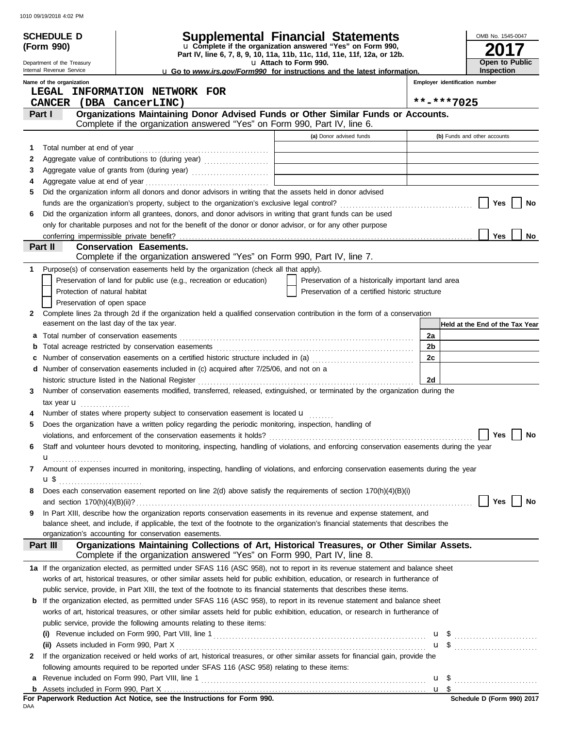**SCHEDULE D (Form 990)**

Department of the Treasury
Internal Revenue Service

# Supplemental Financial Statements

u Complete if the organization answered "Yes" on Form 990, Part IV, line 6, 7, 8, 9, 10, 11a, 11b, 11c, 11d, 11e, 11f, 12a, or 12b.

u Attach to Form 990.

u Go to *www.irs.gov/Form990* for instructions and the latest information.

OMB No. 1545-0047

**2017**

**Open to Public Inspection**

Name of the organization: LEGAL INFORMATION NETWORK FOR CANCER (DBA CancerLINC)

Employer identification number: **-***7025

## Part I — Organizations Maintaining Donor Advised Funds or Other Similar Funds or Accounts.

Complete if the organization answered "Yes" on Form 990, Part IV, line 6.

| | | (a) Donor advised funds | (b) Funds and other accounts |
|---|---|---|---|
| 1 | Total number at end of year | | |
| 2 | Aggregate value of contributions to (during year) | | |
| 3 | Aggregate value of grants from (during year) | | |
| 4 | Aggregate value at end of year | | |

5 Did the organization inform all donors and donor advisors in writing that the assets held in donor advised funds are the organization's property, subject to the organization's exclusive legal control? ☐ Yes ☐ No

6 Did the organization inform all grantees, donors, and donor advisors in writing that grant funds can be used only for charitable purposes and not for the benefit of the donor or donor advisor, or for any other purpose conferring impermissible private benefit? ☐ Yes ☐ No

## Part II — Conservation Easements.

Complete if the organization answered "Yes" on Form 990, Part IV, line 7.

1 Purpose(s) of conservation easements held by the organization (check all that apply).

- ☐ Preservation of land for public use (e.g., recreation or education)
- ☐ Protection of natural habitat
- ☐ Preservation of open space
- ☐ Preservation of a historically important land area
- ☐ Preservation of a certified historic structure

2 Complete lines 2a through 2d if the organization held a qualified conservation contribution in the form of a conservation easement on the last day of the tax year.

| | | | Held at the End of the Tax Year |
|---|---|---|---|
| a | Total number of conservation easements | 2a | |
| b | Total acreage restricted by conservation easements | 2b | |
| c | Number of conservation easements on a certified historic structure included in (a) | 2c | |
| d | Number of conservation easements included in (c) acquired after 7/25/06, and not on a historic structure listed in the National Register | 2d | |

3 Number of conservation easements modified, transferred, released, extinguished, or terminated by the organization during the tax year u

4 Number of states where property subject to conservation easement is located u

5 Does the organization have a written policy regarding the periodic monitoring, inspection, handling of violations, and enforcement of the conservation easements it holds? ☐ Yes ☐ No

6 Staff and volunteer hours devoted to monitoring, inspecting, handling of violations, and enforcing conservation easements during the year u

7 Amount of expenses incurred in monitoring, inspecting, handling of violations, and enforcing conservation easements during the year u $

8 Does each conservation easement reported on line 2(d) above satisfy the requirements of section 170(h)(4)(B)(i) and section 170(h)(4)(B)(ii)? ☐ Yes ☐ No

9 In Part XIII, describe how the organization reports conservation easements in its revenue and expense statement, and balance sheet, and include, if applicable, the text of the footnote to the organization's financial statements that describes the organization's accounting for conservation easements.

## Part III — Organizations Maintaining Collections of Art, Historical Treasures, or Other Similar Assets.

Complete if the organization answered "Yes" on Form 990, Part IV, line 8.

1a If the organization elected, as permitted under SFAS 116 (ASC 958), not to report in its revenue statement and balance sheet works of art, historical treasures, or other similar assets held for public exhibition, education, or research in furtherance of public service, provide, in Part XIII, the text of the footnote to its financial statements that describes these items.

b If the organization elected, as permitted under SFAS 116 (ASC 958), to report in its revenue statement and balance sheet works of art, historical treasures, or other similar assets held for public exhibition, education, or research in furtherance of public service, provide the following amounts relating to these items:

(i) Revenue included on Form 990, Part VIII, line 1 u $

(ii) Assets included in Form 990, Part X u $

2 If the organization received or held works of art, historical treasures, or other similar assets for financial gain, provide the following amounts required to be reported under SFAS 116 (ASC 958) relating to these items:

a Revenue included on Form 990, Part VIII, line 1 u $

b Assets included in Form 990, Part X u $

**For Paperwork Reduction Act Notice, see the Instructions for Form 990.**

DAA

**Schedule D (Form 990) 2017**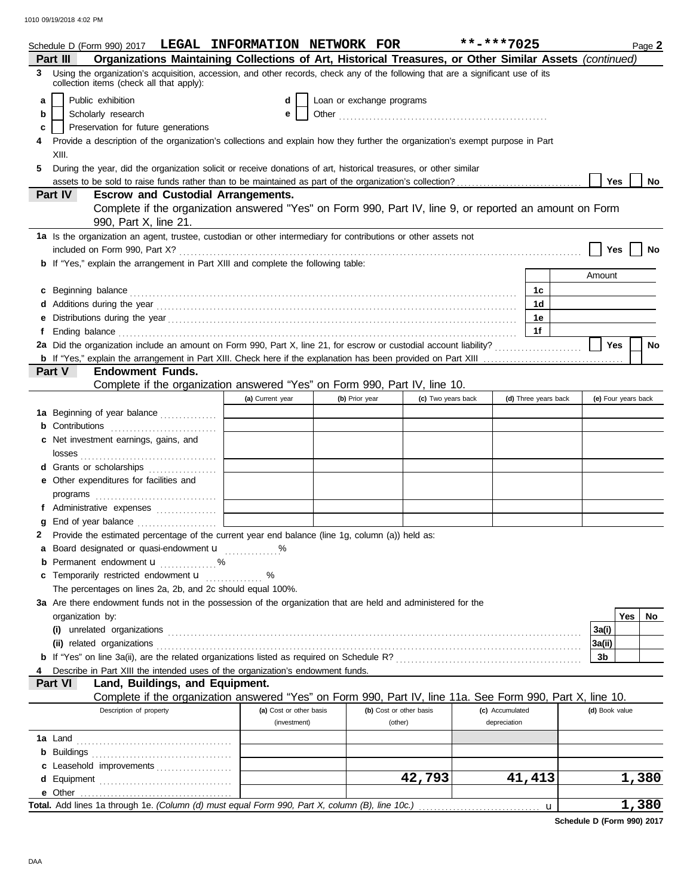Schedule D (Form 990) 2017 LEGAL INFORMATION NETWORK FOR **-***7025 Page 2

**Part III** Organizations Maintaining Collections of Art, Historical Treasures, or Other Similar Assets *(continued)*

3 Using the organization's acquisition, accession, and other records, check any of the following that are a significant use of its collection items (check all that apply):

a ☐ Public exhibition
b ☐ Scholarly research
c ☐ Preservation for future generations
d ☐ Loan or exchange programs
e ☐ Other

4 Provide a description of the organization's collections and explain how they further the organization's exempt purpose in Part XIII.

5 During the year, did the organization solicit or receive donations of art, historical treasures, or other similar assets to be sold to raise funds rather than to be maintained as part of the organization's collection? ☐ Yes ☐ No

**Part IV** **Escrow and Custodial Arrangements.**
Complete if the organization answered "Yes" on Form 990, Part IV, line 9, or reported an amount on Form 990, Part X, line 21.

1a Is the organization an agent, trustee, custodian or other intermediary for contributions or other assets not included on Form 990, Part X? ☐ Yes ☐ No

b If "Yes," explain the arrangement in Part XIII and complete the following table:

| | | Amount |
|---|---|---|
| c Beginning balance | 1c | |
| d Additions during the year | 1d | |
| e Distributions during the year | 1e | |
| f Ending balance | 1f | |

2a Did the organization include an amount on Form 990, Part X, line 21, for escrow or custodial account liability? ☐ Yes ☐ No

b If "Yes," explain the arrangement in Part XIII. Check here if the explanation has been provided on Part XIII ☐

**Part V** **Endowment Funds.**
Complete if the organization answered "Yes" on Form 990, Part IV, line 10.

| | (a) Current year | (b) Prior year | (c) Two years back | (d) Three years back | (e) Four years back |
|---|---|---|---|---|---|
| 1a Beginning of year balance | | | | | |
| b Contributions | | | | | |
| c Net investment earnings, gains, and losses | | | | | |
| d Grants or scholarships | | | | | |
| e Other expenditures for facilities and programs | | | | | |
| f Administrative expenses | | | | | |
| g End of year balance | | | | | |

2 Provide the estimated percentage of the current year end balance (line 1g, column (a)) held as:

a Board designated or quasi-endowment u %
b Permanent endowment u %
c Temporarily restricted endowment u %

The percentages on lines 2a, 2b, and 2c should equal 100%.

3a Are there endowment funds not in the possession of the organization that are held and administered for the organization by:

| | | Yes | No |
|---|---|---|---|
| (i) unrelated organizations | 3a(i) | | |
| (ii) related organizations | 3a(ii) | | |
| b If "Yes" on line 3a(ii), are the related organizations listed as required on Schedule R? | 3b | | |

4 Describe in Part XIII the intended uses of the organization's endowment funds.

**Part VI** **Land, Buildings, and Equipment.**
Complete if the organization answered "Yes" on Form 990, Part IV, line 11a. See Form 990, Part X, line 10.

| Description of property | (a) Cost or other basis (investment) | (b) Cost or other basis (other) | (c) Accumulated depreciation | (d) Book value |
|---|---|---|---|---|
| 1a Land | | | | |
| b Buildings | | | | |
| c Leasehold improvements | | | | |
| d Equipment | | 42,793 | 41,413 | 1,380 |
| e Other | | | | |

**Total.** Add lines 1a through 1e. *(Column (d) must equal Form 990, Part X, column (B), line 10c.)* u 1,380

**Schedule D (Form 990) 2017**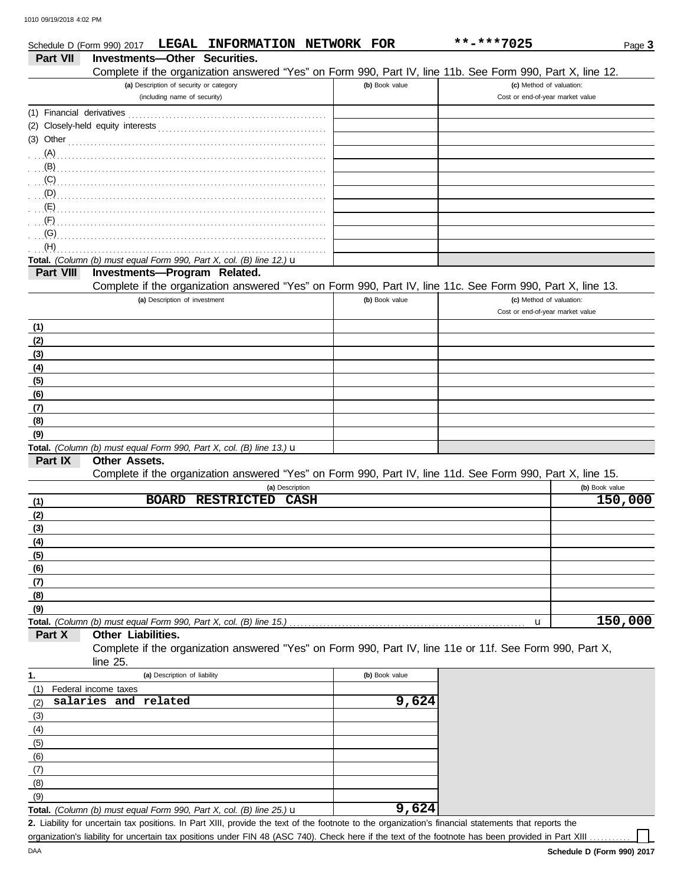Schedule D (Form 990) 2017 **LEGAL INFORMATION NETWORK FOR** **-***7025 Page **3**

**Part VII Investments—Other Securities.**

Complete if the organization answered "Yes" on Form 990, Part IV, line 11b. See Form 990, Part X, line 12.

| (a) Description of security or category (including name of security) | (b) Book value | (c) Method of valuation: Cost or end-of-year market value |
|---|---|---|
| (1) Financial derivatives | | |
| (2) Closely-held equity interests | | |
| (3) Other | | |
| (A) | | |
| (B) | | |
| (C) | | |
| (D) | | |
| (E) | | |
| (F) | | |
| (G) | | |
| (H) | | |
| **Total.** *(Column (b) must equal Form 990, Part X, col. (B) line 12.)* u | | |

**Part VIII Investments—Program Related.**

Complete if the organization answered "Yes" on Form 990, Part IV, line 11c. See Form 990, Part X, line 13.

| (a) Description of investment | (b) Book value | (c) Method of valuation: Cost or end-of-year market value |
|---|---|---|
| (1) | | |
| (2) | | |
| (3) | | |
| (4) | | |
| (5) | | |
| (6) | | |
| (7) | | |
| (8) | | |
| (9) | | |
| **Total.** *(Column (b) must equal Form 990, Part X, col. (B) line 13.)* u | | |

**Part IX Other Assets.**

Complete if the organization answered "Yes" on Form 990, Part IV, line 11d. See Form 990, Part X, line 15.

| (a) Description | (b) Book value |
|---|---|
| (1) BOARD RESTRICTED CASH | 150,000 |
| (2) | |
| (3) | |
| (4) | |
| (5) | |
| (6) | |
| (7) | |
| (8) | |
| (9) | |
| **Total.** *(Column (b) must equal Form 990, Part X, col. (B) line 15.)* u | 150,000 |

**Part X Other Liabilities.**

Complete if the organization answered "Yes" on Form 990, Part IV, line 11e or 11f. See Form 990, Part X, line 25.

| 1. (a) Description of liability | (b) Book value |
|---|---|
| (1) Federal income taxes | |
| (2) salaries and related | 9,624 |
| (3) | |
| (4) | |
| (5) | |
| (6) | |
| (7) | |
| (8) | |
| (9) | |
| **Total.** *(Column (b) must equal Form 990, Part X, col. (B) line 25.)* u | 9,624 |

**2.** Liability for uncertain tax positions. In Part XIII, provide the text of the footnote to the organization's financial statements that reports the organization's liability for uncertain tax positions under FIN 48 (ASC 740). Check here if the text of the footnote has been provided in Part XIII ☐

DAA **Schedule D (Form 990) 2017**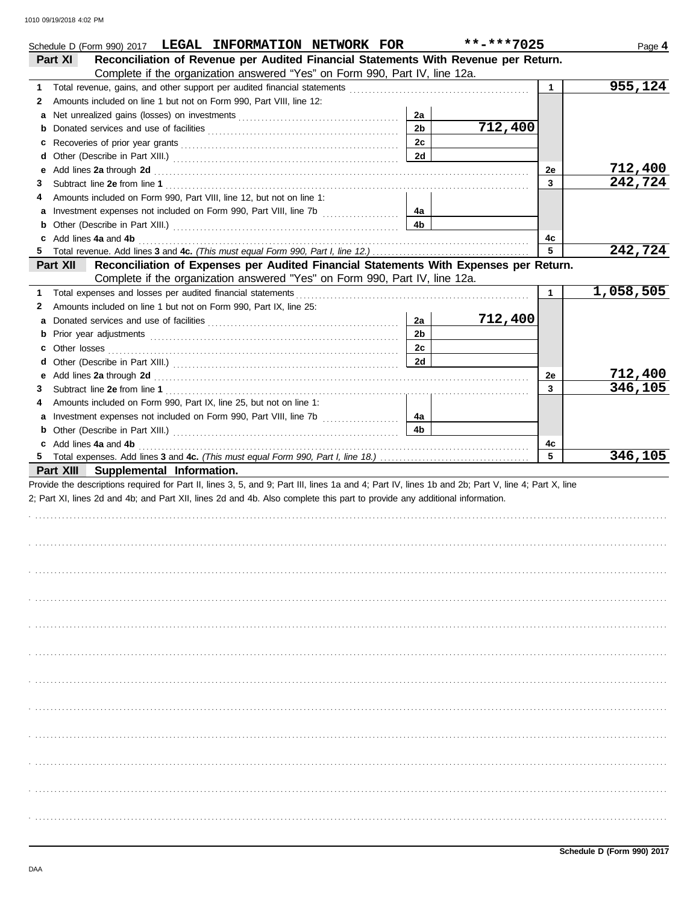Schedule D (Form 990) 2017 **LEGAL INFORMATION NETWORK FOR** **-***7025 Page **4**

## Part XI Reconciliation of Revenue per Audited Financial Statements With Revenue per Return.

Complete if the organization answered "Yes" on Form 990, Part IV, line 12a.

| | | | | | |
|---|---|---|---|---|---|
| 1 | Total revenue, gains, and other support per audited financial statements | | | 1 | 955,124 |
| 2 | Amounts included on line 1 but not on Form 990, Part VIII, line 12: | | | | |
| a | Net unrealized gains (losses) on investments | 2a | | | |
| b | Donated services and use of facilities | 2b | 712,400 | | |
| c | Recoveries of prior year grants | 2c | | | |
| d | Other (Describe in Part XIII.) | 2d | | | |
| e | Add lines **2a** through **2d** | | | 2e | 712,400 |
| 3 | Subtract line **2e** from line **1** | | | 3 | 242,724 |
| 4 | Amounts included on Form 990, Part VIII, line 12, but not on line 1: | | | | |
| a | Investment expenses not included on Form 990, Part VIII, line 7b | 4a | | | |
| b | Other (Describe in Part XIII.) | 4b | | | |
| c | Add lines **4a** and **4b** | | | 4c | |
| 5 | Total revenue. Add lines **3** and **4c.** *(This must equal Form 990, Part I, line 12.)* | | | 5 | 242,724 |

## Part XII Reconciliation of Expenses per Audited Financial Statements With Expenses per Return.

Complete if the organization answered "Yes" on Form 990, Part IV, line 12a.

| | | | | | |
|---|---|---|---|---|---|
| 1 | Total expenses and losses per audited financial statements | | | 1 | 1,058,505 |
| 2 | Amounts included on line 1 but not on Form 990, Part IX, line 25: | | | | |
| a | Donated services and use of facilities | 2a | 712,400 | | |
| b | Prior year adjustments | 2b | | | |
| c | Other losses | 2c | | | |
| d | Other (Describe in Part XIII.) | 2d | | | |
| e | Add lines **2a** through **2d** | | | 2e | 712,400 |
| 3 | Subtract line **2e** from line **1** | | | 3 | 346,105 |
| 4 | Amounts included on Form 990, Part IX, line 25, but not on line 1: | | | | |
| a | Investment expenses not included on Form 990, Part VIII, line 7b | 4a | | | |
| b | Other (Describe in Part XIII.) | 4b | | | |
| c | Add lines **4a** and **4b** | | | 4c | |
| 5 | Total expenses. Add lines **3** and **4c.** *(This must equal Form 990, Part I, line 18.)* | | | 5 | 346,105 |

## Part XIII Supplemental Information.

Provide the descriptions required for Part II, lines 3, 5, and 9; Part III, lines 1a and 4; Part IV, lines 1b and 2b; Part V, line 4; Part X, line 2; Part XI, lines 2d and 4b; and Part XII, lines 2d and 4b. Also complete this part to provide any additional information.

**Schedule D (Form 990) 2017**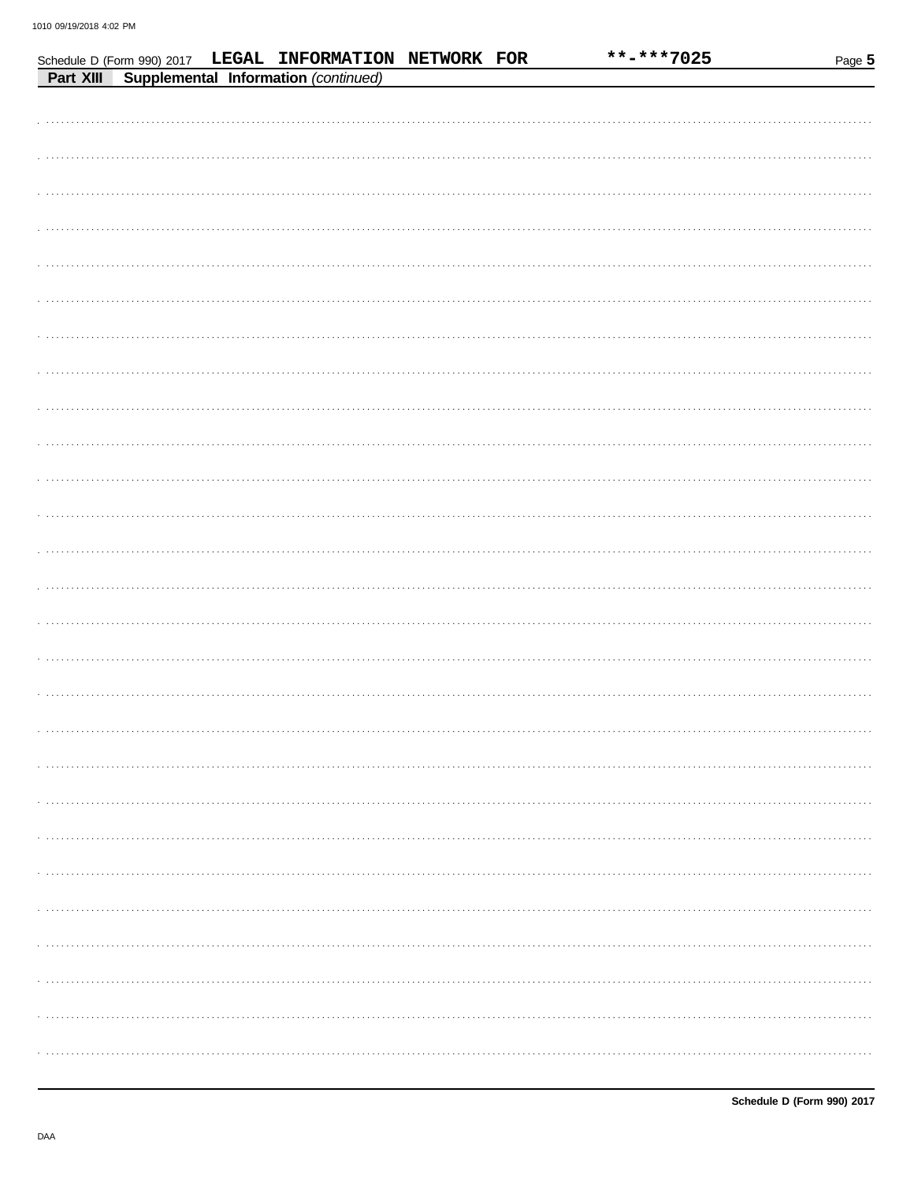Schedule D (Form 990) 2017 LEGAL INFORMATION NETWORK FOR **-***7025

**Part XIII** **Supplemental Information** *(continued)*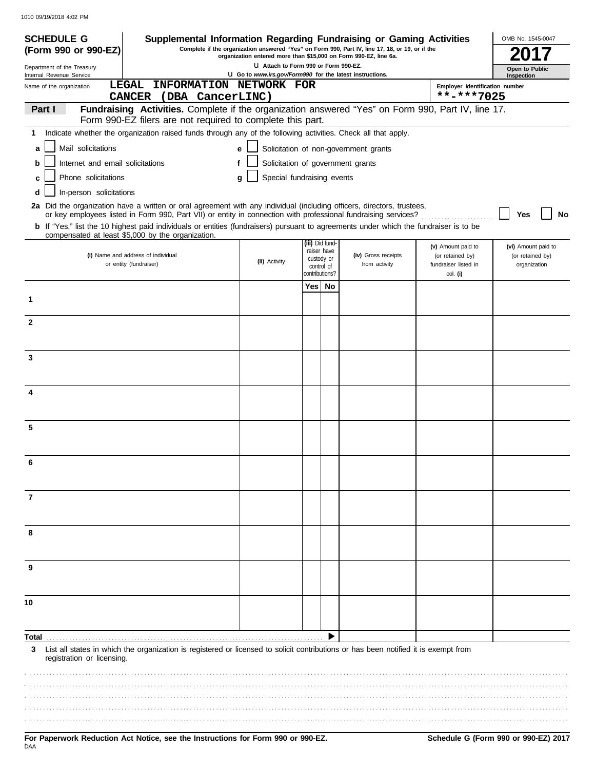**SCHEDULE G (Form 990 or 990-EZ)**

Department of the Treasury
Internal Revenue Service

# Supplemental Information Regarding Fundraising or Gaming Activities

Complete if the organization answered "Yes" on Form 990, Part IV, line 17, 18, or 19, or if the organization entered more than $15,000 on Form 990-EZ, line 6a.

u Attach to Form 990 or Form 990-EZ.

u Go to *www.irs.gov/Form990* for the latest instructions.

OMB No. 1545-0047

**2017**

**Open to Public Inspection**

Name of the organization: LEGAL INFORMATION NETWORK FOR CANCER (DBA CancerLINC)

Employer identification number: **-***7025

**Part I** **Fundraising Activities.** Complete if the organization answered "Yes" on Form 990, Part IV, line 17. Form 990-EZ filers are not required to complete this part.

**1** Indicate whether the organization raised funds through any of the following activities. Check all that apply.

- **a** ☐ Mail solicitations
- **b** ☐ Internet and email solicitations
- **c** ☐ Phone solicitations
- **d** ☐ In-person solicitations
- **e** ☐ Solicitation of non-government grants
- **f** ☐ Solicitation of government grants
- **g** ☐ Special fundraising events

**2a** Did the organization have a written or oral agreement with any individual (including officers, directors, trustees, or key employees listed in Form 990, Part VII) or entity in connection with professional fundraising services? ☐ **Yes** ☐ **No**

**b** If "Yes," list the 10 highest paid individuals or entities (fundraisers) pursuant to agreements under which the fundraiser is to be compensated at least $5,000 by the organization.

| | (i) Name and address of individual or entity (fundraiser) | (ii) Activity | (iii) Did fund-raiser have custody or control of contributions? Yes | No | (iv) Gross receipts from activity | (v) Amount paid to (or retained by) fundraiser listed in col. (i) | (vi) Amount paid to (or retained by) organization |
|---|---|---|---|---|---|---|---|
| 1 | | | | | | | |
| 2 | | | | | | | |
| 3 | | | | | | | |
| 4 | | | | | | | |
| 5 | | | | | | | |
| 6 | | | | | | | |
| 7 | | | | | | | |
| 8 | | | | | | | |
| 9 | | | | | | | |
| 10 | | | | | | | |
| **Total** | | | | ▶ | | | |

**3** List all states in which the organization is registered or licensed to solicit contributions or has been notified it is exempt from registration or licensing.

**For Paperwork Reduction Act Notice, see the Instructions for Form 990 or 990-EZ.** **Schedule G (Form 990 or 990-EZ) 2017**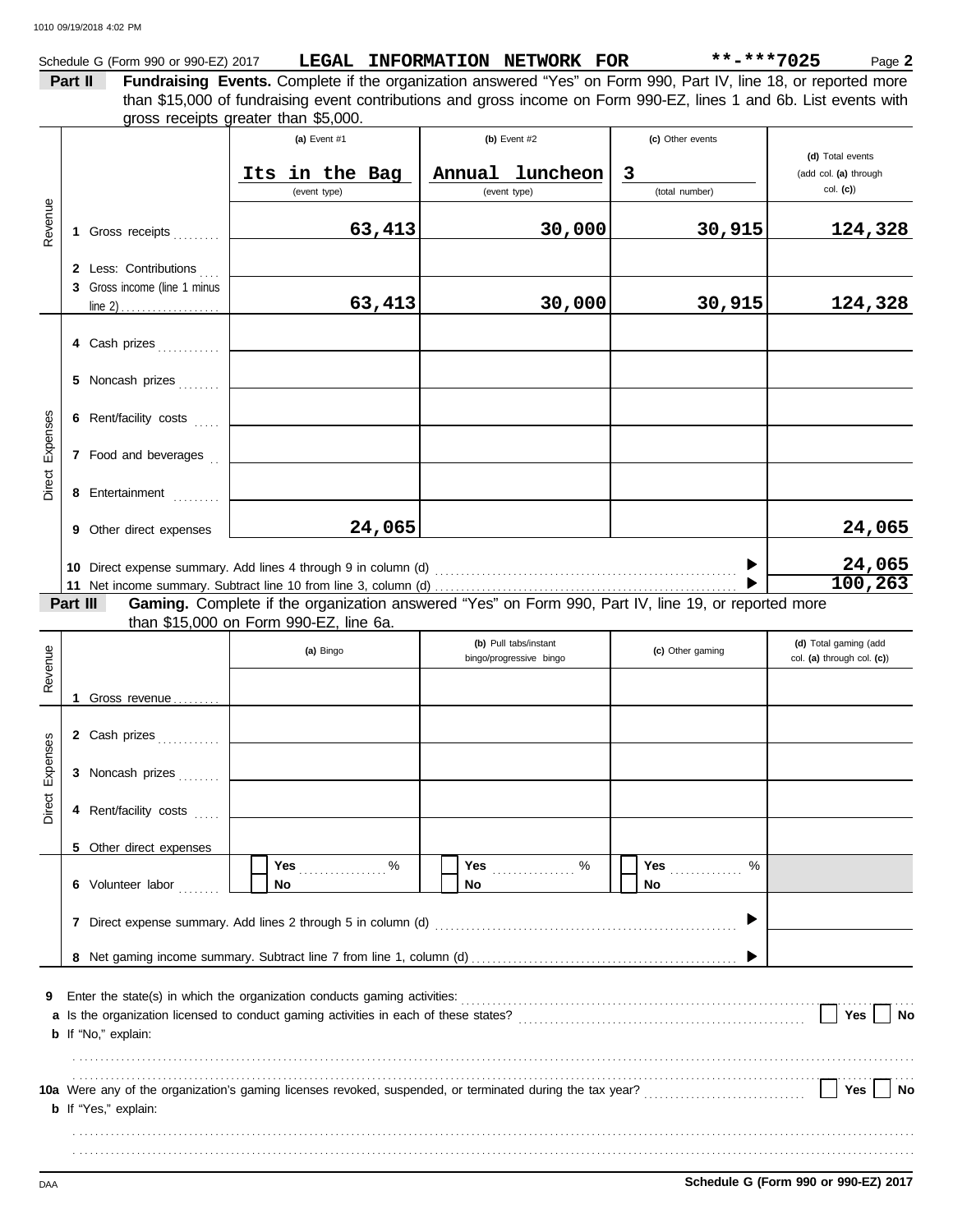Schedule G (Form 990 or 990-EZ) 2017 **LEGAL INFORMATION NETWORK FOR** **-***7025 Page **2**

**Part II** **Fundraising Events.** Complete if the organization answered "Yes" on Form 990, Part IV, line 18, or reported more than $15,000 of fundraising event contributions and gross income on Form 990-EZ, lines 1 and 6b. List events with gross receipts greater than $5,000.

| | | (a) Event #1 | (b) Event #2 | (c) Other events | (d) Total events (add col. (a) through col. (c)) |
|---|---|---|---|---|---|
| | | Its in the Bag (event type) | Annual luncheon (event type) | 3 (total number) | |
| Revenue | 1 Gross receipts | 63,413 | 30,000 | 30,915 | 124,328 |
| | 2 Less: Contributions | | | | |
| | 3 Gross income (line 1 minus line 2) | 63,413 | 30,000 | 30,915 | 124,328 |
| Direct Expenses | 4 Cash prizes | | | | |
| | 5 Noncash prizes | | | | |
| | 6 Rent/facility costs | | | | |
| | 7 Food and beverages | | | | |
| | 8 Entertainment | | | | |
| | 9 Other direct expenses | 24,065 | | | 24,065 |

10 Direct expense summary. Add lines 4 through 9 in column (d) ▶ **24,065**

11 Net income summary. Subtract line 10 from line 3, column (d) ▶ **100,263**

**Part III** **Gaming.** Complete if the organization answered "Yes" on Form 990, Part IV, line 19, or reported more than $15,000 on Form 990-EZ, line 6a.

| | | (a) Bingo | (b) Pull tabs/instant bingo/progressive bingo | (c) Other gaming | (d) Total gaming (add col. (a) through col. (c)) |
|---|---|---|---|---|---|
| Revenue | 1 Gross revenue | | | | |
| Direct Expenses | 2 Cash prizes | | | | |
| | 3 Noncash prizes | | | | |
| | 4 Rent/facility costs | | | | |
| | 5 Other direct expenses | | | | |
| | 6 Volunteer labor | Yes ____ % / No | Yes ____ % / No | Yes ____ % / No | |

7 Direct expense summary. Add lines 2 through 5 in column (d) ▶

8 Net gaming income summary. Subtract line 7 from line 1, column (d) ▶

9 Enter the state(s) in which the organization conducts gaming activities:

a Is the organization licensed to conduct gaming activities in each of these states? Yes No

b If "No," explain:

10a Were any of the organization's gaming licenses revoked, suspended, or terminated during the tax year? Yes No

b If "Yes," explain:

DAA **Schedule G (Form 990 or 990-EZ) 2017**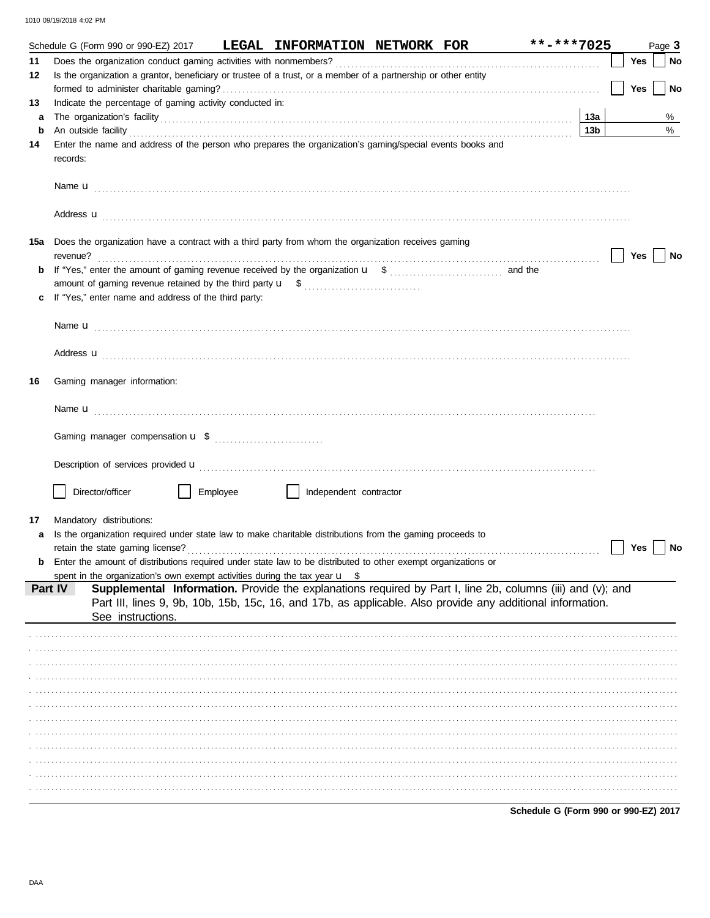Schedule G (Form 990 or 990-EZ) 2017 **LEGAL INFORMATION NETWORK FOR** **\*\*-\*\*\*7025** Page **3**

**11** Does the organization conduct gaming activities with nonmembers? ☐ Yes ☐ No

**12** Is the organization a grantor, beneficiary or trustee of a trust, or a member of a partnership or other entity formed to administer charitable gaming? ☐ Yes ☐ No

**13** Indicate the percentage of gaming activity conducted in:

**a** The organization's facility **13a** %

**b** An outside facility **13b** %

**14** Enter the name and address of the person who prepares the organization's gaming/special events books and records:

Name u

Address u

**15a** Does the organization have a contract with a third party from whom the organization receives gaming revenue? ☐ Yes ☐ No

**b** If "Yes," enter the amount of gaming revenue received by the organization u $ and the amount of gaming revenue retained by the third party u $

**c** If "Yes," enter name and address of the third party:

Name u

Address u

**16** Gaming manager information:

Name u

Gaming manager compensation u $

Description of services provided u

☐ Director/officer ☐ Employee ☐ Independent contractor

**17** Mandatory distributions:

**a** Is the organization required under state law to make charitable distributions from the gaming proceeds to retain the state gaming license? ☐ Yes ☐ No

**b** Enter the amount of distributions required under state law to be distributed to other exempt organizations or spent in the organization's own exempt activities during the tax year u $

**Part IV** **Supplemental Information.** Provide the explanations required by Part I, line 2b, columns (iii) and (v); and Part III, lines 9, 9b, 10b, 15b, 15c, 16, and 17b, as applicable. Also provide any additional information. See instructions.

**Schedule G (Form 990 or 990-EZ) 2017**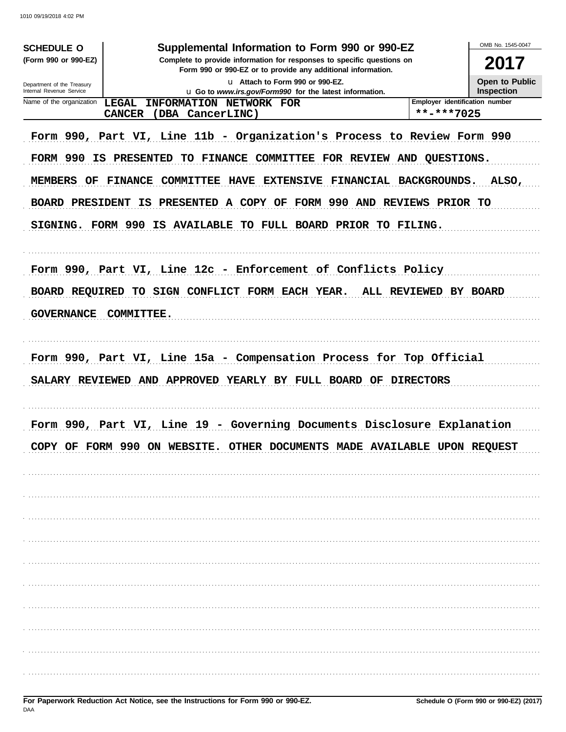**SCHEDULE O** (Form 990 or 990-EZ)

Department of the Treasury
Internal Revenue Service

# Supplemental Information to Form 990 or 990-EZ

**Complete to provide information for responses to specific questions on Form 990 or 990-EZ or to provide any additional information.**

u Attach to Form 990 or 990-EZ.

u Go to *www.irs.gov/Form990* for the latest information.

OMB No. 1545-0047

**2017**

**Open to Public Inspection**

| Name of the organization | Employer identification number |
|---|---|
| LEGAL INFORMATION NETWORK FOR CANCER (DBA CancerLINC) | **-***7025 |

Form 990, Part VI, Line 11b - Organization's Process to Review Form 990

FORM 990 IS PRESENTED TO FINANCE COMMITTEE FOR REVIEW AND QUESTIONS. MEMBERS OF FINANCE COMMITTEE HAVE EXTENSIVE FINANCIAL BACKGROUNDS. ALSO, BOARD PRESIDENT IS PRESENTED A COPY OF FORM 990 AND REVIEWS PRIOR TO SIGNING. FORM 990 IS AVAILABLE TO FULL BOARD PRIOR TO FILING.

Form 990, Part VI, Line 12c - Enforcement of Conflicts Policy

BOARD REQUIRED TO SIGN CONFLICT FORM EACH YEAR. ALL REVIEWED BY BOARD GOVERNANCE COMMITTEE.

Form 990, Part VI, Line 15a - Compensation Process for Top Official

SALARY REVIEWED AND APPROVED YEARLY BY FULL BOARD OF DIRECTORS

Form 990, Part VI, Line 19 - Governing Documents Disclosure Explanation

COPY OF FORM 990 ON WEBSITE. OTHER DOCUMENTS MADE AVAILABLE UPON REQUEST

**For Paperwork Reduction Act Notice, see the Instructions for Form 990 or 990-EZ.**

DAA

**Schedule O (Form 990 or 990-EZ) (2017)**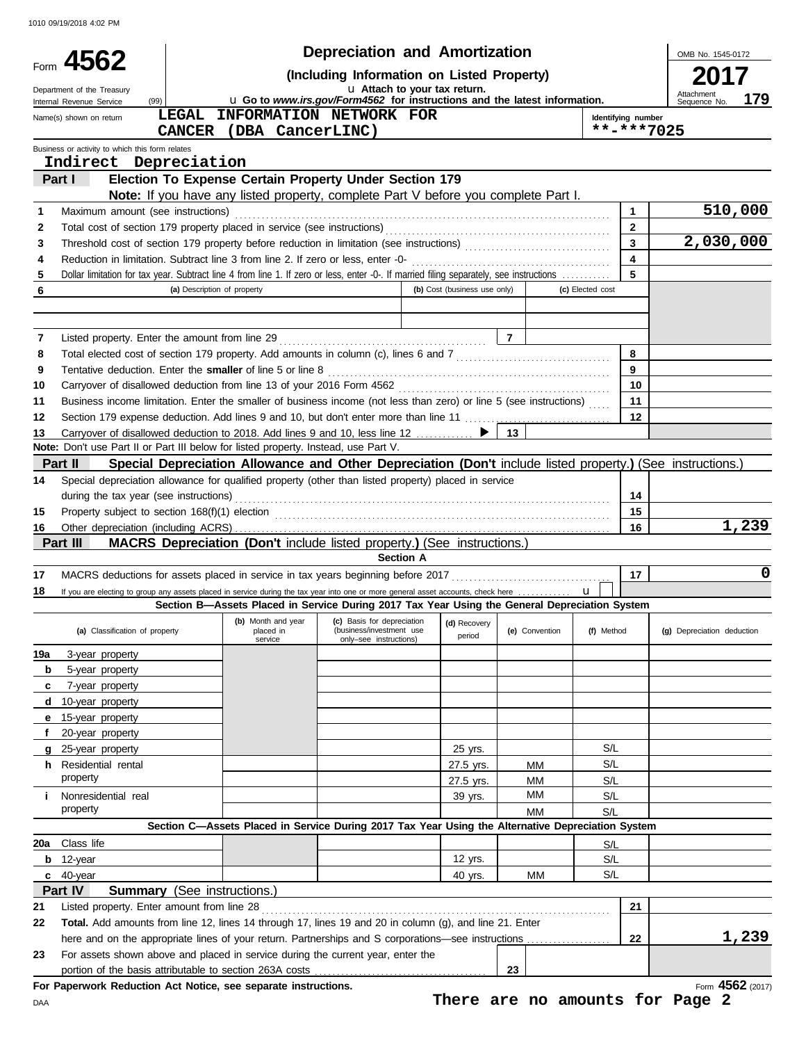1010 09/19/2018 4:02 PM

Form **4562**

Department of the Treasury
Internal Revenue Service (99)

# Depreciation and Amortization

**(Including Information on Listed Property)**

Attach to your tax return.

Go to *www.irs.gov/Form4562* for instructions and the latest information.

OMB No. 1545-0172

**2017**

Attachment Sequence No. **179**

Name(s) shown on return: LEGAL INFORMATION NETWORK FOR CANCER (DBA CancerLINC)

Identifying number: **-***7025

Business or activity to which this form relates: Indirect Depreciation

## Part I Election To Expense Certain Property Under Section 179

**Note:** If you have any listed property, complete Part V before you complete Part I.

| | | | |
|---|---|---|---|
| 1 | Maximum amount (see instructions) | 1 | 510,000 |
| 2 | Total cost of section 179 property placed in service (see instructions) | 2 | |
| 3 | Threshold cost of section 179 property before reduction in limitation (see instructions) | 3 | 2,030,000 |
| 4 | Reduction in limitation. Subtract line 3 from line 2. If zero or less, enter -0- | 4 | |
| 5 | Dollar limitation for tax year. Subtract line 4 from line 1. If zero or less, enter -0-. If married filing separately, see instructions | 5 | |

| 6 | (a) Description of property | (b) Cost (business use only) | (c) Elected cost |
|---|---|---|---|
| | | | |
| | | | |

| | | | |
|---|---|---|---|
| 7 | Listed property. Enter the amount from line 29 | 7 | |
| 8 | Total elected cost of section 179 property. Add amounts in column (c), lines 6 and 7 | 8 | |
| 9 | Tentative deduction. Enter the **smaller** of line 5 or line 8 | 9 | |
| 10 | Carryover of disallowed deduction from line 13 of your 2016 Form 4562 | 10 | |
| 11 | Business income limitation. Enter the smaller of business income (not less than zero) or line 5 (see instructions) | 11 | |
| 12 | Section 179 expense deduction. Add lines 9 and 10, but don't enter more than line 11 | 12 | |
| 13 | Carryover of disallowed deduction to 2018. Add lines 9 and 10, less line 12 | 13 | |

**Note:** Don't use Part II or Part III below for listed property. Instead, use Part V.

## Part II Special Depreciation Allowance and Other Depreciation (Don't include listed property.) (See instructions.)

| | | | |
|---|---|---|---|
| 14 | Special depreciation allowance for qualified property (other than listed property) placed in service during the tax year (see instructions) | 14 | |
| 15 | Property subject to section 168(f)(1) election | 15 | |
| 16 | Other depreciation (including ACRS) | 16 | 1,239 |

## Part III MACRS Depreciation (Don't include listed property.) (See instructions.)

**Section A**

| | | | |
|---|---|---|---|
| 17 | MACRS deductions for assets placed in service in tax years beginning before 2017 | 17 | 0 |
| 18 | If you are electing to group any assets placed in service during the tax year into one or more general asset accounts, check here | | |

**Section B—Assets Placed in Service During 2017 Tax Year Using the General Depreciation System**

| (a) Classification of property | (b) Month and year placed in service | (c) Basis for depreciation (business/investment use only–see instructions) | (d) Recovery period | (e) Convention | (f) Method | (g) Depreciation deduction |
|---|---|---|---|---|---|---|
| 19a 3-year property | | | | | | |
| b 5-year property | | | | | | |
| c 7-year property | | | | | | |
| d 10-year property | | | | | | |
| e 15-year property | | | | | | |
| f 20-year property | | | | | | |
| g 25-year property | | | 25 yrs. | | S/L | |
| h Residential rental property | | | 27.5 yrs. | MM | S/L | |
| | | | 27.5 yrs. | MM | S/L | |
| i Nonresidential real property | | | 39 yrs. | MM | S/L | |
| | | | | MM | S/L | |

**Section C—Assets Placed in Service During 2017 Tax Year Using the Alternative Depreciation System**

| | | | | | | |
|---|---|---|---|---|---|---|
| 20a Class life | | | | | S/L | |
| b 12-year | | | 12 yrs. | | S/L | |
| c 40-year | | | 40 yrs. | MM | S/L | |

## Part IV Summary (See instructions.)

| | | | |
|---|---|---|---|
| 21 | Listed property. Enter amount from line 28 | 21 | |
| 22 | **Total.** Add amounts from line 12, lines 14 through 17, lines 19 and 20 in column (g), and line 21. Enter here and on the appropriate lines of your return. Partnerships and S corporations—see instructions | 22 | 1,239 |
| 23 | For assets shown above and placed in service during the current year, enter the portion of the basis attributable to section 263A costs | 23 | |

**For Paperwork Reduction Act Notice, see separate instructions.**

DAA

Form **4562** (2017)

**There are no amounts for Page 2**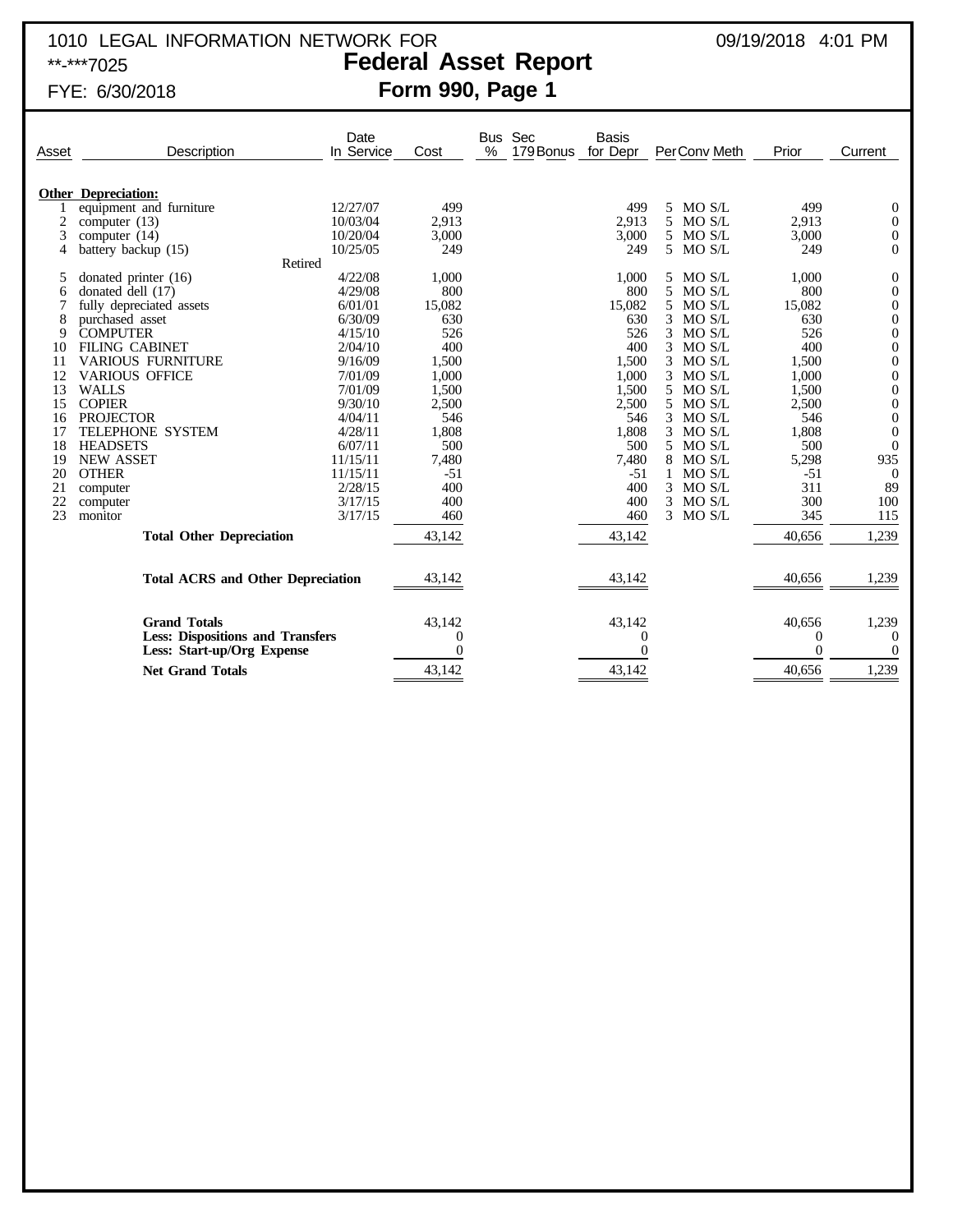1010 LEGAL INFORMATION NETWORK FOR
**-***7025
FYE: 6/30/2018

09/19/2018 4:01 PM

# Federal Asset Report
## Form 990, Page 1

| Asset | Description | Date In Service | Cost | Bus % | Sec 179 Bonus | Basis for Depr | Per | Conv | Meth | Prior | Current |
|---|---|---|---|---|---|---|---|---|---|---|---|
| | **Other Depreciation:** | | | | | | | | | | |
| 1 | equipment and furniture | 12/27/07 | 499 | | | 499 | 5 | MO | S/L | 499 | 0 |
| 2 | computer (13) | 10/03/04 | 2,913 | | | 2,913 | 5 | MO | S/L | 2,913 | 0 |
| 3 | computer (14) | 10/20/04 | 3,000 | | | 3,000 | 5 | MO | S/L | 3,000 | 0 |
| 4 | battery backup (15) | 10/25/05 | 249 | | | 249 | 5 | MO | S/L | 249 | 0 |
| | Retired | | | | | | | | | | |
| 5 | donated printer (16) | 4/22/08 | 1,000 | | | 1,000 | 5 | MO | S/L | 1,000 | 0 |
| 6 | donated dell (17) | 4/29/08 | 800 | | | 800 | 5 | MO | S/L | 800 | 0 |
| 7 | fully depreciated assets | 6/01/01 | 15,082 | | | 15,082 | 5 | MO | S/L | 15,082 | 0 |
| 8 | purchased asset | 6/30/09 | 630 | | | 630 | 3 | MO | S/L | 630 | 0 |
| 9 | COMPUTER | 4/15/10 | 526 | | | 526 | 3 | MO | S/L | 526 | 0 |
| 10 | FILING CABINET | 2/04/10 | 400 | | | 400 | 3 | MO | S/L | 400 | 0 |
| 11 | VARIOUS FURNITURE | 9/16/09 | 1,500 | | | 1,500 | 3 | MO | S/L | 1,500 | 0 |
| 12 | VARIOUS OFFICE | 7/01/09 | 1,000 | | | 1,000 | 3 | MO | S/L | 1,000 | 0 |
| 13 | WALLS | 7/01/09 | 1,500 | | | 1,500 | 5 | MO | S/L | 1,500 | 0 |
| 15 | COPIER | 9/30/10 | 2,500 | | | 2,500 | 5 | MO | S/L | 2,500 | 0 |
| 16 | PROJECTOR | 4/04/11 | 546 | | | 546 | 3 | MO | S/L | 546 | 0 |
| 17 | TELEPHONE SYSTEM | 4/28/11 | 1,808 | | | 1,808 | 3 | MO | S/L | 1,808 | 0 |
| 18 | HEADSETS | 6/07/11 | 500 | | | 500 | 5 | MO | S/L | 500 | 0 |
| 19 | NEW ASSET | 11/15/11 | 7,480 | | | 7,480 | 8 | MO | S/L | 5,298 | 935 |
| 20 | OTHER | 11/15/11 | -51 | | | -51 | 1 | MO | S/L | -51 | 0 |
| 21 | computer | 2/28/15 | 400 | | | 400 | 3 | MO | S/L | 311 | 89 |
| 22 | computer | 3/17/15 | 400 | | | 400 | 3 | MO | S/L | 300 | 100 |
| 23 | monitor | 3/17/15 | 460 | | | 460 | 3 | MO | S/L | 345 | 115 |
| | **Total Other Depreciation** | | 43,142 | | | 43,142 | | | | 40,656 | 1,239 |
| | **Total ACRS and Other Depreciation** | | 43,142 | | | 43,142 | | | | 40,656 | 1,239 |
| | **Grand Totals** | | 43,142 | | | 43,142 | | | | 40,656 | 1,239 |
| | **Less: Dispositions and Transfers** | | 0 | | | 0 | | | | 0 | 0 |
| | **Less: Start-up/Org Expense** | | 0 | | | 0 | | | | 0 | 0 |
| | **Net Grand Totals** | | 43,142 | | | 43,142 | | | | 40,656 | 1,239 |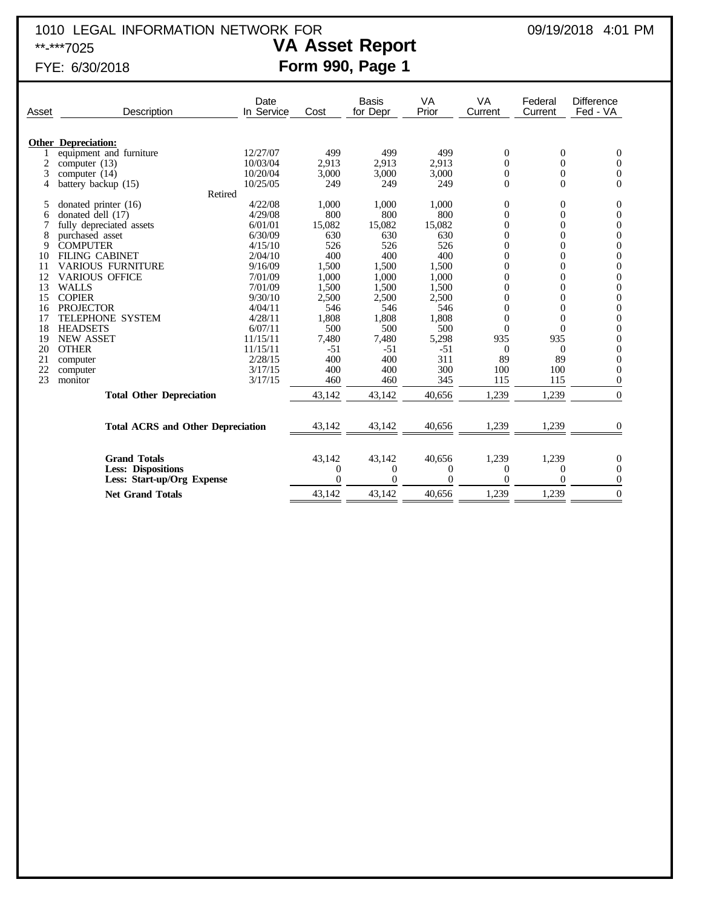1010 LEGAL INFORMATION NETWORK FOR

**-***7025

FYE: 6/30/2018

09/19/2018 4:01 PM

# VA Asset Report

## Form 990, Page 1

| Asset | Description | Date In Service | Cost | Basis for Depr | VA Prior | VA Current | Federal Current | Difference Fed - VA |
|---|---|---|---|---|---|---|---|---|
| | **Other Depreciation:** | | | | | | | |
| 1 | equipment and furniture | 12/27/07 | 499 | 499 | 499 | 0 | 0 | 0 |
| 2 | computer (13) | 10/03/04 | 2,913 | 2,913 | 2,913 | 0 | 0 | 0 |
| 3 | computer (14) | 10/20/04 | 3,000 | 3,000 | 3,000 | 0 | 0 | 0 |
| 4 | battery backup (15) | 10/25/05 | 249 | 249 | 249 | 0 | 0 | 0 |
| | Retired | | | | | | | |
| 5 | donated printer (16) | 4/22/08 | 1,000 | 1,000 | 1,000 | 0 | 0 | 0 |
| 6 | donated dell (17) | 4/29/08 | 800 | 800 | 800 | 0 | 0 | 0 |
| 7 | fully depreciated assets | 6/01/01 | 15,082 | 15,082 | 15,082 | 0 | 0 | 0 |
| 8 | purchased asset | 6/30/09 | 630 | 630 | 630 | 0 | 0 | 0 |
| 9 | COMPUTER | 4/15/10 | 526 | 526 | 526 | 0 | 0 | 0 |
| 10 | FILING CABINET | 2/04/10 | 400 | 400 | 400 | 0 | 0 | 0 |
| 11 | VARIOUS FURNITURE | 9/16/09 | 1,500 | 1,500 | 1,500 | 0 | 0 | 0 |
| 12 | VARIOUS OFFICE | 7/01/09 | 1,000 | 1,000 | 1,000 | 0 | 0 | 0 |
| 13 | WALLS | 7/01/09 | 1,500 | 1,500 | 1,500 | 0 | 0 | 0 |
| 15 | COPIER | 9/30/10 | 2,500 | 2,500 | 2,500 | 0 | 0 | 0 |
| 16 | PROJECTOR | 4/04/11 | 546 | 546 | 546 | 0 | 0 | 0 |
| 17 | TELEPHONE SYSTEM | 4/28/11 | 1,808 | 1,808 | 1,808 | 0 | 0 | 0 |
| 18 | HEADSETS | 6/07/11 | 500 | 500 | 500 | 0 | 0 | 0 |
| 19 | NEW ASSET | 11/15/11 | 7,480 | 7,480 | 5,298 | 935 | 935 | 0 |
| 20 | OTHER | 11/15/11 | -51 | -51 | -51 | 0 | 0 | 0 |
| 21 | computer | 2/28/15 | 400 | 400 | 311 | 89 | 89 | 0 |
| 22 | computer | 3/17/15 | 400 | 400 | 300 | 100 | 100 | 0 |
| 23 | monitor | 3/17/15 | 460 | 460 | 345 | 115 | 115 | 0 |
| | **Total Other Depreciation** | | 43,142 | 43,142 | 40,656 | 1,239 | 1,239 | 0 |
| | **Total ACRS and Other Depreciation** | | 43,142 | 43,142 | 40,656 | 1,239 | 1,239 | 0 |
| | **Grand Totals** | | 43,142 | 43,142 | 40,656 | 1,239 | 1,239 | 0 |
| | **Less: Dispositions** | | 0 | 0 | 0 | 0 | 0 | 0 |
| | **Less: Start-up/Org Expense** | | 0 | 0 | 0 | 0 | 0 | 0 |
| | **Net Grand Totals** | | 43,142 | 43,142 | 40,656 | 1,239 | 1,239 | 0 |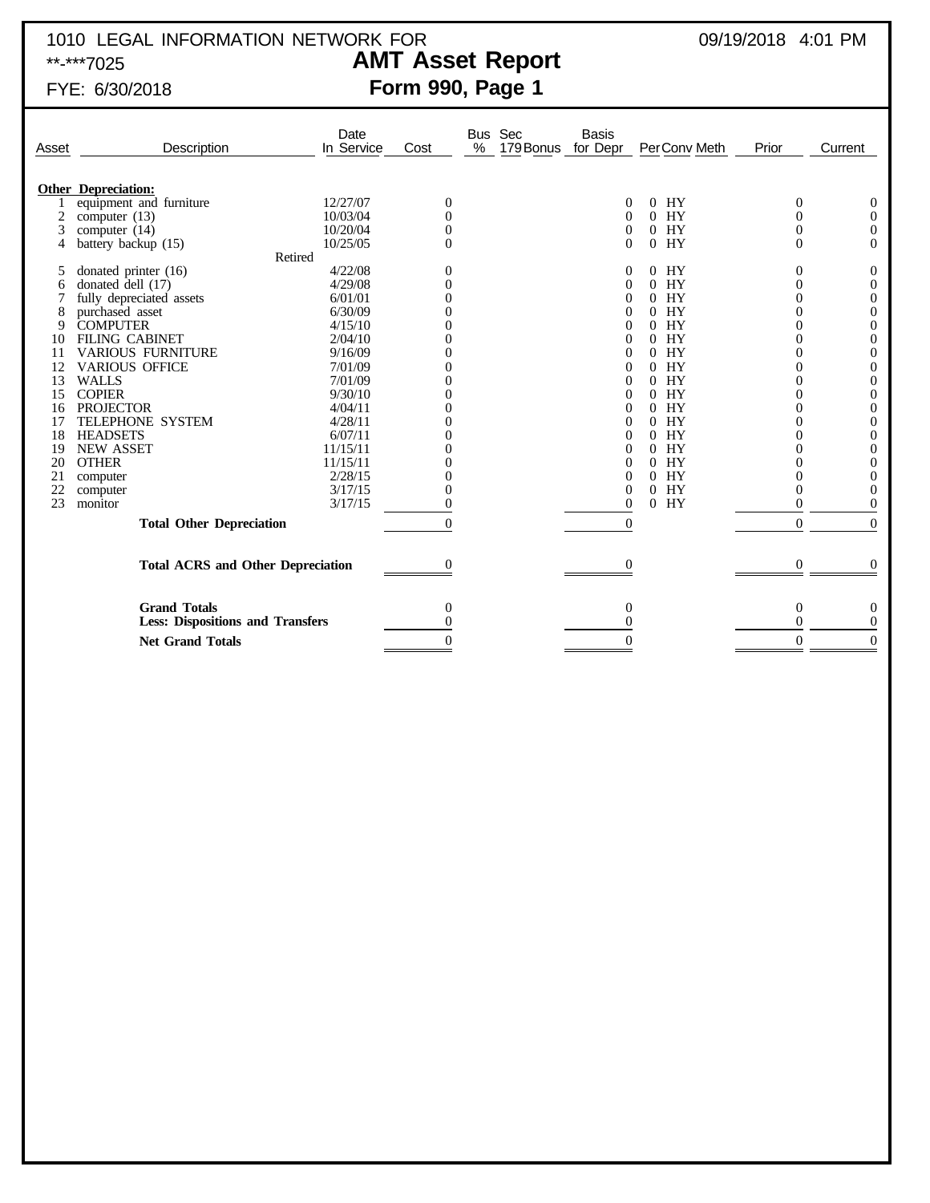1010 LEGAL INFORMATION NETWORK FOR
**-***7025
FYE: 6/30/2018

09/19/2018 4:01 PM

# AMT Asset Report
## Form 990, Page 1

| Asset | Description | Date In Service | Cost | Bus % | Sec 179 Bonus | Basis for Depr | Per | Conv | Meth | Prior | Current |
|---|---|---|---|---|---|---|---|---|---|---|---|
| | **Other Depreciation:** | | | | | | | | | | |
| 1 | equipment and furniture | 12/27/07 | 0 | | | 0 | 0 | HY | | 0 | 0 |
| 2 | computer (13) | 10/03/04 | 0 | | | 0 | 0 | HY | | 0 | 0 |
| 3 | computer (14) | 10/20/04 | 0 | | | 0 | 0 | HY | | 0 | 0 |
| 4 | battery backup (15) | 10/25/05 | 0 | | | 0 | 0 | HY | | 0 | 0 |
| | Retired | | | | | | | | | | |
| 5 | donated printer (16) | 4/22/08 | 0 | | | 0 | 0 | HY | | 0 | 0 |
| 6 | donated dell (17) | 4/29/08 | 0 | | | 0 | 0 | HY | | 0 | 0 |
| 7 | fully depreciated assets | 6/01/01 | 0 | | | 0 | 0 | HY | | 0 | 0 |
| 8 | purchased asset | 6/30/09 | 0 | | | 0 | 0 | HY | | 0 | 0 |
| 9 | COMPUTER | 4/15/10 | 0 | | | 0 | 0 | HY | | 0 | 0 |
| 10 | FILING CABINET | 2/04/10 | 0 | | | 0 | 0 | HY | | 0 | 0 |
| 11 | VARIOUS FURNITURE | 9/16/09 | 0 | | | 0 | 0 | HY | | 0 | 0 |
| 12 | VARIOUS OFFICE | 7/01/09 | 0 | | | 0 | 0 | HY | | 0 | 0 |
| 13 | WALLS | 7/01/09 | 0 | | | 0 | 0 | HY | | 0 | 0 |
| 15 | COPIER | 9/30/10 | 0 | | | 0 | 0 | HY | | 0 | 0 |
| 16 | PROJECTOR | 4/04/11 | 0 | | | 0 | 0 | HY | | 0 | 0 |
| 17 | TELEPHONE SYSTEM | 4/28/11 | 0 | | | 0 | 0 | HY | | 0 | 0 |
| 18 | HEADSETS | 6/07/11 | 0 | | | 0 | 0 | HY | | 0 | 0 |
| 19 | NEW ASSET | 11/15/11 | 0 | | | 0 | 0 | HY | | 0 | 0 |
| 20 | OTHER | 11/15/11 | 0 | | | 0 | 0 | HY | | 0 | 0 |
| 21 | computer | 2/28/15 | 0 | | | 0 | 0 | HY | | 0 | 0 |
| 22 | computer | 3/17/15 | 0 | | | 0 | 0 | HY | | 0 | 0 |
| 23 | monitor | 3/17/15 | 0 | | | 0 | 0 | HY | | 0 | 0 |
| | **Total Other Depreciation** | | 0 | | | 0 | | | | 0 | 0 |
| | **Total ACRS and Other Depreciation** | | 0 | | | 0 | | | | 0 | 0 |
| | **Grand Totals** | | 0 | | | 0 | | | | 0 | 0 |
| | **Less: Dispositions and Transfers** | | 0 | | | 0 | | | | 0 | 0 |
| | **Net Grand Totals** | | 0 | | | 0 | | | | 0 | 0 |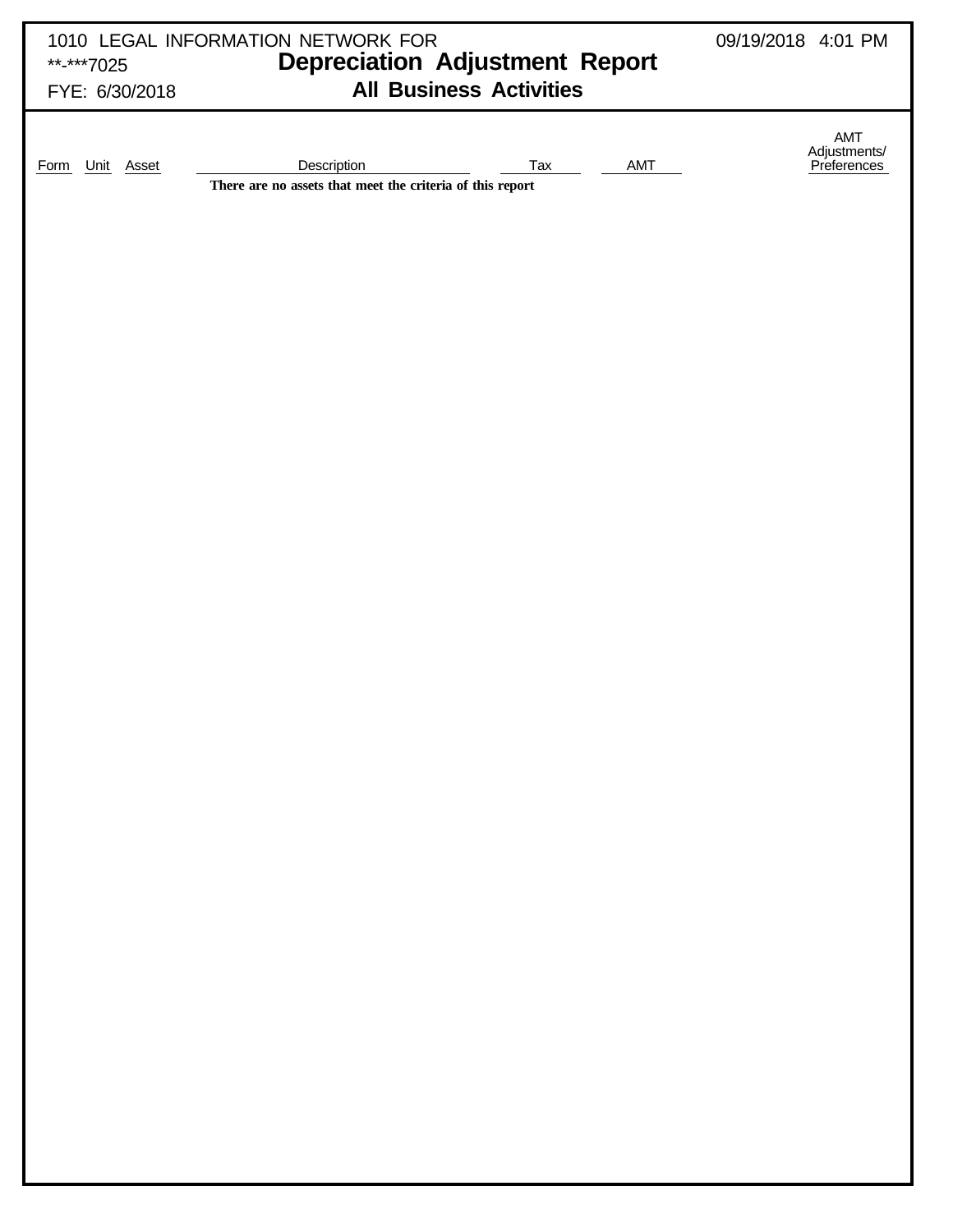1010 LEGAL INFORMATION NETWORK FOR
**-***7025
FYE: 6/30/2018

09/19/2018 4:01 PM

# Depreciation Adjustment Report

## All Business Activities

| Form | Unit | Asset | Description | Tax | AMT | AMT Adjustments/ Preferences |
|---|---|---|---|---|---|---|

**There are no assets that meet the criteria of this report**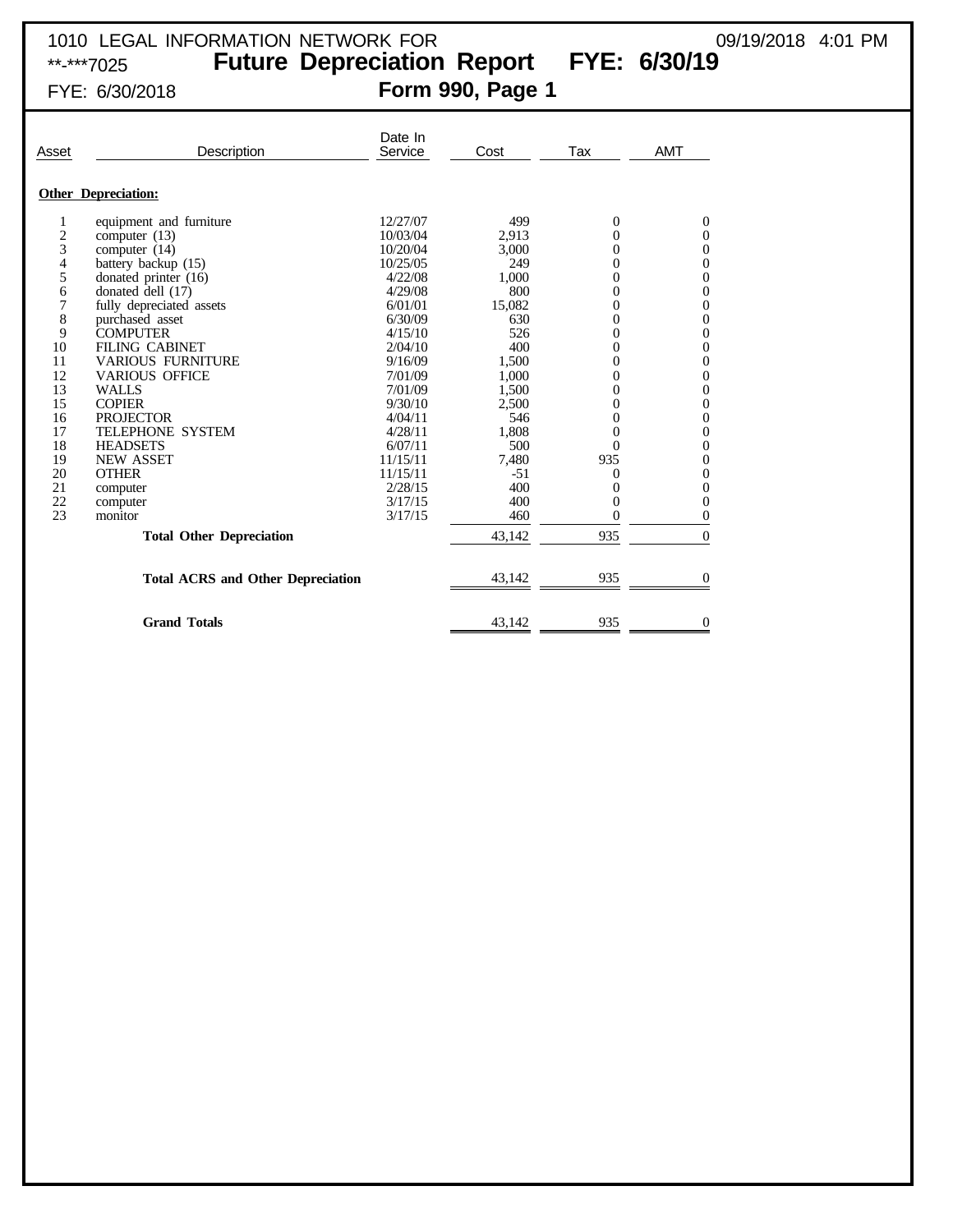1010 LEGAL INFORMATION NETWORK FOR 09/19/2018 4:01 PM
**-***7025

# Future Depreciation Report FYE: 6/30/19

FYE: 6/30/2018

## Form 990, Page 1

| Asset | Description | Date In Service | Cost | Tax | AMT |
|---|---|---|---|---|---|
| **Other Depreciation:** | | | | | |
| 1 | equipment and furniture | 12/27/07 | 499 | 0 | 0 |
| 2 | computer (13) | 10/03/04 | 2,913 | 0 | 0 |
| 3 | computer (14) | 10/20/04 | 3,000 | 0 | 0 |
| 4 | battery backup (15) | 10/25/05 | 249 | 0 | 0 |
| 5 | donated printer (16) | 4/22/08 | 1,000 | 0 | 0 |
| 6 | donated dell (17) | 4/29/08 | 800 | 0 | 0 |
| 7 | fully depreciated assets | 6/01/01 | 15,082 | 0 | 0 |
| 8 | purchased asset | 6/30/09 | 630 | 0 | 0 |
| 9 | COMPUTER | 4/15/10 | 526 | 0 | 0 |
| 10 | FILING CABINET | 2/04/10 | 400 | 0 | 0 |
| 11 | VARIOUS FURNITURE | 9/16/09 | 1,500 | 0 | 0 |
| 12 | VARIOUS OFFICE | 7/01/09 | 1,000 | 0 | 0 |
| 13 | WALLS | 7/01/09 | 1,500 | 0 | 0 |
| 15 | COPIER | 9/30/10 | 2,500 | 0 | 0 |
| 16 | PROJECTOR | 4/04/11 | 546 | 0 | 0 |
| 17 | TELEPHONE SYSTEM | 4/28/11 | 1,808 | 0 | 0 |
| 18 | HEADSETS | 6/07/11 | 500 | 0 | 0 |
| 19 | NEW ASSET | 11/15/11 | 7,480 | 935 | 0 |
| 20 | OTHER | 11/15/11 | -51 | 0 | 0 |
| 21 | computer | 2/28/15 | 400 | 0 | 0 |
| 22 | computer | 3/17/15 | 400 | 0 | 0 |
| 23 | monitor | 3/17/15 | 460 | 0 | 0 |
| | **Total Other Depreciation** | | 43,142 | 935 | 0 |
| | **Total ACRS and Other Depreciation** | | 43,142 | 935 | 0 |
| | **Grand Totals** | | 43,142 | 935 | 0 |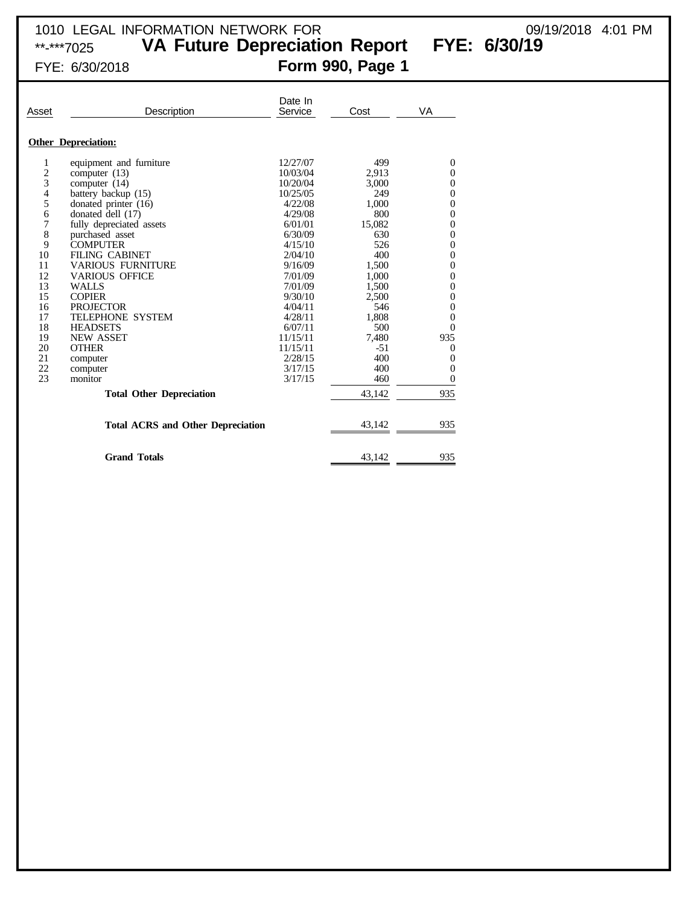1010 LEGAL INFORMATION NETWORK FOR 09/19/2018 4:01 PM

**-***7025 **VA Future Depreciation Report FYE: 6/30/19**

FYE: 6/30/2018 **Form 990, Page 1**

| Asset | Description | Date In Service | Cost | VA |
|---|---|---|---|---|
| **Other Depreciation:** | | | | |
| 1 | equipment and furniture | 12/27/07 | 499 | 0 |
| 2 | computer (13) | 10/03/04 | 2,913 | 0 |
| 3 | computer (14) | 10/20/04 | 3,000 | 0 |
| 4 | battery backup (15) | 10/25/05 | 249 | 0 |
| 5 | donated printer (16) | 4/22/08 | 1,000 | 0 |
| 6 | donated dell (17) | 4/29/08 | 800 | 0 |
| 7 | fully depreciated assets | 6/01/01 | 15,082 | 0 |
| 8 | purchased asset | 6/30/09 | 630 | 0 |
| 9 | COMPUTER | 4/15/10 | 526 | 0 |
| 10 | FILING CABINET | 2/04/10 | 400 | 0 |
| 11 | VARIOUS FURNITURE | 9/16/09 | 1,500 | 0 |
| 12 | VARIOUS OFFICE | 7/01/09 | 1,000 | 0 |
| 13 | WALLS | 7/01/09 | 1,500 | 0 |
| 15 | COPIER | 9/30/10 | 2,500 | 0 |
| 16 | PROJECTOR | 4/04/11 | 546 | 0 |
| 17 | TELEPHONE SYSTEM | 4/28/11 | 1,808 | 0 |
| 18 | HEADSETS | 6/07/11 | 500 | 0 |
| 19 | NEW ASSET | 11/15/11 | 7,480 | 935 |
| 20 | OTHER | 11/15/11 | -51 | 0 |
| 21 | computer | 2/28/15 | 400 | 0 |
| 22 | computer | 3/17/15 | 400 | 0 |
| 23 | monitor | 3/17/15 | 460 | 0 |
| | **Total Other Depreciation** | | 43,142 | 935 |
| | **Total ACRS and Other Depreciation** | | 43,142 | 935 |
| | **Grand Totals** | | 43,142 | 935 |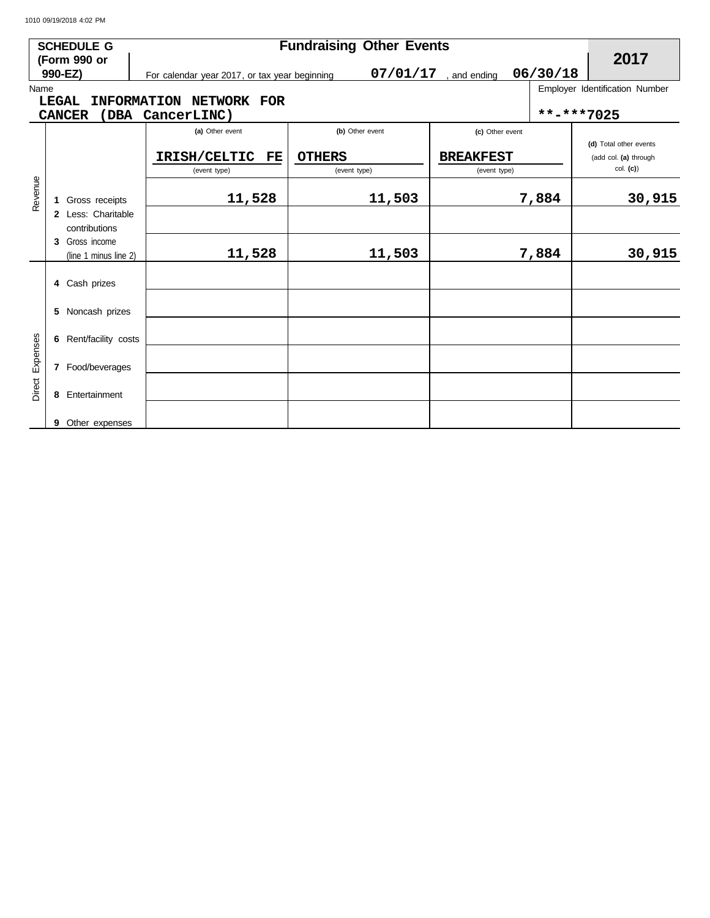1010 09/19/2018 4:02 PM

**SCHEDULE G (Form 990 or 990-EZ)** — **Fundraising Other Events** — **2017**

For calendar year 2017, or tax year beginning 07/01/17, and ending 06/30/18

Name: LEGAL INFORMATION NETWORK FOR CANCER (DBA CancerLINC)

Employer Identification Number: **-***7025

| | | (a) Other event IRISH/CELTIC FE (event type) | (b) Other event OTHERS (event type) | (c) Other event BREAKFEST (event type) | (d) Total other events (add col. (a) through col. (c)) |
|---|---|---|---|---|---|
| Revenue | 1 Gross receipts | 11,528 | 11,503 | 7,884 | 30,915 |
| | 2 Less: Charitable contributions | | | | |
| | 3 Gross income (line 1 minus line 2) | 11,528 | 11,503 | 7,884 | 30,915 |
| Direct Expenses | 4 Cash prizes | | | | |
| | 5 Noncash prizes | | | | |
| | 6 Rent/facility costs | | | | |
| | 7 Food/beverages | | | | |
| | 8 Entertainment | | | | |
| | 9 Other expenses | | | | |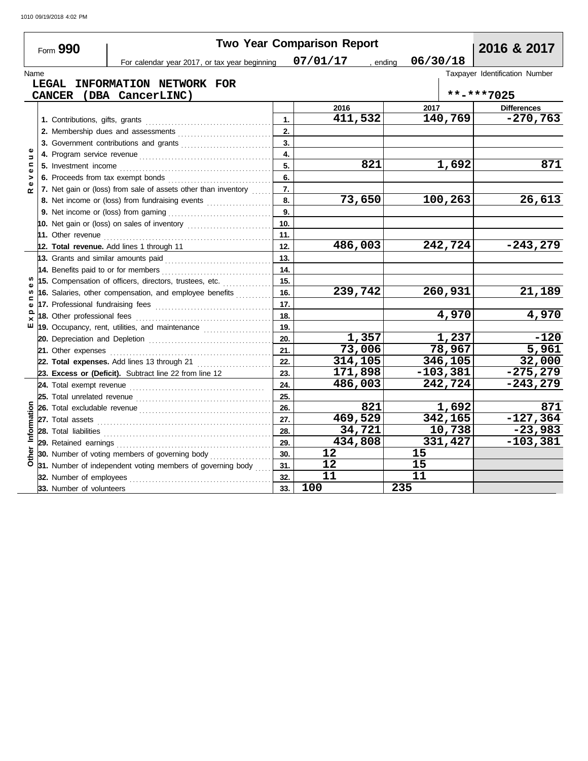1010 09/19/2018 4:02 PM

# Form 990 — Two Year Comparison Report — 2016 & 2017

For calendar year 2017, or tax year beginning 07/01/17 , ending 06/30/18

Name: **LEGAL INFORMATION NETWORK FOR CANCER (DBA CancerLINC)**

Taxpayer Identification Number: **-*7025

| Section | Line | | 2016 | 2017 | Differences |
|---|---|---|---|---|---|
| Revenue | 1. Contributions, gifts, grants | 1. | 411,532 | 140,769 | -270,763 |
| | 2. Membership dues and assessments | 2. | | | |
| | 3. Government contributions and grants | 3. | | | |
| | 4. Program service revenue | 4. | | | |
| | 5. Investment income | 5. | 821 | 1,692 | 871 |
| | 6. Proceeds from tax exempt bonds | 6. | | | |
| | 7. Net gain or (loss) from sale of assets other than inventory | 7. | | | |
| | 8. Net income or (loss) from fundraising events | 8. | 73,650 | 100,263 | 26,613 |
| | 9. Net income or (loss) from gaming | 9. | | | |
| | 10. Net gain or (loss) on sales of inventory | 10. | | | |
| | 11. Other revenue | 11. | | | |
| | **12. Total revenue.** Add lines 1 through 11 | 12. | 486,003 | 242,724 | -243,279 |
| Expenses | 13. Grants and similar amounts paid | 13. | | | |
| | 14. Benefits paid to or for members | 14. | | | |
| | 15. Compensation of officers, directors, trustees, etc. | 15. | | | |
| | 16. Salaries, other compensation, and employee benefits | 16. | 239,742 | 260,931 | 21,189 |
| | 17. Professional fundraising fees | 17. | | | |
| | 18. Other professional fees | 18. | | 4,970 | 4,970 |
| | 19. Occupancy, rent, utilities, and maintenance | 19. | | | |
| | 20. Depreciation and Depletion | 20. | 1,357 | 1,237 | -120 |
| | 21. Other expenses | 21. | 73,006 | 78,967 | 5,961 |
| | **22. Total expenses.** Add lines 13 through 21 | 22. | 314,105 | 346,105 | 32,000 |
| | **23. Excess or (Deficit).** Subtract line 22 from line 12 | 23. | 171,898 | -103,381 | -275,279 |
| Other Information | 24. Total exempt revenue | 24. | 486,003 | 242,724 | -243,279 |
| | 25. Total unrelated revenue | 25. | | | |
| | 26. Total excludable revenue | 26. | 821 | 1,692 | 871 |
| | 27. Total assets | 27. | 469,529 | 342,165 | -127,364 |
| | 28. Total liabilities | 28. | 34,721 | 10,738 | -23,983 |
| | 29. Retained earnings | 29. | 434,808 | 331,427 | -103,381 |
| | 30. Number of voting members of governing body | 30. | 12 | 15 | |
| | 31. Number of independent voting members of governing body | 31. | 12 | 15 | |
| | 32. Number of employees | 32. | 11 | 11 | |
| | 33. Number of volunteers | 33. | 100 | 235 | |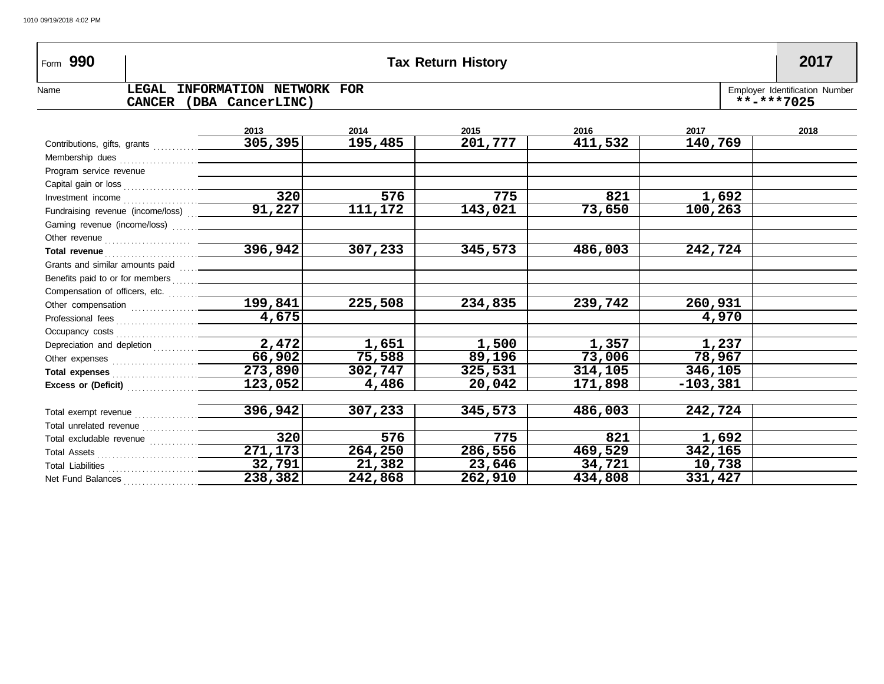Form **990** | **Tax Return History** | **2017**

Name: **LEGAL INFORMATION NETWORK FOR CANCER (DBA CancerLINC)**

Employer Identification Number: **\*\*-\*\*\*7025**

| | 2013 | 2014 | 2015 | 2016 | 2017 | 2018 |
|---|---|---|---|---|---|---|
| Contributions, gifts, grants | 305,395 | 195,485 | 201,777 | 411,532 | 140,769 | |
| Membership dues | | | | | | |
| Program service revenue | | | | | | |
| Capital gain or loss | | | | | | |
| Investment income | 320 | 576 | 775 | 821 | 1,692 | |
| Fundraising revenue (income/loss) | 91,227 | 111,172 | 143,021 | 73,650 | 100,263 | |
| Gaming revenue (income/loss) | | | | | | |
| Other revenue | | | | | | |
| **Total revenue** | 396,942 | 307,233 | 345,573 | 486,003 | 242,724 | |
| Grants and similar amounts paid | | | | | | |
| Benefits paid to or for members | | | | | | |
| Compensation of officers, etc. | | | | | | |
| Other compensation | 199,841 | 225,508 | 234,835 | 239,742 | 260,931 | |
| Professional fees | 4,675 | | | | 4,970 | |
| Occupancy costs | | | | | | |
| Depreciation and depletion | 2,472 | 1,651 | 1,500 | 1,357 | 1,237 | |
| Other expenses | 66,902 | 75,588 | 89,196 | 73,006 | 78,967 | |
| **Total expenses** | 273,890 | 302,747 | 325,531 | 314,105 | 346,105 | |
| **Excess or (Deficit)** | 123,052 | 4,486 | 20,042 | 171,898 | -103,381 | |
| | | | | | | |
| Total exempt revenue | 396,942 | 307,233 | 345,573 | 486,003 | 242,724 | |
| Total unrelated revenue | | | | | | |
| Total excludable revenue | 320 | 576 | 775 | 821 | 1,692 | |
| Total Assets | 271,173 | 264,250 | 286,556 | 469,529 | 342,165 | |
| Total Liabilities | 32,791 | 21,382 | 23,646 | 34,721 | 10,738 | |
| Net Fund Balances | 238,382 | 242,868 | 262,910 | 434,808 | 331,427 | |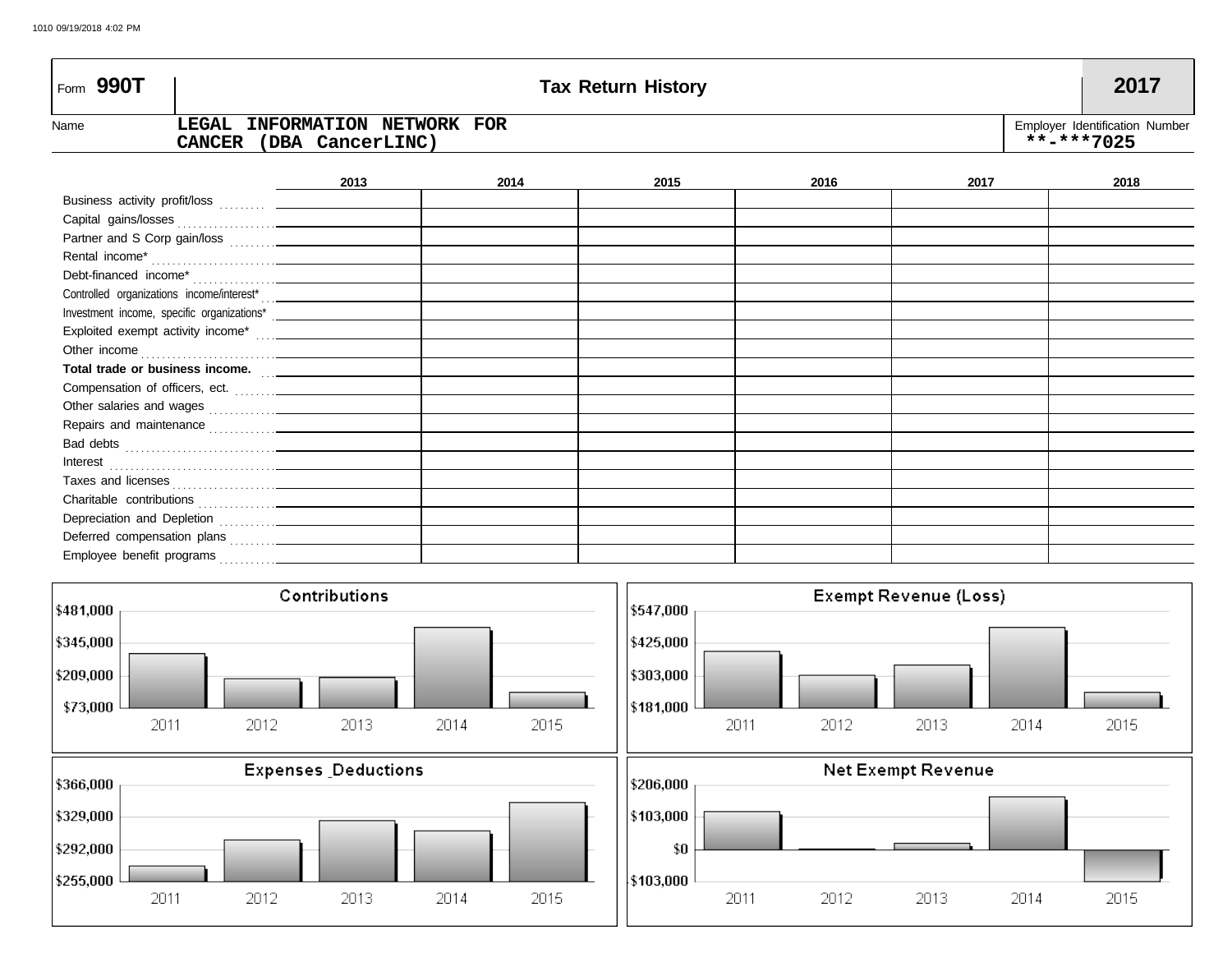# Form 990T — Tax Return History — 2017

**Name:** LEGAL INFORMATION NETWORK FOR CANCER (DBA CancerLINC)

**Employer Identification Number:** **-***7025

| | 2013 | 2014 | 2015 | 2016 | 2017 | 2018 |
|---|---|---|---|---|---|---|
| Business activity profit/loss | | | | | | |
| Capital gains/losses | | | | | | |
| Partner and S Corp gain/loss | | | | | | |
| Rental income* | | | | | | |
| Debt-financed income* | | | | | | |
| Controlled organizations income/interest* | | | | | | |
| Investment income, specific organizations* | | | | | | |
| Exploited exempt activity income* | | | | | | |
| Other income | | | | | | |
| **Total trade or business income.** | | | | | | |
| Compensation of officers, ect. | | | | | | |
| Other salaries and wages | | | | | | |
| Repairs and maintenance | | | | | | |
| Bad debts | | | | | | |
| Interest | | | | | | |
| Taxes and licenses | | | | | | |
| Charitable contributions | | | | | | |
| Depreciation and Depletion | | | | | | |
| Deferred compensation plans | | | | | | |
| Employee benefit programs | | | | | | |

**Contributions** (chart: $73,000 – $481,000; years 2011–2015)

**Exempt Revenue (Loss)** (chart: $181,000 – $547,000; years 2011–2015)

**Expenses_Deductions** (chart: $255,000 – $366,000; years 2011–2015)

**Net Exempt Revenue** (chart: -$103,000 – $206,000; years 2011–2015)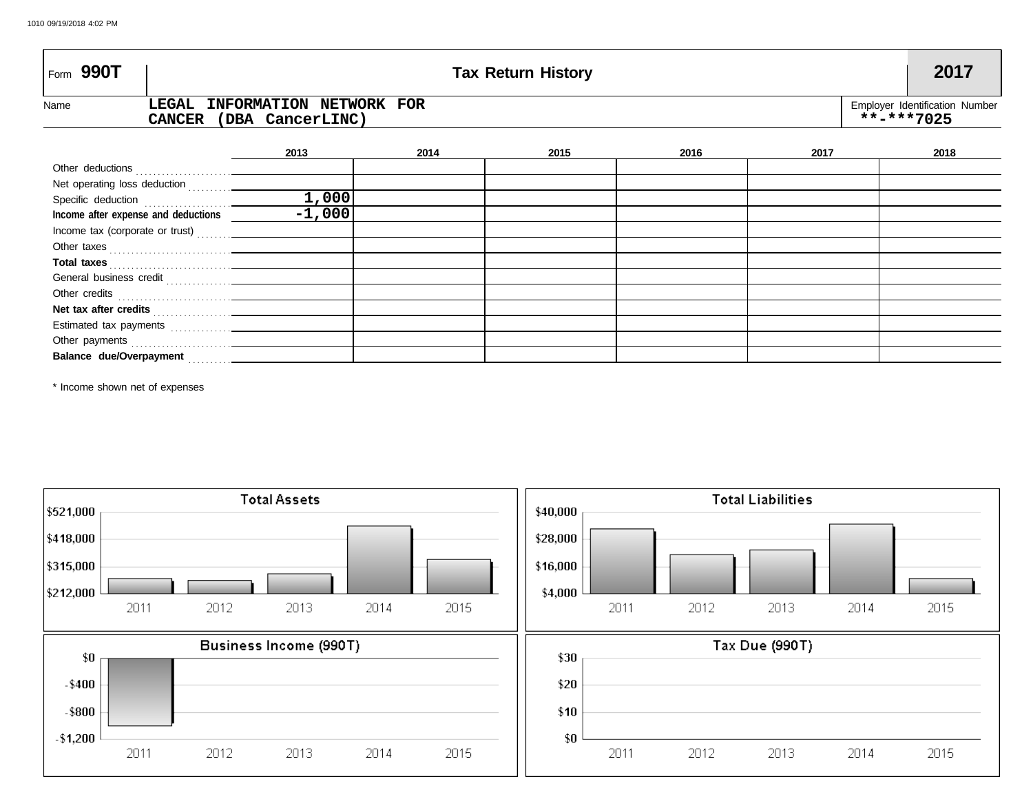Form **990T** — **Tax Return History** — **2017**

Name: LEGAL INFORMATION NETWORK FOR CANCER (DBA CancerLINC)

Employer Identification Number: **-***7025

| | 2013 | 2014 | 2015 | 2016 | 2017 | 2018 |
|---|---|---|---|---|---|---|
| Other deductions | | | | | | |
| Net operating loss deduction | | | | | | |
| Specific deduction | 1,000 | | | | | |
| **Income after expense and deductions** | -1,000 | | | | | |
| Income tax (corporate or trust) | | | | | | |
| Other taxes | | | | | | |
| **Total taxes** | | | | | | |
| General business credit | | | | | | |
| Other credits | | | | | | |
| **Net tax after credits** | | | | | | |
| Estimated tax payments | | | | | | |
| Other payments | | | | | | |
| **Balance due/Overpayment** | | | | | | |

\* Income shown net of expenses

**Total Assets**

$521,000 / $418,000 / $315,000 / $212,000

2011 2012 2013 2014 2015

**Total Liabilities**

$40,000 / $28,000 / $16,000 / $4,000

2011 2012 2013 2014 2015

**Business Income (990T)**

$0 / -$400 / -$800 / -$1,200

2011 2012 2013 2014 2015

**Tax Due (990T)**

$30 / $20 / $10 / $0

2011 2012 2013 2014 2015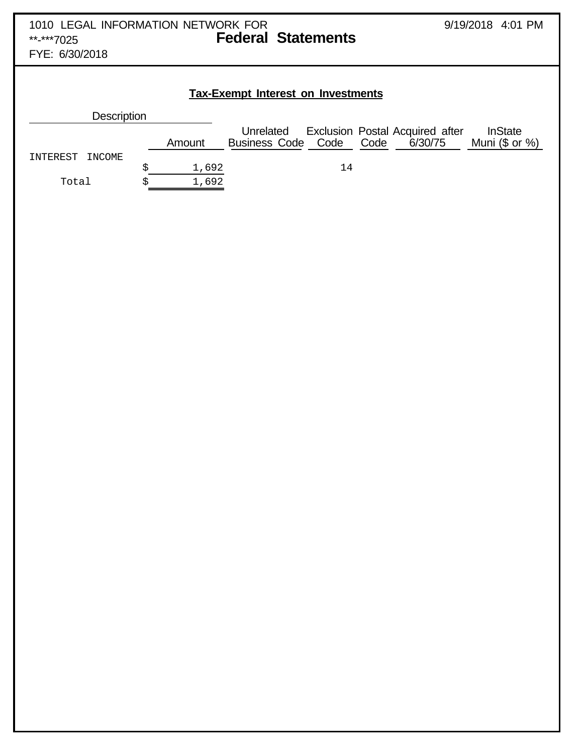1010 LEGAL INFORMATION NETWORK FOR
**-***7025
FYE: 6/30/2018

9/19/2018 4:01 PM

# Federal Statements

## Tax-Exempt Interest on Investments

| Description | Amount | Unrelated Business Code | Exclusion Code | Postal Code | Acquired after 6/30/75 | InState Muni ($ or %) |
|---|---|---|---|---|---|---|
| INTEREST INCOME | $ 1,692 | | 14 | | | |
| Total | $ 1,692 | | | | | |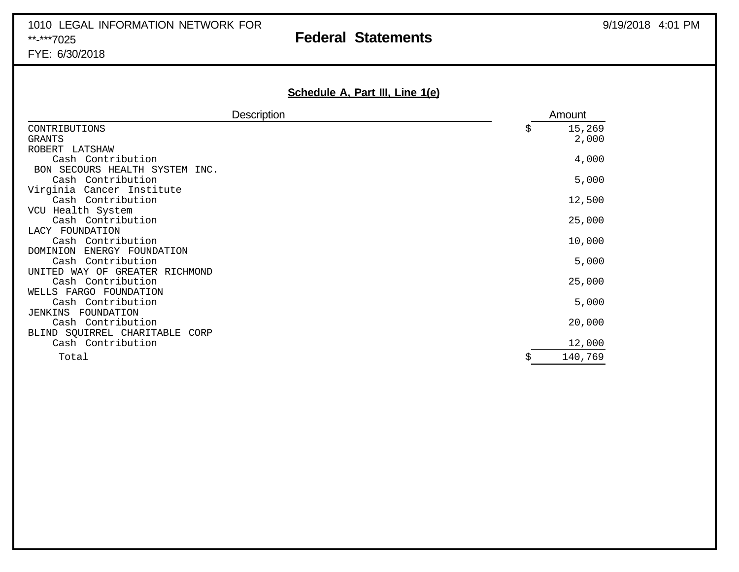1010 LEGAL INFORMATION NETWORK FOR
**-***7025
FYE: 6/30/2018

# Federal Statements

## Schedule A, Part III, Line 1(e)

| Description | Amount |
|---|---|
| CONTRIBUTIONS | $ 15,269 |
| GRANTS | 2,000 |
| ROBERT LATSHAW | |
| Cash Contribution | 4,000 |
| BON SECOURS HEALTH SYSTEM INC. | |
| Cash Contribution | 5,000 |
| Virginia Cancer Institute | |
| Cash Contribution | 12,500 |
| VCU Health System | |
| Cash Contribution | 25,000 |
| LACY FOUNDATION | |
| Cash Contribution | 10,000 |
| DOMINION ENERGY FOUNDATION | |
| Cash Contribution | 5,000 |
| UNITED WAY OF GREATER RICHMOND | |
| Cash Contribution | 25,000 |
| WELLS FARGO FOUNDATION | |
| Cash Contribution | 5,000 |
| JENKINS FOUNDATION | |
| Cash Contribution | 20,000 |
| BLIND SQUIRREL CHARITABLE CORP | |
| Cash Contribution | 12,000 |
| Total | $ 140,769 |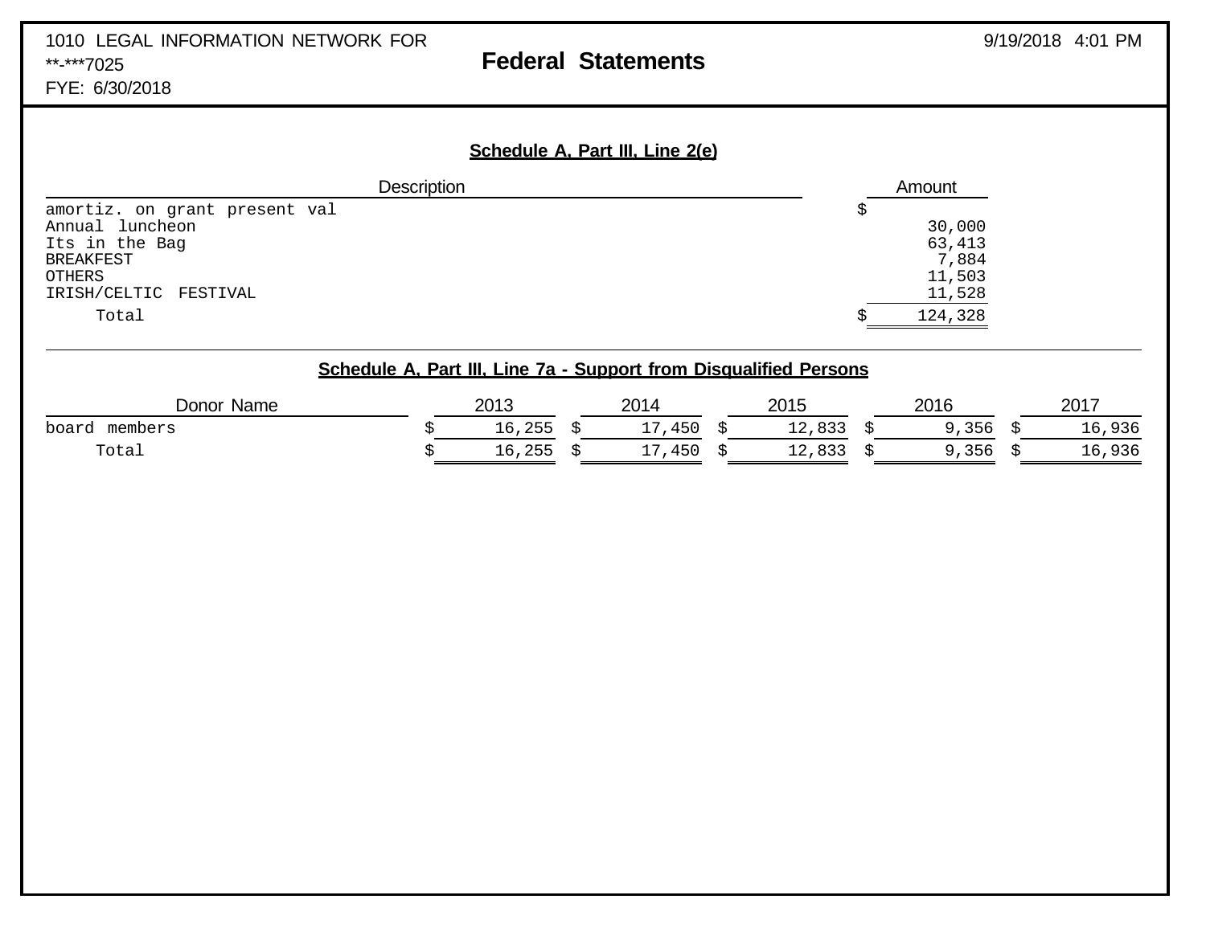1010 LEGAL INFORMATION NETWORK FOR
**-***7025
FYE: 6/30/2018

9/19/2018 4:01 PM

# Federal Statements

## Schedule A, Part III, Line 2(e)

| Description | Amount |
|---|---|
| amortiz. on grant present val | $ |
| Annual luncheon | 30,000 |
| Its in the Bag | 63,413 |
| BREAKFEST | 7,884 |
| OTHERS | 11,503 |
| IRISH/CELTIC FESTIVAL | 11,528 |
| Total | $ 124,328 |

## Schedule A, Part III, Line 7a - Support from Disqualified Persons

| Donor Name | 2013 | 2014 | 2015 | 2016 | 2017 |
|---|---|---|---|---|---|
| board members | $ 16,255 | $ 17,450 | $ 12,833 | $ 9,356 | $ 16,936 |
| Total | $ 16,255 | $ 17,450 | $ 12,833 | $ 9,356 | $ 16,936 |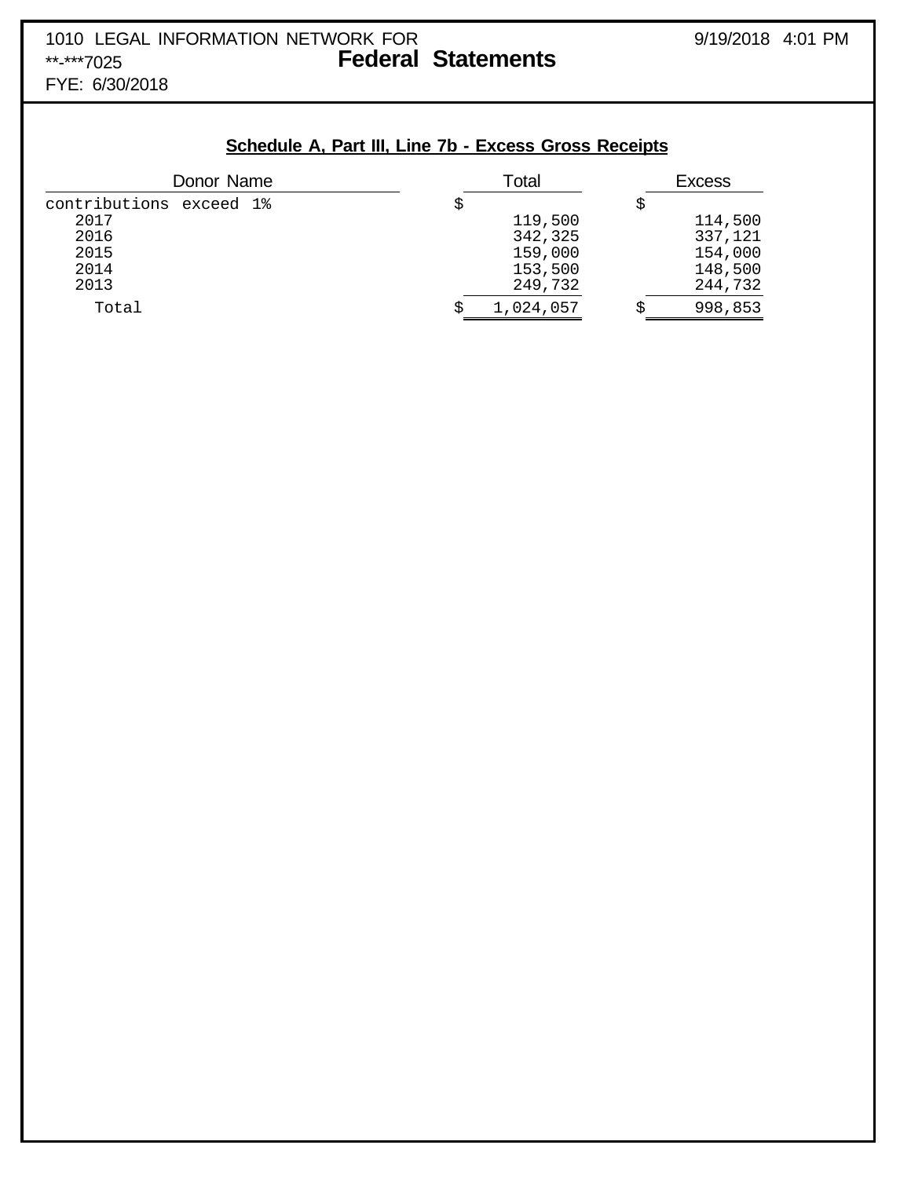1010 LEGAL INFORMATION NETWORK FOR
**-***7025
FYE: 6/30/2018

# Federal Statements

9/19/2018 4:01 PM

## Schedule A, Part III, Line 7b - Excess Gross Receipts

| Donor Name | Total | Excess |
|---|---|---|
| contributions exceed 1% | $ | $ |
| 2017 | 119,500 | 114,500 |
| 2016 | 342,325 | 337,121 |
| 2015 | 159,000 | 154,000 |
| 2014 | 153,500 | 148,500 |
| 2013 | 249,732 | 244,732 |
| Total | $ 1,024,057 | $ 998,853 |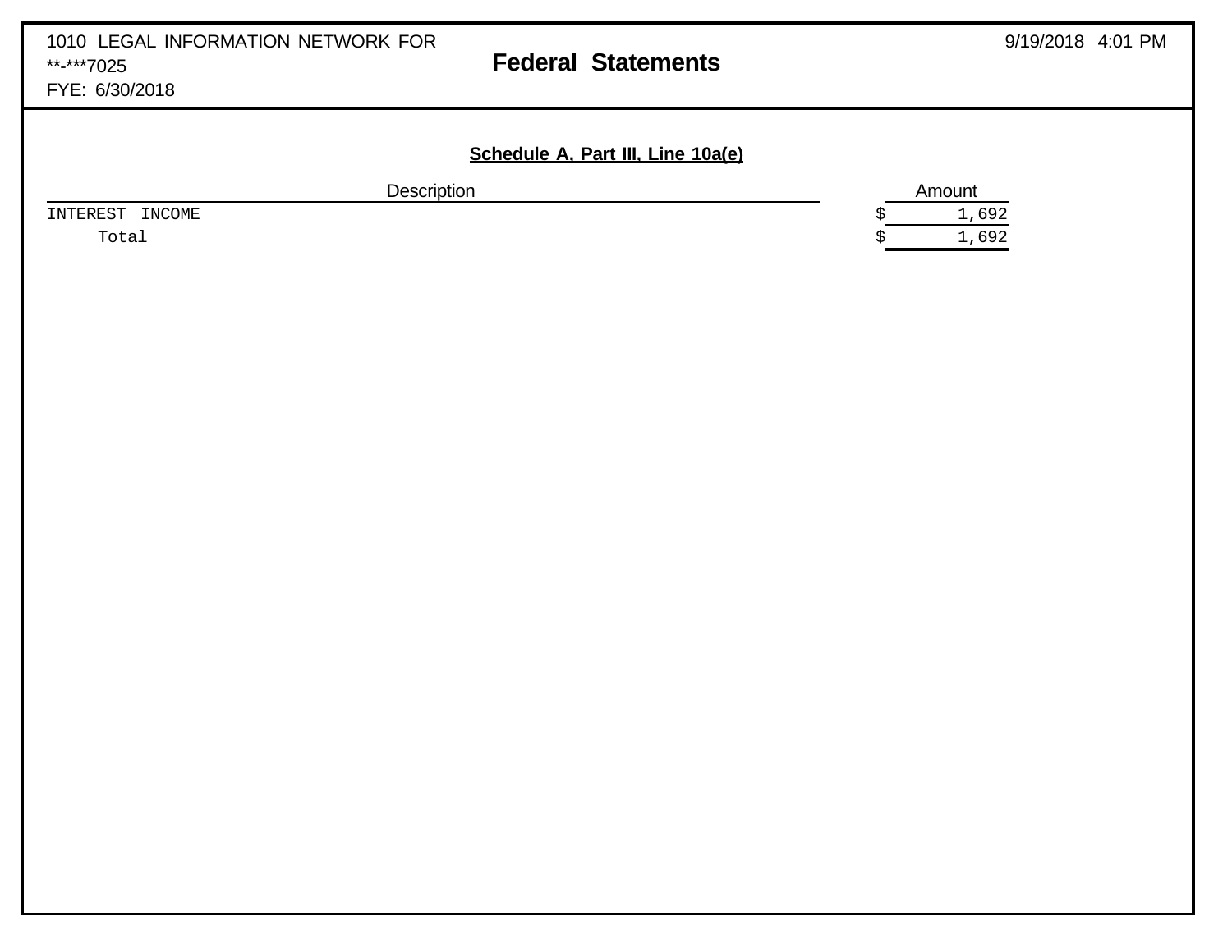1010 LEGAL INFORMATION NETWORK FOR
**-***7025
FYE: 6/30/2018

9/19/2018 4:01 PM

# Federal Statements

## Schedule A, Part III, Line 10a(e)

| Description | Amount |
|---|---|
| INTEREST INCOME | $ 1,692 |
| Total | $ 1,692 |